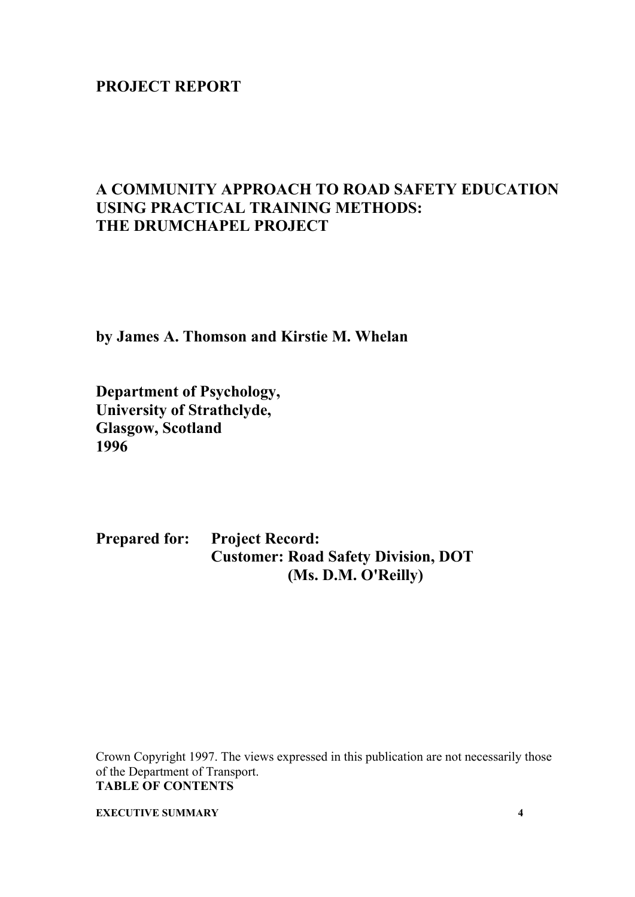**PROJECT REPORT**

# A COMMUNITY APPROACH TO ROAD SAFETY EDUCATION USING PRACTICAL TRAINING METHODS: THE DRUMCHAPEL PROJECT

**by James A. Thomson and Kirstie M. Whelan**

**Department of Psychology,**
**University of Strathclyde,**
**Glasgow, Scotland**
**1996**

**Prepared for:** **Project Record:**
**Customer: Road Safety Division, DOT**
**(Ms. D.M. O'Reilly)**

Crown Copyright 1997. The views expressed in this publication are not necessarily those of the Department of Transport.

**TABLE OF CONTENTS**

| | |
|---|---|
| **EXECUTIVE SUMMARY** | **4** |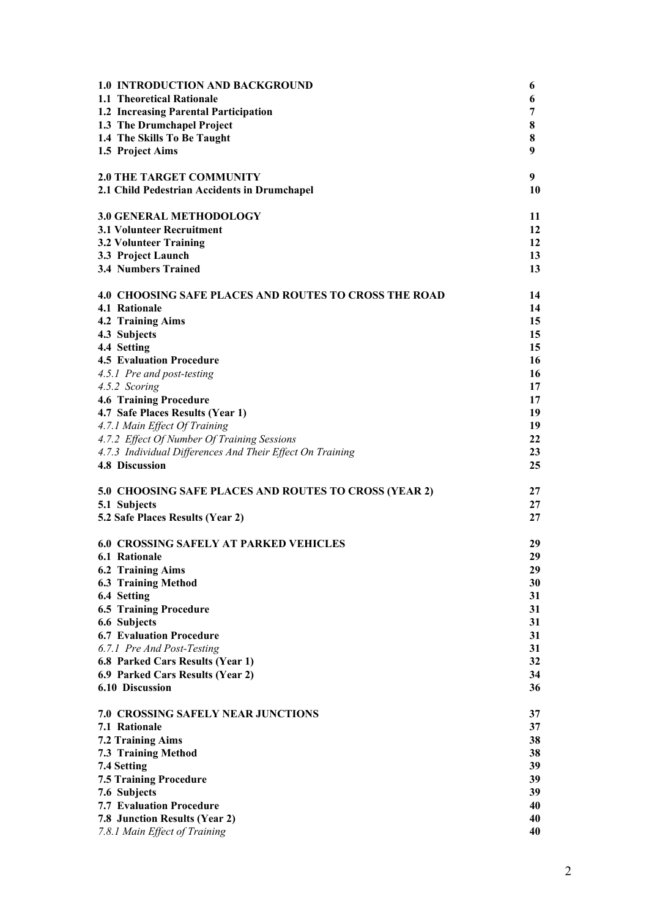| | |
|---|---|
| **1.0 INTRODUCTION AND BACKGROUND** | **6** |
| **1.1 Theoretical Rationale** | **6** |
| **1.2 Increasing Parental Participation** | **7** |
| **1.3 The Drumchapel Project** | **8** |
| **1.4 The Skills To Be Taught** | **8** |
| **1.5 Project Aims** | **9** |
| **2.0 THE TARGET COMMUNITY** | **9** |
| **2.1 Child Pedestrian Accidents in Drumchapel** | **10** |
| **3.0 GENERAL METHODOLOGY** | **11** |
| **3.1 Volunteer Recruitment** | **12** |
| **3.2 Volunteer Training** | **12** |
| **3.3 Project Launch** | **13** |
| **3.4 Numbers Trained** | **13** |
| **4.0 CHOOSING SAFE PLACES AND ROUTES TO CROSS THE ROAD** | **14** |
| **4.1 Rationale** | **14** |
| **4.2 Training Aims** | **15** |
| **4.3 Subjects** | **15** |
| **4.4 Setting** | **15** |
| **4.5 Evaluation Procedure** | **16** |
| *4.5.1 Pre and post-testing* | **16** |
| *4.5.2 Scoring* | **17** |
| **4.6 Training Procedure** | **17** |
| **4.7 Safe Places Results (Year 1)** | **19** |
| *4.7.1 Main Effect Of Training* | **19** |
| *4.7.2 Effect Of Number Of Training Sessions* | **22** |
| *4.7.3 Individual Differences And Their Effect On Training* | **23** |
| **4.8 Discussion** | **25** |
| **5.0 CHOOSING SAFE PLACES AND ROUTES TO CROSS (YEAR 2)** | **27** |
| **5.1 Subjects** | **27** |
| **5.2 Safe Places Results (Year 2)** | **27** |
| **6.0 CROSSING SAFELY AT PARKED VEHICLES** | **29** |
| **6.1 Rationale** | **29** |
| **6.2 Training Aims** | **29** |
| **6.3 Training Method** | **30** |
| **6.4 Setting** | **31** |
| **6.5 Training Procedure** | **31** |
| **6.6 Subjects** | **31** |
| **6.7 Evaluation Procedure** | **31** |
| *6.7.1 Pre And Post-Testing* | **31** |
| **6.8 Parked Cars Results (Year 1)** | **32** |
| **6.9 Parked Cars Results (Year 2)** | **34** |
| **6.10 Discussion** | **36** |
| **7.0 CROSSING SAFELY NEAR JUNCTIONS** | **37** |
| **7.1 Rationale** | **37** |
| **7.2 Training Aims** | **38** |
| **7.3 Training Method** | **38** |
| **7.4 Setting** | **39** |
| **7.5 Training Procedure** | **39** |
| **7.6 Subjects** | **39** |
| **7.7 Evaluation Procedure** | **40** |
| **7.8 Junction Results (Year 2)** | **40** |
| *7.8.1 Main Effect of Training* | **40** |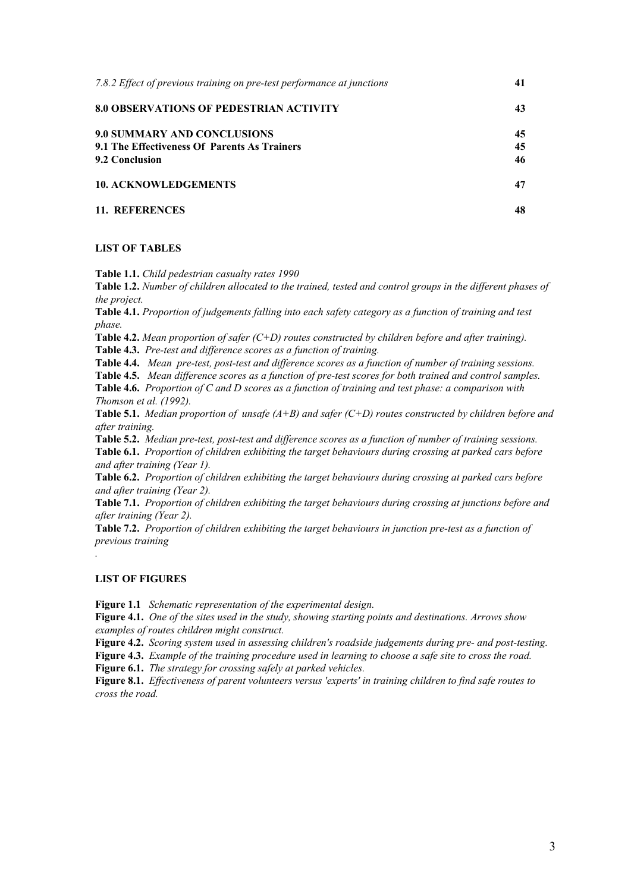*7.8.2 Effect of previous training on pre-test performance at junctions* 41

**8.0 OBSERVATIONS OF PEDESTRIAN ACTIVITY** 43

**9.0 SUMMARY AND CONCLUSIONS** 45
**9.1 The Effectiveness Of Parents As Trainers** 45
**9.2 Conclusion** 46

**10. ACKNOWLEDGEMENTS** 47

**11. REFERENCES** 48

**LIST OF TABLES**

**Table 1.1.** *Child pedestrian casualty rates 1990*
**Table 1.2.** *Number of children allocated to the trained, tested and control groups in the different phases of the project.*
**Table 4.1.** *Proportion of judgements falling into each safety category as a function of training and test phase.*
**Table 4.2.** *Mean proportion of safer (C+D) routes constructed by children before and after training).*
**Table 4.3.** *Pre-test and difference scores as a function of training.*
**Table 4.4.** *Mean pre-test, post-test and difference scores as a function of number of training sessions.*
**Table 4.5.** *Mean difference scores as a function of pre-test scores for both trained and control samples.*
**Table 4.6.** *Proportion of C and D scores as a function of training and test phase: a comparison with Thomson et al. (1992).*
**Table 5.1.** *Median proportion of unsafe (A+B) and safer (C+D) routes constructed by children before and after training.*
**Table 5.2.** *Median pre-test, post-test and difference scores as a function of number of training sessions.*
**Table 6.1.** *Proportion of children exhibiting the target behaviours during crossing at parked cars before and after training (Year 1).*
**Table 6.2.** *Proportion of children exhibiting the target behaviours during crossing at parked cars before and after training (Year 2).*
**Table 7.1.** *Proportion of children exhibiting the target behaviours during crossing at junctions before and after training (Year 2).*
**Table 7.2.** *Proportion of children exhibiting the target behaviours in junction pre-test as a function of previous training*
.

**LIST OF FIGURES**

**Figure 1.1** *Schematic representation of the experimental design.*
**Figure 4.1.** *One of the sites used in the study, showing starting points and destinations. Arrows show examples of routes children might construct.*
**Figure 4.2.** *Scoring system used in assessing children's roadside judgements during pre- and post-testing.*
**Figure 4.3.** *Example of the training procedure used in learning to choose a safe site to cross the road.*
**Figure 6.1.** *The strategy for crossing safely at parked vehicles.*
**Figure 8.1.** *Effectiveness of parent volunteers versus 'experts' in training children to find safe routes to cross the road.*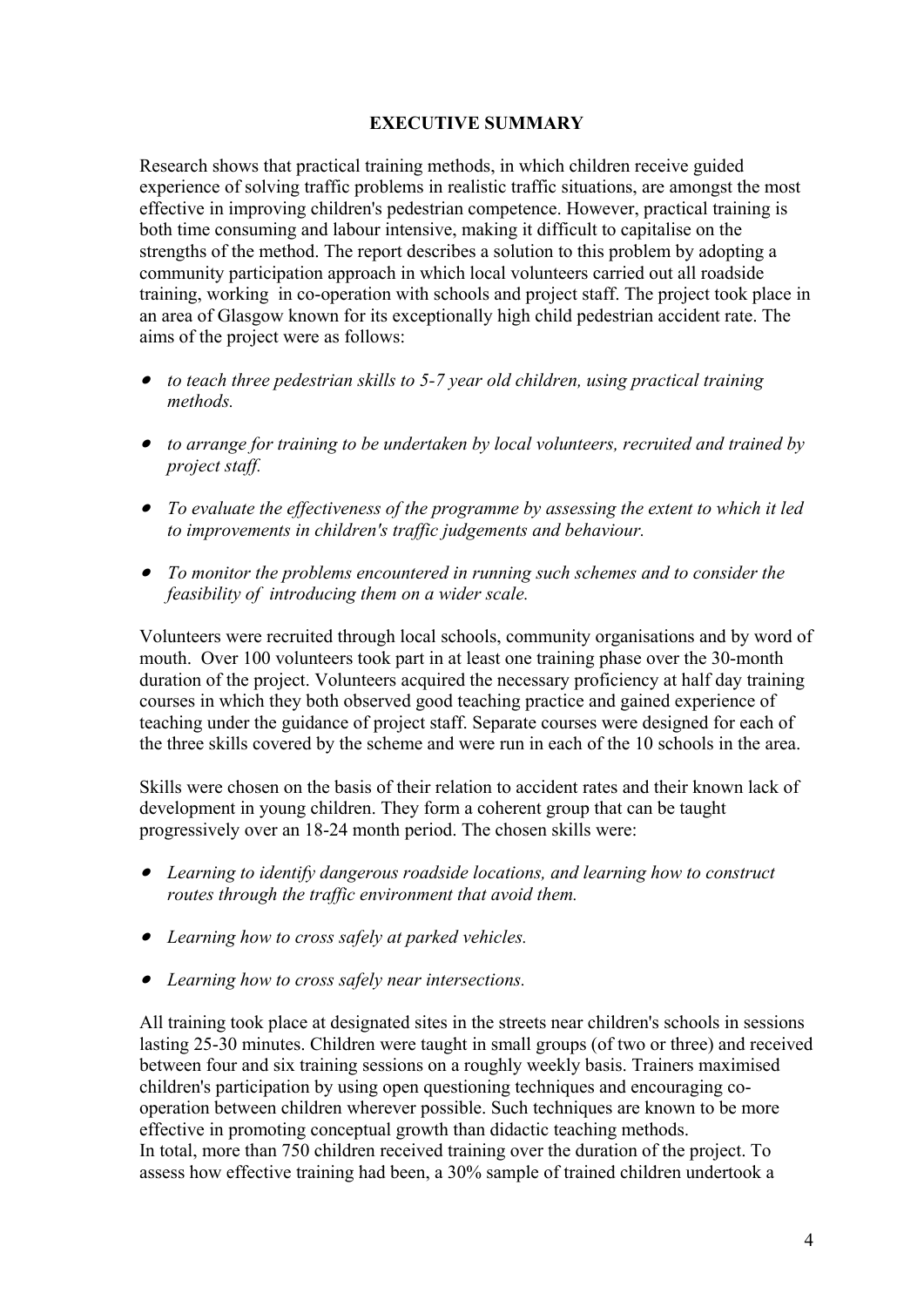**EXECUTIVE SUMMARY**

Research shows that practical training methods, in which children receive guided experience of solving traffic problems in realistic traffic situations, are amongst the most effective in improving children's pedestrian competence. However, practical training is both time consuming and labour intensive, making it difficult to capitalise on the strengths of the method. The report describes a solution to this problem by adopting a community participation approach in which local volunteers carried out all roadside training, working in co-operation with schools and project staff. The project took place in an area of Glasgow known for its exceptionally high child pedestrian accident rate. The aims of the project were as follows:

- *to teach three pedestrian skills to 5-7 year old children, using practical training methods.*
- *to arrange for training to be undertaken by local volunteers, recruited and trained by project staff.*
- *To evaluate the effectiveness of the programme by assessing the extent to which it led to improvements in children's traffic judgements and behaviour.*
- *To monitor the problems encountered in running such schemes and to consider the feasibility of introducing them on a wider scale.*

Volunteers were recruited through local schools, community organisations and by word of mouth. Over 100 volunteers took part in at least one training phase over the 30-month duration of the project. Volunteers acquired the necessary proficiency at half day training courses in which they both observed good teaching practice and gained experience of teaching under the guidance of project staff. Separate courses were designed for each of the three skills covered by the scheme and were run in each of the 10 schools in the area.

Skills were chosen on the basis of their relation to accident rates and their known lack of development in young children. They form a coherent group that can be taught progressively over an 18-24 month period. The chosen skills were:

- *Learning to identify dangerous roadside locations, and learning how to construct routes through the traffic environment that avoid them.*
- *Learning how to cross safely at parked vehicles.*
- *Learning how to cross safely near intersections.*

All training took place at designated sites in the streets near children's schools in sessions lasting 25-30 minutes. Children were taught in small groups (of two or three) and received between four and six training sessions on a roughly weekly basis. Trainers maximised children's participation by using open questioning techniques and encouraging co-operation between children wherever possible. Such techniques are known to be more effective in promoting conceptual growth than didactic teaching methods.
In total, more than 750 children received training over the duration of the project. To assess how effective training had been, a 30% sample of trained children undertook a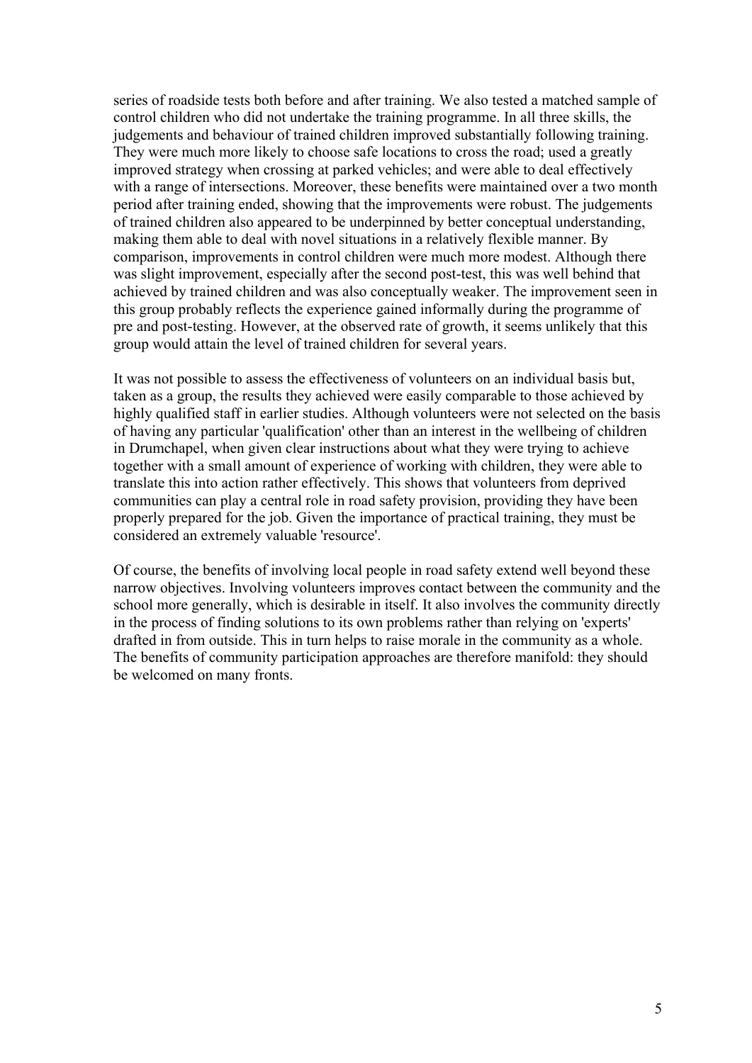series of roadside tests both before and after training. We also tested a matched sample of control children who did not undertake the training programme. In all three skills, the judgements and behaviour of trained children improved substantially following training. They were much more likely to choose safe locations to cross the road; used a greatly improved strategy when crossing at parked vehicles; and were able to deal effectively with a range of intersections. Moreover, these benefits were maintained over a two month period after training ended, showing that the improvements were robust. The judgements of trained children also appeared to be underpinned by better conceptual understanding, making them able to deal with novel situations in a relatively flexible manner. By comparison, improvements in control children were much more modest. Although there was slight improvement, especially after the second post-test, this was well behind that achieved by trained children and was also conceptually weaker. The improvement seen in this group probably reflects the experience gained informally during the programme of pre and post-testing. However, at the observed rate of growth, it seems unlikely that this group would attain the level of trained children for several years.

It was not possible to assess the effectiveness of volunteers on an individual basis but, taken as a group, the results they achieved were easily comparable to those achieved by highly qualified staff in earlier studies. Although volunteers were not selected on the basis of having any particular 'qualification' other than an interest in the wellbeing of children in Drumchapel, when given clear instructions about what they were trying to achieve together with a small amount of experience of working with children, they were able to translate this into action rather effectively. This shows that volunteers from deprived communities can play a central role in road safety provision, providing they have been properly prepared for the job. Given the importance of practical training, they must be considered an extremely valuable 'resource'.

Of course, the benefits of involving local people in road safety extend well beyond these narrow objectives. Involving volunteers improves contact between the community and the school more generally, which is desirable in itself. It also involves the community directly in the process of finding solutions to its own problems rather than relying on 'experts' drafted in from outside. This in turn helps to raise morale in the community as a whole. The benefits of community participation approaches are therefore manifold: they should be welcomed on many fronts.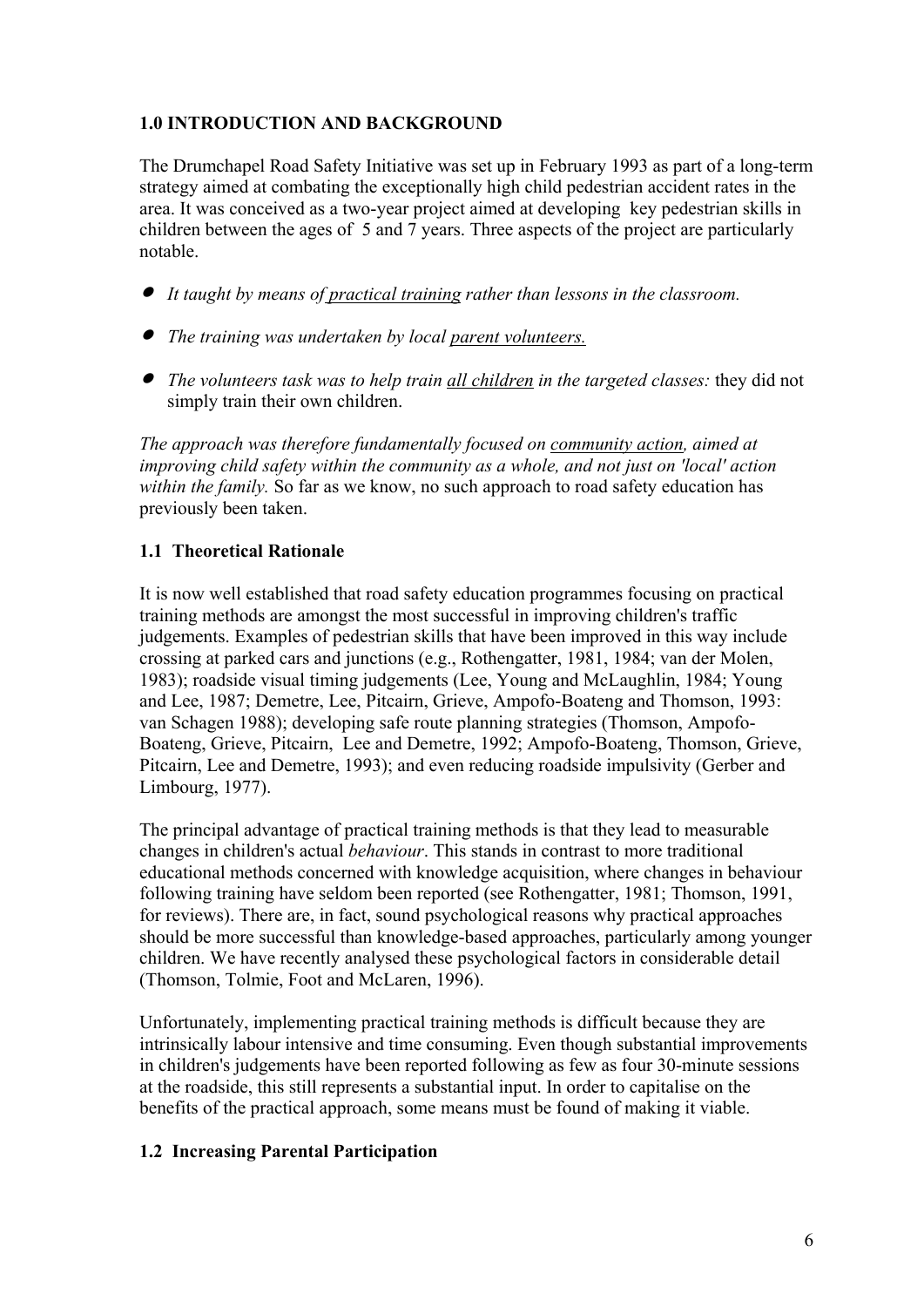## 1.0 INTRODUCTION AND BACKGROUND

The Drumchapel Road Safety Initiative was set up in February 1993 as part of a long-term strategy aimed at combating the exceptionally high child pedestrian accident rates in the area. It was conceived as a two-year project aimed at developing key pedestrian skills in children between the ages of 5 and 7 years. Three aspects of the project are particularly notable.

- *It taught by means of practical training rather than lessons in the classroom.*
- *The training was undertaken by local parent volunteers.*
- *The volunteers task was to help train all children in the targeted classes:* they did not simply train their own children.

*The approach was therefore fundamentally focused on community action, aimed at improving child safety within the community as a whole, and not just on 'local' action within the family.* So far as we know, no such approach to road safety education has previously been taken.

### 1.1 Theoretical Rationale

It is now well established that road safety education programmes focusing on practical training methods are amongst the most successful in improving children's traffic judgements. Examples of pedestrian skills that have been improved in this way include crossing at parked cars and junctions (e.g., Rothengatter, 1981, 1984; van der Molen, 1983); roadside visual timing judgements (Lee, Young and McLaughlin, 1984; Young and Lee, 1987; Demetre, Lee, Pitcairn, Grieve, Ampofo-Boateng and Thomson, 1993: van Schagen 1988); developing safe route planning strategies (Thomson, Ampofo-Boateng, Grieve, Pitcairn, Lee and Demetre, 1992; Ampofo-Boateng, Thomson, Grieve, Pitcairn, Lee and Demetre, 1993); and even reducing roadside impulsivity (Gerber and Limbourg, 1977).

The principal advantage of practical training methods is that they lead to measurable changes in children's actual *behaviour*. This stands in contrast to more traditional educational methods concerned with knowledge acquisition, where changes in behaviour following training have seldom been reported (see Rothengatter, 1981; Thomson, 1991, for reviews). There are, in fact, sound psychological reasons why practical approaches should be more successful than knowledge-based approaches, particularly among younger children. We have recently analysed these psychological factors in considerable detail (Thomson, Tolmie, Foot and McLaren, 1996).

Unfortunately, implementing practical training methods is difficult because they are intrinsically labour intensive and time consuming. Even though substantial improvements in children's judgements have been reported following as few as four 30-minute sessions at the roadside, this still represents a substantial input. In order to capitalise on the benefits of the practical approach, some means must be found of making it viable.

### 1.2 Increasing Parental Participation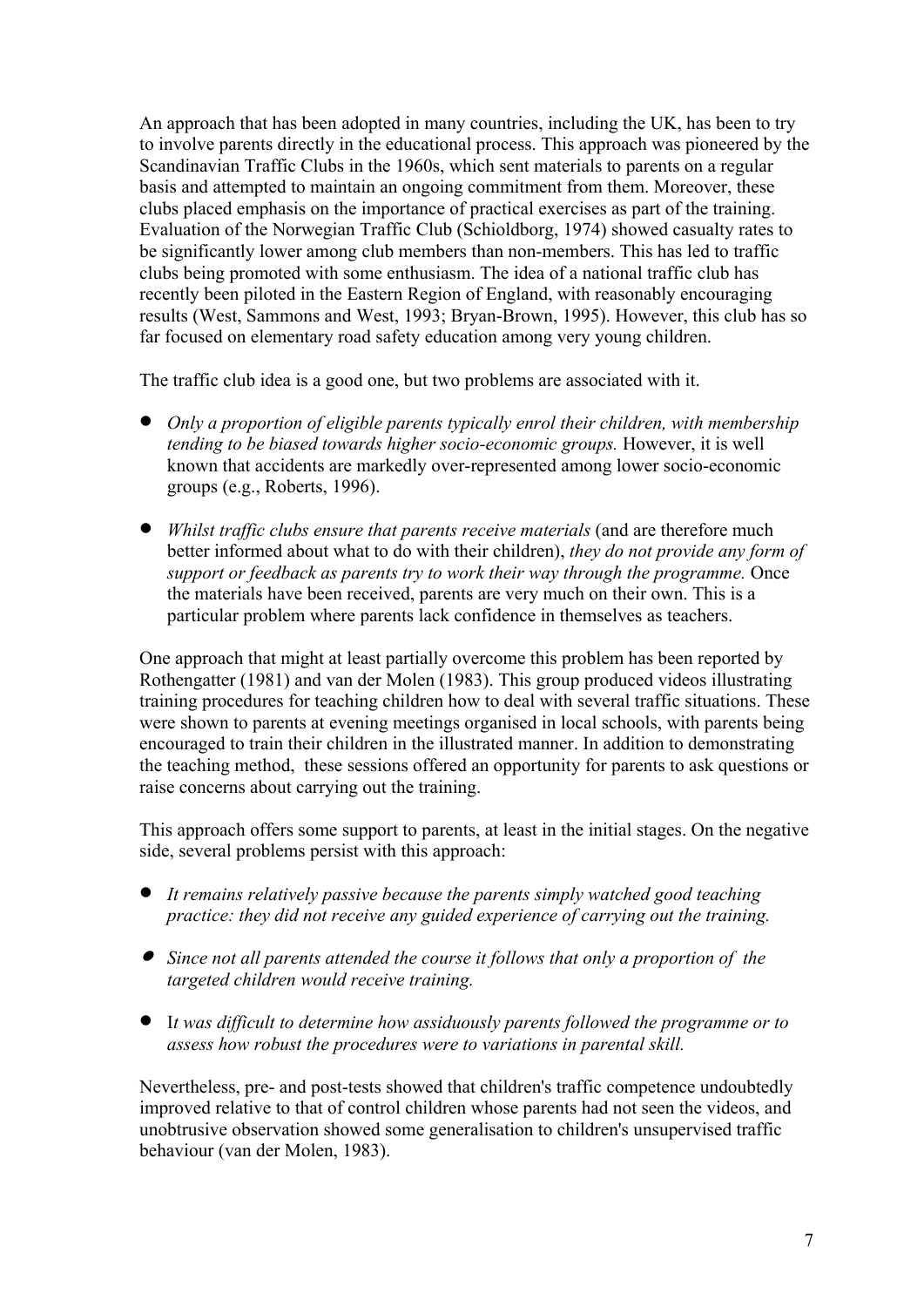An approach that has been adopted in many countries, including the UK, has been to try to involve parents directly in the educational process. This approach was pioneered by the Scandinavian Traffic Clubs in the 1960s, which sent materials to parents on a regular basis and attempted to maintain an ongoing commitment from them. Moreover, these clubs placed emphasis on the importance of practical exercises as part of the training. Evaluation of the Norwegian Traffic Club (Schioldborg, 1974) showed casualty rates to be significantly lower among club members than non-members. This has led to traffic clubs being promoted with some enthusiasm. The idea of a national traffic club has recently been piloted in the Eastern Region of England, with reasonably encouraging results (West, Sammons and West, 1993; Bryan-Brown, 1995). However, this club has so far focused on elementary road safety education among very young children.

The traffic club idea is a good one, but two problems are associated with it.

- *Only a proportion of eligible parents typically enrol their children, with membership tending to be biased towards higher socio-economic groups.* However, it is well known that accidents are markedly over-represented among lower socio-economic groups (e.g., Roberts, 1996).

- *Whilst traffic clubs ensure that parents receive materials* (and are therefore much better informed about what to do with their children), *they do not provide any form of support or feedback as parents try to work their way through the programme.* Once the materials have been received, parents are very much on their own. This is a particular problem where parents lack confidence in themselves as teachers.

One approach that might at least partially overcome this problem has been reported by Rothengatter (1981) and van der Molen (1983). This group produced videos illustrating training procedures for teaching children how to deal with several traffic situations. These were shown to parents at evening meetings organised in local schools, with parents being encouraged to train their children in the illustrated manner. In addition to demonstrating the teaching method, these sessions offered an opportunity for parents to ask questions or raise concerns about carrying out the training.

This approach offers some support to parents, at least in the initial stages. On the negative side, several problems persist with this approach:

- *It remains relatively passive because the parents simply watched good teaching practice: they did not receive any guided experience of carrying out the training.*

- *Since not all parents attended the course it follows that only a proportion of the targeted children would receive training.*

- I*t was difficult to determine how assiduously parents followed the programme or to assess how robust the procedures were to variations in parental skill.*

Nevertheless, pre- and post-tests showed that children's traffic competence undoubtedly improved relative to that of control children whose parents had not seen the videos, and unobtrusive observation showed some generalisation to children's unsupervised traffic behaviour (van der Molen, 1983).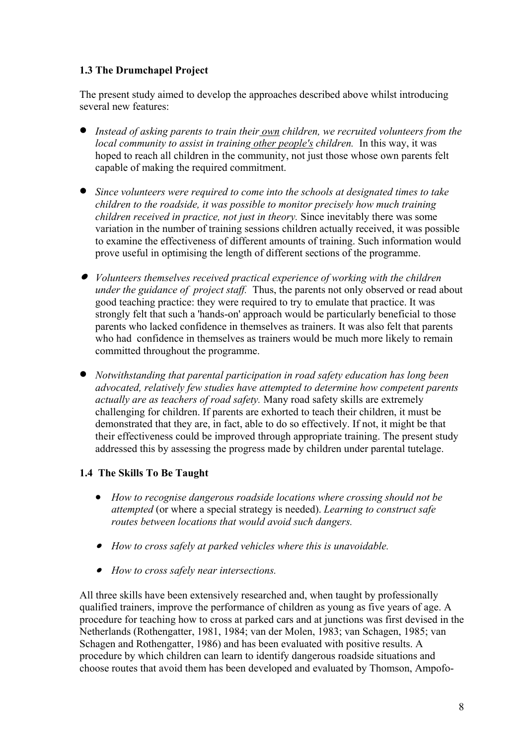### 1.3 The Drumchapel Project

The present study aimed to develop the approaches described above whilst introducing several new features:

- *Instead of asking parents to train their own children, we recruited volunteers from the local community to assist in training other people's children.* In this way, it was hoped to reach all children in the community, not just those whose own parents felt capable of making the required commitment.

- *Since volunteers were required to come into the schools at designated times to take children to the roadside, it was possible to monitor precisely how much training children received in practice, not just in theory.* Since inevitably there was some variation in the number of training sessions children actually received, it was possible to examine the effectiveness of different amounts of training. Such information would prove useful in optimising the length of different sections of the programme.

- *Volunteers themselves received practical experience of working with the children under the guidance of project staff.* Thus, the parents not only observed or read about good teaching practice: they were required to try to emulate that practice. It was strongly felt that such a 'hands-on' approach would be particularly beneficial to those parents who lacked confidence in themselves as trainers. It was also felt that parents who had confidence in themselves as trainers would be much more likely to remain committed throughout the programme.

- *Notwithstanding that parental participation in road safety education has long been advocated, relatively few studies have attempted to determine how competent parents actually are as teachers of road safety.* Many road safety skills are extremely challenging for children. If parents are exhorted to teach their children, it must be demonstrated that they are, in fact, able to do so effectively. If not, it might be that their effectiveness could be improved through appropriate training. The present study addressed this by assessing the progress made by children under parental tutelage.

### 1.4 The Skills To Be Taught

- *How to recognise dangerous roadside locations where crossing should not be attempted* (or where a special strategy is needed). *Learning to construct safe routes between locations that would avoid such dangers.*

- *How to cross safely at parked vehicles where this is unavoidable.*

- *How to cross safely near intersections.*

All three skills have been extensively researched and, when taught by professionally qualified trainers, improve the performance of children as young as five years of age. A procedure for teaching how to cross at parked cars and at junctions was first devised in the Netherlands (Rothengatter, 1981, 1984; van der Molen, 1983; van Schagen, 1985; van Schagen and Rothengatter, 1986) and has been evaluated with positive results. A procedure by which children can learn to identify dangerous roadside situations and choose routes that avoid them has been developed and evaluated by Thomson, Ampofo-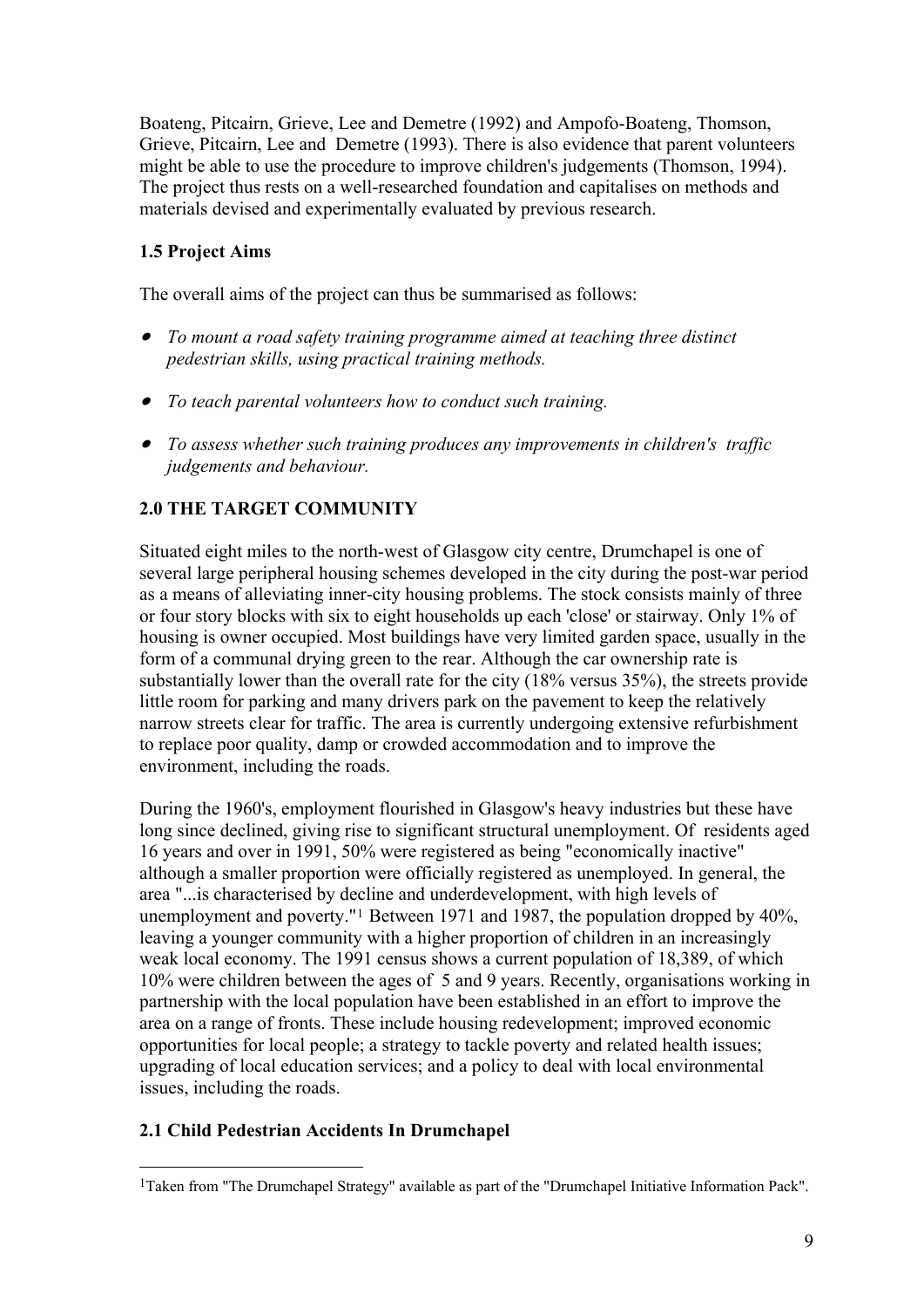Boateng, Pitcairn, Grieve, Lee and Demetre (1992) and Ampofo-Boateng, Thomson, Grieve, Pitcairn, Lee and Demetre (1993). There is also evidence that parent volunteers might be able to use the procedure to improve children's judgements (Thomson, 1994). The project thus rests on a well-researched foundation and capitalises on methods and materials devised and experimentally evaluated by previous research.

### 1.5 Project Aims

The overall aims of the project can thus be summarised as follows:

- *To mount a road safety training programme aimed at teaching three distinct pedestrian skills, using practical training methods.*
- *To teach parental volunteers how to conduct such training.*
- *To assess whether such training produces any improvements in children's traffic judgements and behaviour.*

## 2.0 THE TARGET COMMUNITY

Situated eight miles to the north-west of Glasgow city centre, Drumchapel is one of several large peripheral housing schemes developed in the city during the post-war period as a means of alleviating inner-city housing problems. The stock consists mainly of three or four story blocks with six to eight households up each 'close' or stairway. Only 1% of housing is owner occupied. Most buildings have very limited garden space, usually in the form of a communal drying green to the rear. Although the car ownership rate is substantially lower than the overall rate for the city (18% versus 35%), the streets provide little room for parking and many drivers park on the pavement to keep the relatively narrow streets clear for traffic. The area is currently undergoing extensive refurbishment to replace poor quality, damp or crowded accommodation and to improve the environment, including the roads.

During the 1960's, employment flourished in Glasgow's heavy industries but these have long since declined, giving rise to significant structural unemployment. Of residents aged 16 years and over in 1991, 50% were registered as being "economically inactive" although a smaller proportion were officially registered as unemployed. In general, the area "...is characterised by decline and underdevelopment, with high levels of unemployment and poverty."[1] Between 1971 and 1987, the population dropped by 40%, leaving a younger community with a higher proportion of children in an increasingly weak local economy. The 1991 census shows a current population of 18,389, of which 10% were children between the ages of 5 and 9 years. Recently, organisations working in partnership with the local population have been established in an effort to improve the area on a range of fronts. These include housing redevelopment; improved economic opportunities for local people; a strategy to tackle poverty and related health issues; upgrading of local education services; and a policy to deal with local environmental issues, including the roads.

### 2.1 Child Pedestrian Accidents In Drumchapel

[1] Taken from "The Drumchapel Strategy" available as part of the "Drumchapel Initiative Information Pack".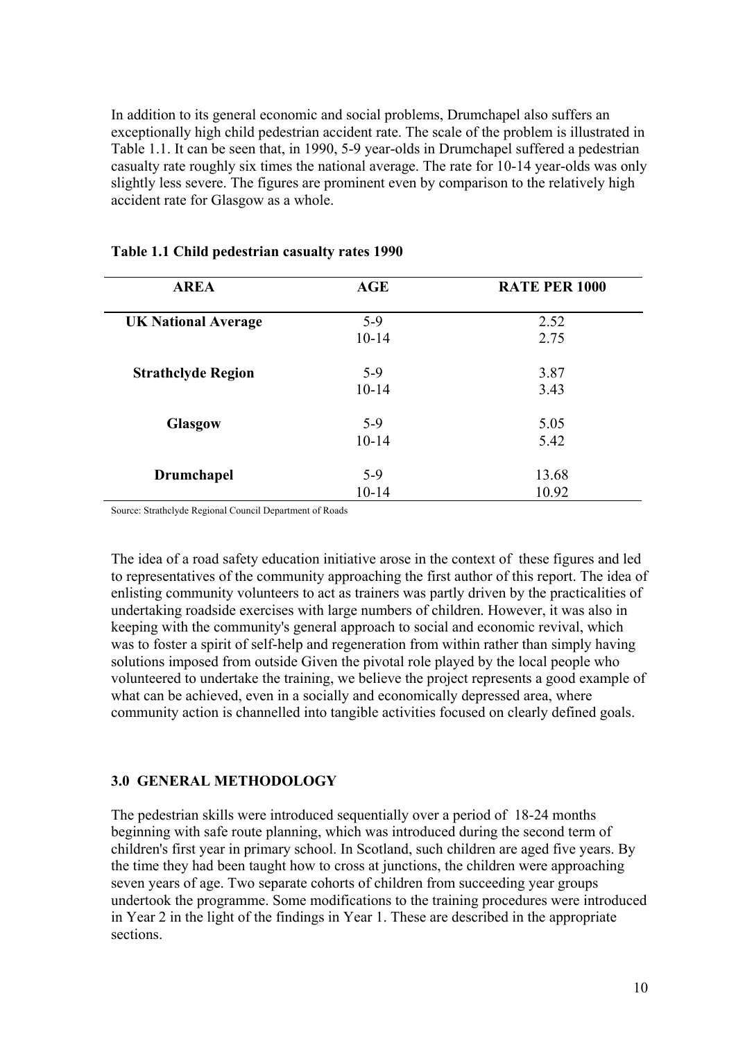In addition to its general economic and social problems, Drumchapel also suffers an exceptionally high child pedestrian accident rate. The scale of the problem is illustrated in Table 1.1. It can be seen that, in 1990, 5-9 year-olds in Drumchapel suffered a pedestrian casualty rate roughly six times the national average. The rate for 10-14 year-olds was only slightly less severe. The figures are prominent even by comparison to the relatively high accident rate for Glasgow as a whole.

**Table 1.1 Child pedestrian casualty rates 1990**

| AREA | AGE | RATE PER 1000 |
|---|---|---|
| **UK National Average** | 5-9 | 2.52 |
| | 10-14 | 2.75 |
| **Strathclyde Region** | 5-9 | 3.87 |
| | 10-14 | 3.43 |
| **Glasgow** | 5-9 | 5.05 |
| | 10-14 | 5.42 |
| **Drumchapel** | 5-9 | 13.68 |
| | 10-14 | 10.92 |

Source: Strathclyde Regional Council Department of Roads

The idea of a road safety education initiative arose in the context of these figures and led to representatives of the community approaching the first author of this report. The idea of enlisting community volunteers to act as trainers was partly driven by the practicalities of undertaking roadside exercises with large numbers of children. However, it was also in keeping with the community's general approach to social and economic revival, which was to foster a spirit of self-help and regeneration from within rather than simply having solutions imposed from outside Given the pivotal role played by the local people who volunteered to undertake the training, we believe the project represents a good example of what can be achieved, even in a socially and economically depressed area, where community action is channelled into tangible activities focused on clearly defined goals.

## 3.0 GENERAL METHODOLOGY

The pedestrian skills were introduced sequentially over a period of 18-24 months beginning with safe route planning, which was introduced during the second term of children's first year in primary school. In Scotland, such children are aged five years. By the time they had been taught how to cross at junctions, the children were approaching seven years of age. Two separate cohorts of children from succeeding year groups undertook the programme. Some modifications to the training procedures were introduced in Year 2 in the light of the findings in Year 1. These are described in the appropriate sections.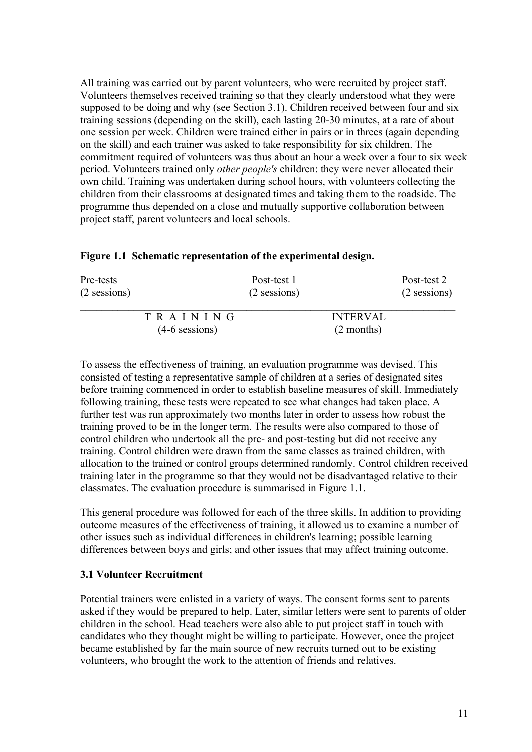All training was carried out by parent volunteers, who were recruited by project staff. Volunteers themselves received training so that they clearly understood what they were supposed to be doing and why (see Section 3.1). Children received between four and six training sessions (depending on the skill), each lasting 20-30 minutes, at a rate of about one session per week. Children were trained either in pairs or in threes (again depending on the skill) and each trainer was asked to take responsibility for six children. The commitment required of volunteers was thus about an hour a week over a four to six week period. Volunteers trained only *other people's* children: they were never allocated their own child. Training was undertaken during school hours, with volunteers collecting the children from their classrooms at designated times and taking them to the roadside. The programme thus depended on a close and mutually supportive collaboration between project staff, parent volunteers and local schools.

**Figure 1.1 Schematic representation of the experimental design.**

| Pre-tests (2 sessions) | | Post-test 1 (2 sessions) | | Post-test 2 (2 sessions) |
|---|---|---|---|---|
| | TRAINING (4-6 sessions) | | INTERVAL (2 months) | |

To assess the effectiveness of training, an evaluation programme was devised. This consisted of testing a representative sample of children at a series of designated sites before training commenced in order to establish baseline measures of skill. Immediately following training, these tests were repeated to see what changes had taken place. A further test was run approximately two months later in order to assess how robust the training proved to be in the longer term. The results were also compared to those of control children who undertook all the pre- and post-testing but did not receive any training. Control children were drawn from the same classes as trained children, with allocation to the trained or control groups determined randomly. Control children received training later in the programme so that they would not be disadvantaged relative to their classmates. The evaluation procedure is summarised in Figure 1.1.

This general procedure was followed for each of the three skills. In addition to providing outcome measures of the effectiveness of training, it allowed us to examine a number of other issues such as individual differences in children's learning; possible learning differences between boys and girls; and other issues that may affect training outcome.

### 3.1 Volunteer Recruitment

Potential trainers were enlisted in a variety of ways. The consent forms sent to parents asked if they would be prepared to help. Later, similar letters were sent to parents of older children in the school. Head teachers were also able to put project staff in touch with candidates who they thought might be willing to participate. However, once the project became established by far the main source of new recruits turned out to be existing volunteers, who brought the work to the attention of friends and relatives.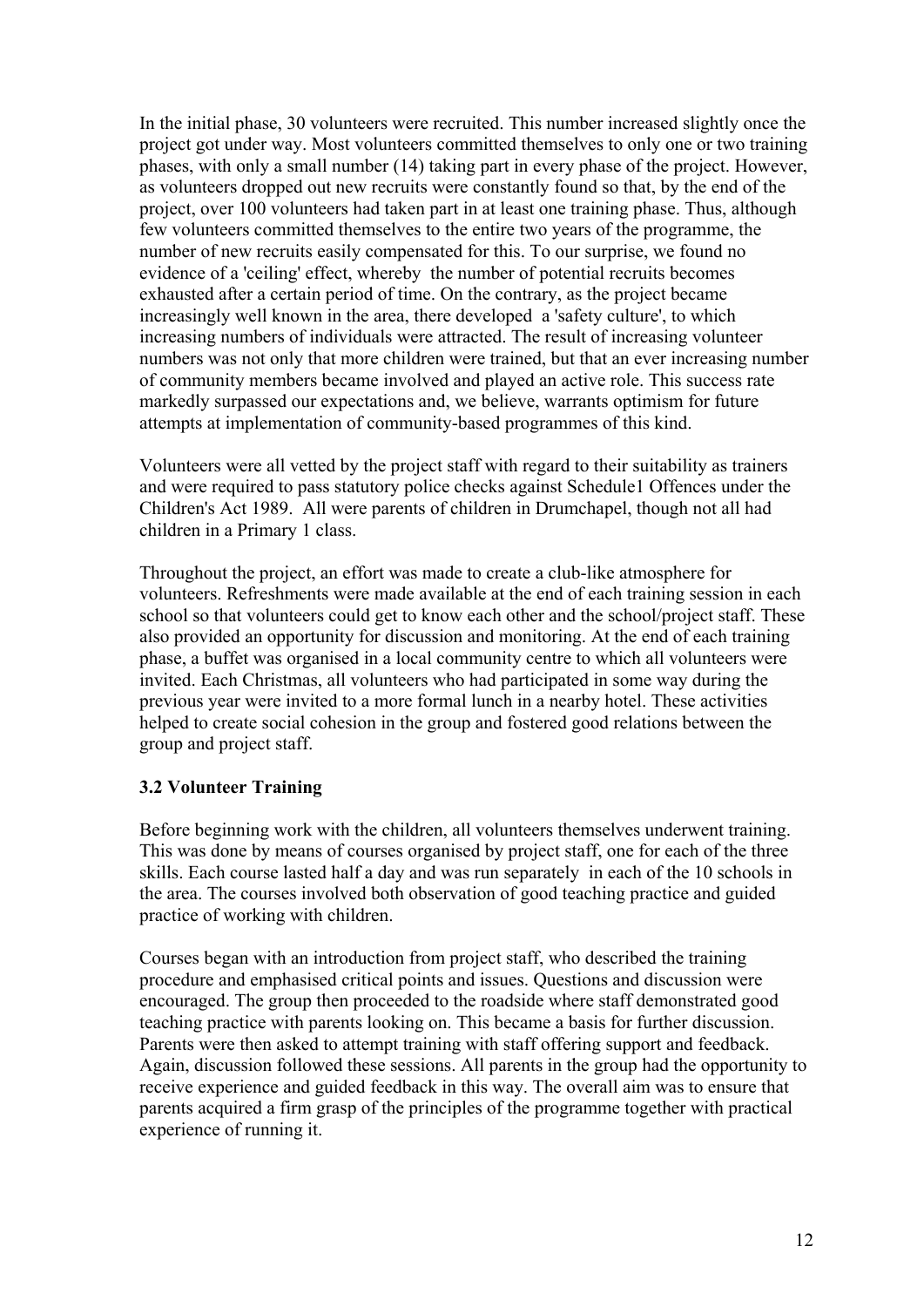In the initial phase, 30 volunteers were recruited. This number increased slightly once the project got under way. Most volunteers committed themselves to only one or two training phases, with only a small number (14) taking part in every phase of the project. However, as volunteers dropped out new recruits were constantly found so that, by the end of the project, over 100 volunteers had taken part in at least one training phase. Thus, although few volunteers committed themselves to the entire two years of the programme, the number of new recruits easily compensated for this. To our surprise, we found no evidence of a 'ceiling' effect, whereby the number of potential recruits becomes exhausted after a certain period of time. On the contrary, as the project became increasingly well known in the area, there developed a 'safety culture', to which increasing numbers of individuals were attracted. The result of increasing volunteer numbers was not only that more children were trained, but that an ever increasing number of community members became involved and played an active role. This success rate markedly surpassed our expectations and, we believe, warrants optimism for future attempts at implementation of community-based programmes of this kind.

Volunteers were all vetted by the project staff with regard to their suitability as trainers and were required to pass statutory police checks against Schedule1 Offences under the Children's Act 1989. All were parents of children in Drumchapel, though not all had children in a Primary 1 class.

Throughout the project, an effort was made to create a club-like atmosphere for volunteers. Refreshments were made available at the end of each training session in each school so that volunteers could get to know each other and the school/project staff. These also provided an opportunity for discussion and monitoring. At the end of each training phase, a buffet was organised in a local community centre to which all volunteers were invited. Each Christmas, all volunteers who had participated in some way during the previous year were invited to a more formal lunch in a nearby hotel. These activities helped to create social cohesion in the group and fostered good relations between the group and project staff.

### 3.2 Volunteer Training

Before beginning work with the children, all volunteers themselves underwent training. This was done by means of courses organised by project staff, one for each of the three skills. Each course lasted half a day and was run separately in each of the 10 schools in the area. The courses involved both observation of good teaching practice and guided practice of working with children.

Courses began with an introduction from project staff, who described the training procedure and emphasised critical points and issues. Questions and discussion were encouraged. The group then proceeded to the roadside where staff demonstrated good teaching practice with parents looking on. This became a basis for further discussion. Parents were then asked to attempt training with staff offering support and feedback. Again, discussion followed these sessions. All parents in the group had the opportunity to receive experience and guided feedback in this way. The overall aim was to ensure that parents acquired a firm grasp of the principles of the programme together with practical experience of running it.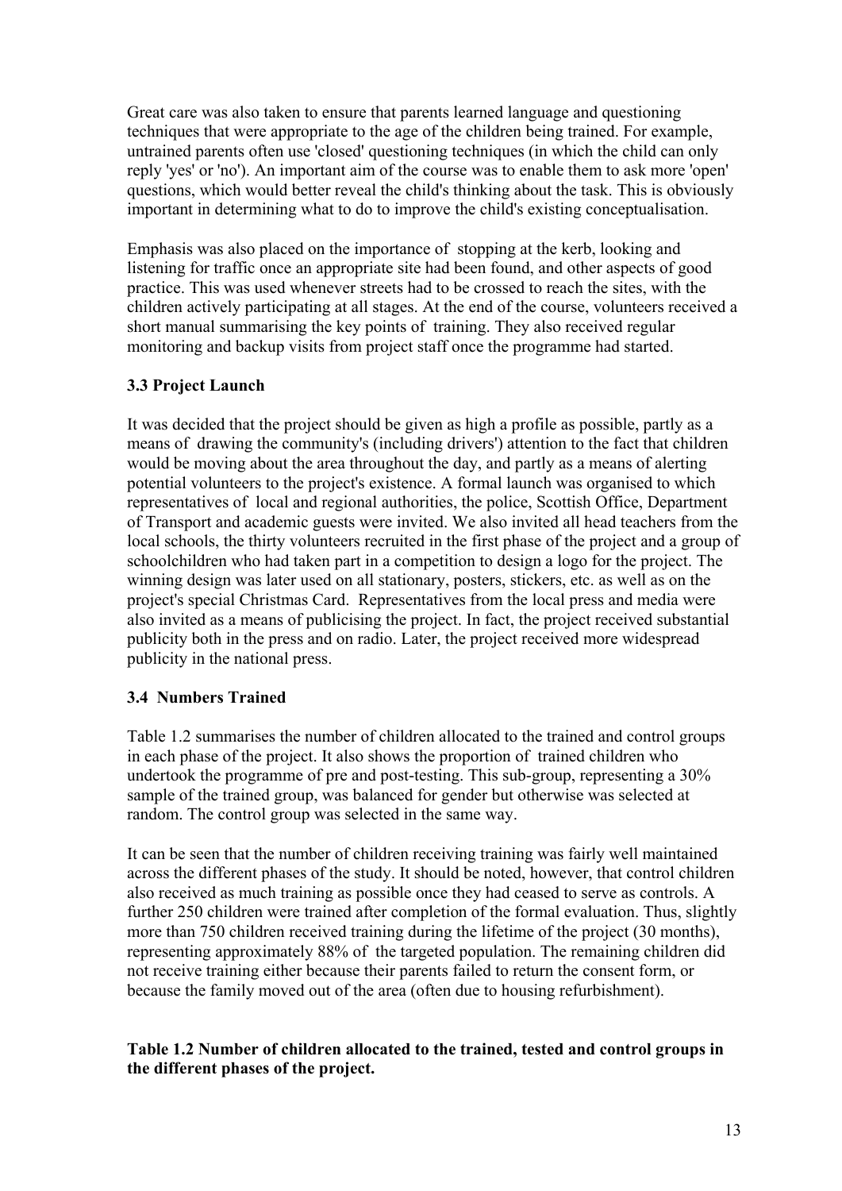Great care was also taken to ensure that parents learned language and questioning techniques that were appropriate to the age of the children being trained. For example, untrained parents often use 'closed' questioning techniques (in which the child can only reply 'yes' or 'no'). An important aim of the course was to enable them to ask more 'open' questions, which would better reveal the child's thinking about the task. This is obviously important in determining what to do to improve the child's existing conceptualisation.

Emphasis was also placed on the importance of stopping at the kerb, looking and listening for traffic once an appropriate site had been found, and other aspects of good practice. This was used whenever streets had to be crossed to reach the sites, with the children actively participating at all stages. At the end of the course, volunteers received a short manual summarising the key points of training. They also received regular monitoring and backup visits from project staff once the programme had started.

### 3.3 Project Launch

It was decided that the project should be given as high a profile as possible, partly as a means of drawing the community's (including drivers') attention to the fact that children would be moving about the area throughout the day, and partly as a means of alerting potential volunteers to the project's existence. A formal launch was organised to which representatives of local and regional authorities, the police, Scottish Office, Department of Transport and academic guests were invited. We also invited all head teachers from the local schools, the thirty volunteers recruited in the first phase of the project and a group of schoolchildren who had taken part in a competition to design a logo for the project. The winning design was later used on all stationary, posters, stickers, etc. as well as on the project's special Christmas Card. Representatives from the local press and media were also invited as a means of publicising the project. In fact, the project received substantial publicity both in the press and on radio. Later, the project received more widespread publicity in the national press.

### 3.4 Numbers Trained

Table 1.2 summarises the number of children allocated to the trained and control groups in each phase of the project. It also shows the proportion of trained children who undertook the programme of pre and post-testing. This sub-group, representing a 30% sample of the trained group, was balanced for gender but otherwise was selected at random. The control group was selected in the same way.

It can be seen that the number of children receiving training was fairly well maintained across the different phases of the study. It should be noted, however, that control children also received as much training as possible once they had ceased to serve as controls. A further 250 children were trained after completion of the formal evaluation. Thus, slightly more than 750 children received training during the lifetime of the project (30 months), representing approximately 88% of the targeted population. The remaining children did not receive training either because their parents failed to return the consent form, or because the family moved out of the area (often due to housing refurbishment).

**Table 1.2 Number of children allocated to the trained, tested and control groups in the different phases of the project.**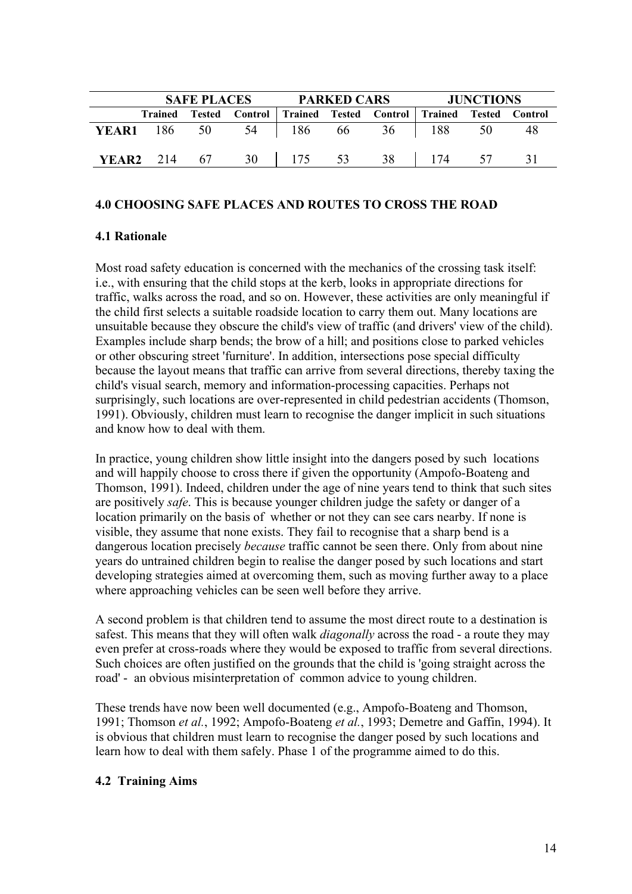| | SAFE PLACES | | | PARKED CARS | | | JUNCTIONS | | |
|---|---|---|---|---|---|---|---|---|---|
| | **Trained** | **Tested** | **Control** | **Trained** | **Tested** | **Control** | **Trained** | **Tested** | **Control** |
| **YEAR1** | 186 | 50 | 54 | 186 | 66 | 36 | 188 | 50 | 48 |
| **YEAR2** | 214 | 67 | 30 | 175 | 53 | 38 | 174 | 57 | 31 |

## 4.0 CHOOSING SAFE PLACES AND ROUTES TO CROSS THE ROAD

### 4.1 Rationale

Most road safety education is concerned with the mechanics of the crossing task itself: i.e., with ensuring that the child stops at the kerb, looks in appropriate directions for traffic, walks across the road, and so on. However, these activities are only meaningful if the child first selects a suitable roadside location to carry them out. Many locations are unsuitable because they obscure the child's view of traffic (and drivers' view of the child). Examples include sharp bends; the brow of a hill; and positions close to parked vehicles or other obscuring street 'furniture'. In addition, intersections pose special difficulty because the layout means that traffic can arrive from several directions, thereby taxing the child's visual search, memory and information-processing capacities. Perhaps not surprisingly, such locations are over-represented in child pedestrian accidents (Thomson, 1991). Obviously, children must learn to recognise the danger implicit in such situations and know how to deal with them.

In practice, young children show little insight into the dangers posed by such locations and will happily choose to cross there if given the opportunity (Ampofo-Boateng and Thomson, 1991). Indeed, children under the age of nine years tend to think that such sites are positively *safe*. This is because younger children judge the safety or danger of a location primarily on the basis of whether or not they can see cars nearby. If none is visible, they assume that none exists. They fail to recognise that a sharp bend is a dangerous location precisely *because* traffic cannot be seen there. Only from about nine years do untrained children begin to realise the danger posed by such locations and start developing strategies aimed at overcoming them, such as moving further away to a place where approaching vehicles can be seen well before they arrive.

A second problem is that children tend to assume the most direct route to a destination is safest. This means that they will often walk *diagonally* across the road - a route they may even prefer at cross-roads where they would be exposed to traffic from several directions. Such choices are often justified on the grounds that the child is 'going straight across the road' - an obvious misinterpretation of common advice to young children.

These trends have now been well documented (e.g., Ampofo-Boateng and Thomson, 1991; Thomson *et al.*, 1992; Ampofo-Boateng *et al.*, 1993; Demetre and Gaffin, 1994). It is obvious that children must learn to recognise the danger posed by such locations and learn how to deal with them safely. Phase 1 of the programme aimed to do this.

### 4.2 Training Aims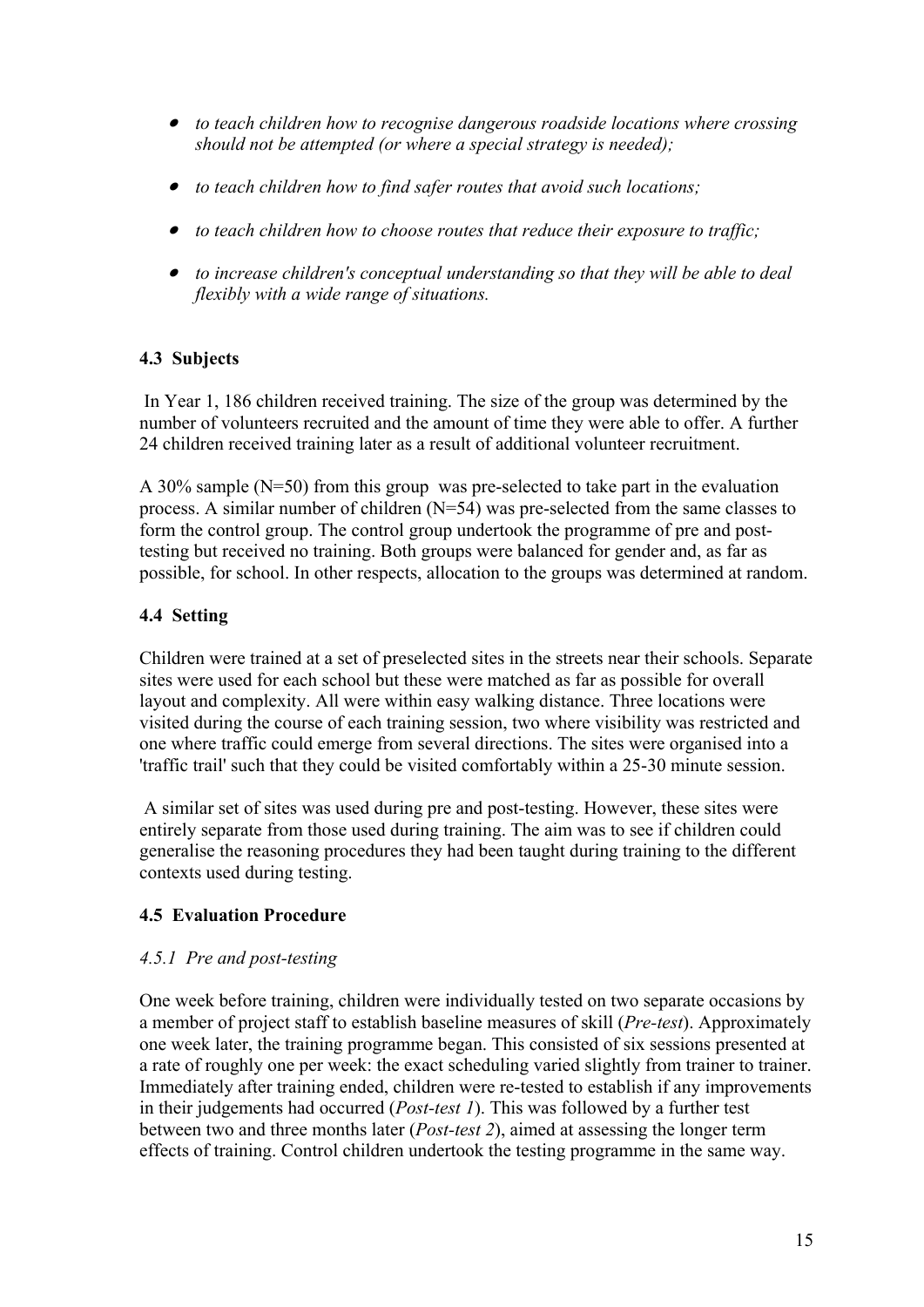- *to teach children how to recognise dangerous roadside locations where crossing should not be attempted (or where a special strategy is needed);*
- *to teach children how to find safer routes that avoid such locations;*
- *to teach children how to choose routes that reduce their exposure to traffic;*
- *to increase children's conceptual understanding so that they will be able to deal flexibly with a wide range of situations.*

### 4.3 Subjects

In Year 1, 186 children received training. The size of the group was determined by the number of volunteers recruited and the amount of time they were able to offer. A further 24 children received training later as a result of additional volunteer recruitment.

A 30% sample (N=50) from this group was pre-selected to take part in the evaluation process. A similar number of children (N=54) was pre-selected from the same classes to form the control group. The control group undertook the programme of pre and post-testing but received no training. Both groups were balanced for gender and, as far as possible, for school. In other respects, allocation to the groups was determined at random.

### 4.4 Setting

Children were trained at a set of preselected sites in the streets near their schools. Separate sites were used for each school but these were matched as far as possible for overall layout and complexity. All were within easy walking distance. Three locations were visited during the course of each training session, two where visibility was restricted and one where traffic could emerge from several directions. The sites were organised into a 'traffic trail' such that they could be visited comfortably within a 25-30 minute session.

A similar set of sites was used during pre and post-testing. However, these sites were entirely separate from those used during training. The aim was to see if children could generalise the reasoning procedures they had been taught during training to the different contexts used during testing.

### 4.5 Evaluation Procedure

#### *4.5.1 Pre and post-testing*

One week before training, children were individually tested on two separate occasions by a member of project staff to establish baseline measures of skill (*Pre-test*). Approximately one week later, the training programme began. This consisted of six sessions presented at a rate of roughly one per week: the exact scheduling varied slightly from trainer to trainer. Immediately after training ended, children were re-tested to establish if any improvements in their judgements had occurred (*Post-test 1*). This was followed by a further test between two and three months later (*Post-test 2*), aimed at assessing the longer term effects of training. Control children undertook the testing programme in the same way.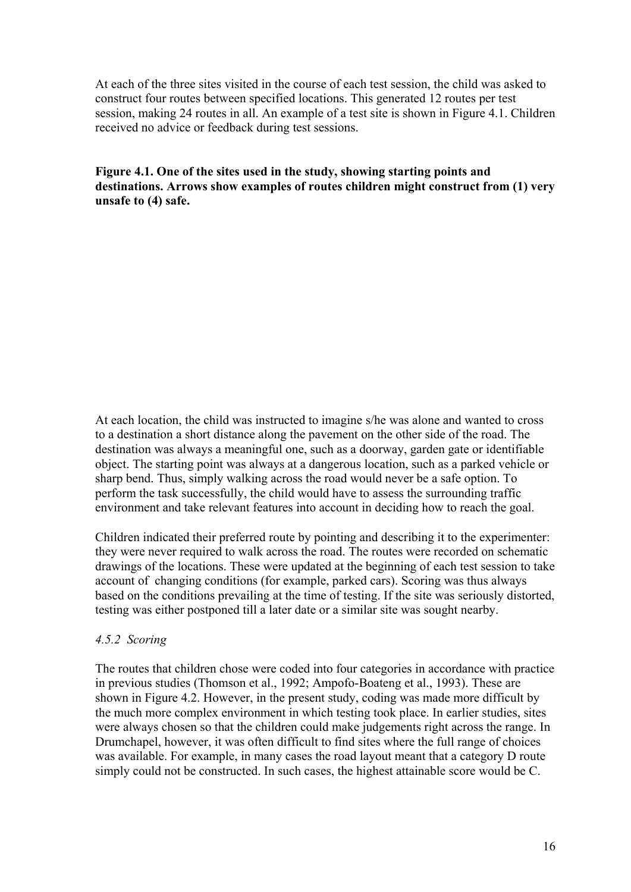At each of the three sites visited in the course of each test session, the child was asked to construct four routes between specified locations. This generated 12 routes per test session, making 24 routes in all. An example of a test site is shown in Figure 4.1. Children received no advice or feedback during test sessions.

**Figure 4.1. One of the sites used in the study, showing starting points and destinations. Arrows show examples of routes children might construct from (1) very unsafe to (4) safe.**

At each location, the child was instructed to imagine s/he was alone and wanted to cross to a destination a short distance along the pavement on the other side of the road. The destination was always a meaningful one, such as a doorway, garden gate or identifiable object. The starting point was always at a dangerous location, such as a parked vehicle or sharp bend. Thus, simply walking across the road would never be a safe option. To perform the task successfully, the child would have to assess the surrounding traffic environment and take relevant features into account in deciding how to reach the goal.

Children indicated their preferred route by pointing and describing it to the experimenter: they were never required to walk across the road. The routes were recorded on schematic drawings of the locations. These were updated at the beginning of each test session to take account of changing conditions (for example, parked cars). Scoring was thus always based on the conditions prevailing at the time of testing. If the site was seriously distorted, testing was either postponed till a later date or a similar site was sought nearby.

### *4.5.2 Scoring*

The routes that children chose were coded into four categories in accordance with practice in previous studies (Thomson et al., 1992; Ampofo-Boateng et al., 1993). These are shown in Figure 4.2. However, in the present study, coding was made more difficult by the much more complex environment in which testing took place. In earlier studies, sites were always chosen so that the children could make judgements right across the range. In Drumchapel, however, it was often difficult to find sites where the full range of choices was available. For example, in many cases the road layout meant that a category D route simply could not be constructed. In such cases, the highest attainable score would be C.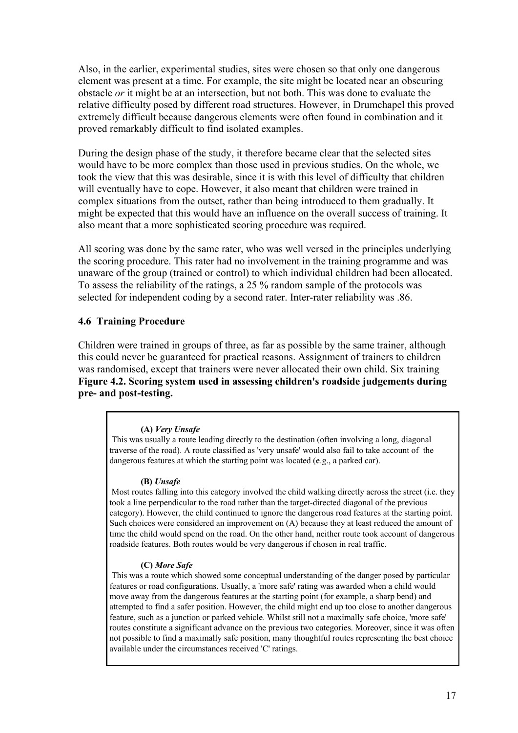Also, in the earlier, experimental studies, sites were chosen so that only one dangerous element was present at a time. For example, the site might be located near an obscuring obstacle *or* it might be at an intersection, but not both. This was done to evaluate the relative difficulty posed by different road structures. However, in Drumchapel this proved extremely difficult because dangerous elements were often found in combination and it proved remarkably difficult to find isolated examples.

During the design phase of the study, it therefore became clear that the selected sites would have to be more complex than those used in previous studies. On the whole, we took the view that this was desirable, since it is with this level of difficulty that children will eventually have to cope. However, it also meant that children were trained in complex situations from the outset, rather than being introduced to them gradually. It might be expected that this would have an influence on the overall success of training. It also meant that a more sophisticated scoring procedure was required.

All scoring was done by the same rater, who was well versed in the principles underlying the scoring procedure. This rater had no involvement in the training programme and was unaware of the group (trained or control) to which individual children had been allocated. To assess the reliability of the ratings, a 25 % random sample of the protocols was selected for independent coding by a second rater. Inter-rater reliability was .86.

### 4.6 Training Procedure

Children were trained in groups of three, as far as possible by the same trainer, although this could never be guaranteed for practical reasons. Assignment of trainers to children was randomised, except that trainers were never allocated their own child. Six training

**Figure 4.2. Scoring system used in assessing children's roadside judgements during pre- and post-testing.**

**(A)** ***Very Unsafe***

This was usually a route leading directly to the destination (often involving a long, diagonal traverse of the road). A route classified as 'very unsafe' would also fail to take account of the dangerous features at which the starting point was located (e.g., a parked car).

**(B)** ***Unsafe***

Most routes falling into this category involved the child walking directly across the street (i.e. they took a line perpendicular to the road rather than the target-directed diagonal of the previous category). However, the child continued to ignore the dangerous road features at the starting point. Such choices were considered an improvement on (A) because they at least reduced the amount of time the child would spend on the road. On the other hand, neither route took account of dangerous roadside features. Both routes would be very dangerous if chosen in real traffic.

**(C)** ***More Safe***

This was a route which showed some conceptual understanding of the danger posed by particular features or road configurations. Usually, a 'more safe' rating was awarded when a child would move away from the dangerous features at the starting point (for example, a sharp bend) and attempted to find a safer position. However, the child might end up too close to another dangerous feature, such as a junction or parked vehicle. Whilst still not a maximally safe choice, 'more safe' routes constitute a significant advance on the previous two categories. Moreover, since it was often not possible to find a maximally safe position, many thoughtful routes representing the best choice available under the circumstances received 'C' ratings.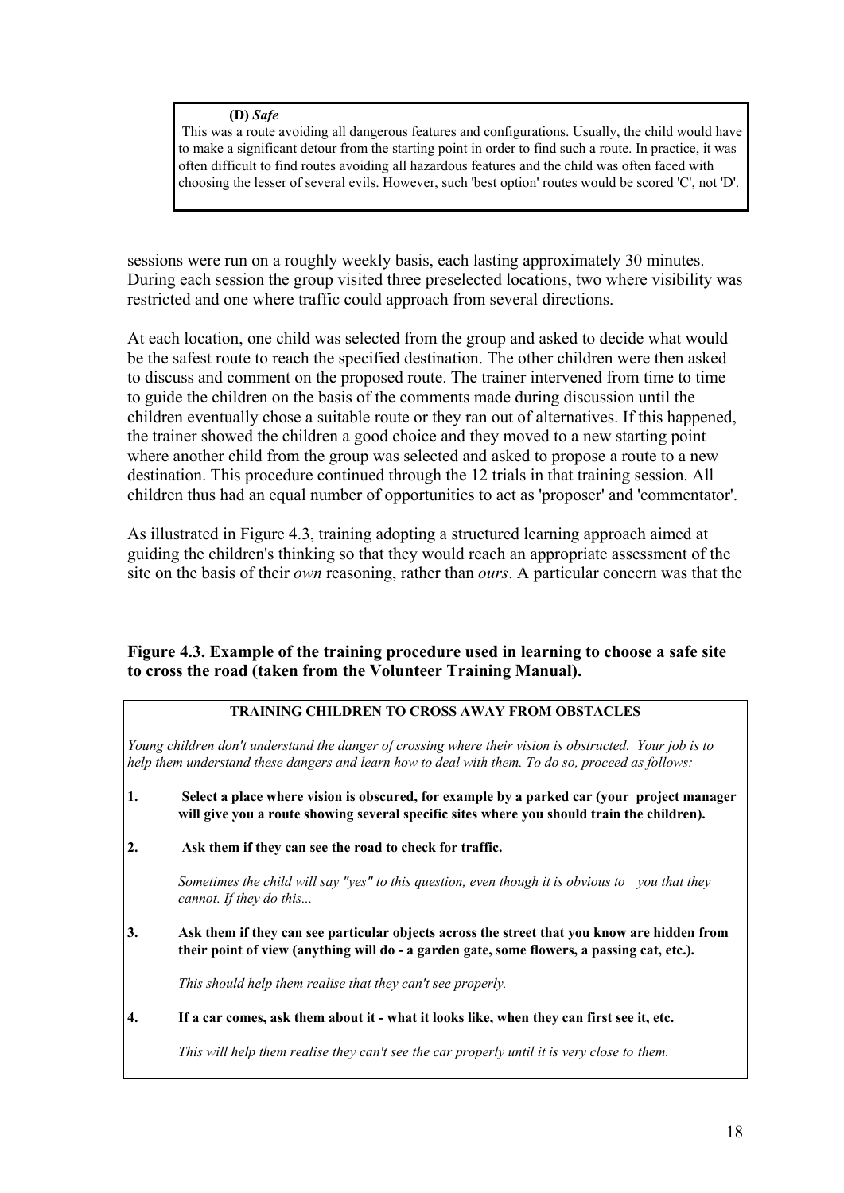**(D)** ***Safe***

This was a route avoiding all dangerous features and configurations. Usually, the child would have to make a significant detour from the starting point in order to find such a route. In practice, it was often difficult to find routes avoiding all hazardous features and the child was often faced with choosing the lesser of several evils. However, such 'best option' routes would be scored 'C', not 'D'.

sessions were run on a roughly weekly basis, each lasting approximately 30 minutes. During each session the group visited three preselected locations, two where visibility was restricted and one where traffic could approach from several directions.

At each location, one child was selected from the group and asked to decide what would be the safest route to reach the specified destination. The other children were then asked to discuss and comment on the proposed route. The trainer intervened from time to time to guide the children on the basis of the comments made during discussion until the children eventually chose a suitable route or they ran out of alternatives. If this happened, the trainer showed the children a good choice and they moved to a new starting point where another child from the group was selected and asked to propose a route to a new destination. This procedure continued through the 12 trials in that training session. All children thus had an equal number of opportunities to act as 'proposer' and 'commentator'.

As illustrated in Figure 4.3, training adopting a structured learning approach aimed at guiding the children's thinking so that they would reach an appropriate assessment of the site on the basis of their *own* reasoning, rather than *ours*. A particular concern was that the

**Figure 4.3. Example of the training procedure used in learning to choose a safe site to cross the road (taken from the Volunteer Training Manual).**

**TRAINING CHILDREN TO CROSS AWAY FROM OBSTACLES**

*Young children don't understand the danger of crossing where their vision is obstructed. Your job is to help them understand these dangers and learn how to deal with them. To do so, proceed as follows:*

1. **Select a place where vision is obscured, for example by a parked car (your project manager will give you a route showing several specific sites where you should train the children).**

2. **Ask them if they can see the road to check for traffic.**

   *Sometimes the child will say "yes" to this question, even though it is obvious to you that they cannot. If they do this...*

3. **Ask them if they can see particular objects across the street that you know are hidden from their point of view (anything will do - a garden gate, some flowers, a passing cat, etc.).**

   *This should help them realise that they can't see properly.*

4. **If a car comes, ask them about it - what it looks like, when they can first see it, etc.**

   *This will help them realise they can't see the car properly until it is very close to them.*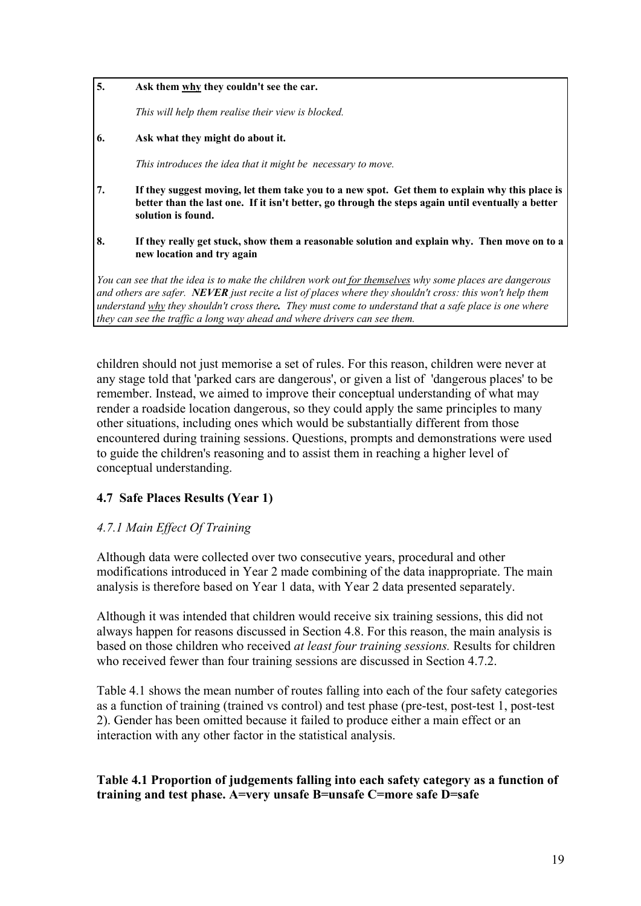**5. Ask them <u>why</u> they couldn't see the car.**

*This will help them realise their view is blocked.*

**6. Ask what they might do about it.**

*This introduces the idea that it might be necessary to move.*

**7. If they suggest moving, let them take you to a new spot. Get them to explain why this place is better than the last one. If it isn't better, go through the steps again until eventually a better solution is found.**

**8. If they really get stuck, show them a reasonable solution and explain why. Then move on to a new location and try again**

*You can see that the idea is to make the children work out <u>for themselves</u> why some places are dangerous and others are safer.* ***NEVER*** *just recite a list of places where they shouldn't cross: this won't help them understand <u>why</u> they shouldn't cross there.* ***They must come to understand that a safe place is one where they can see the traffic a long way ahead and where drivers can see them.***

children should not just memorise a set of rules. For this reason, children were never at any stage told that 'parked cars are dangerous', or given a list of 'dangerous places' to be remember. Instead, we aimed to improve their conceptual understanding of what may render a roadside location dangerous, so they could apply the same principles to many other situations, including ones which would be substantially different from those encountered during training sessions. Questions, prompts and demonstrations were used to guide the children's reasoning and to assist them in reaching a higher level of conceptual understanding.

### 4.7 Safe Places Results (Year 1)

#### *4.7.1 Main Effect Of Training*

Although data were collected over two consecutive years, procedural and other modifications introduced in Year 2 made combining of the data inappropriate. The main analysis is therefore based on Year 1 data, with Year 2 data presented separately.

Although it was intended that children would receive six training sessions, this did not always happen for reasons discussed in Section 4.8. For this reason, the main analysis is based on those children who received *at least four training sessions.* Results for children who received fewer than four training sessions are discussed in Section 4.7.2.

Table 4.1 shows the mean number of routes falling into each of the four safety categories as a function of training (trained vs control) and test phase (pre-test, post-test 1, post-test 2). Gender has been omitted because it failed to produce either a main effect or an interaction with any other factor in the statistical analysis.

**Table 4.1 Proportion of judgements falling into each safety category as a function of training and test phase. A=very unsafe B=unsafe C=more safe D=safe**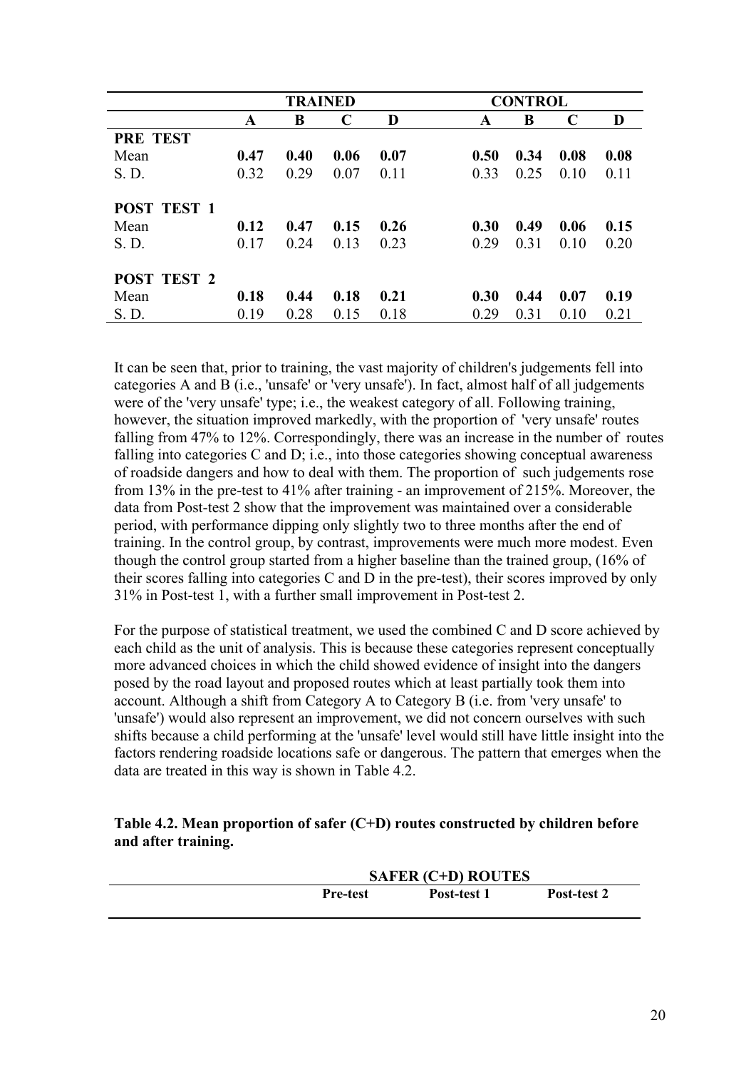| | TRAINED | | | | CONTROL | | | |
|---|---|---|---|---|---|---|---|---|
| | **A** | **B** | **C** | **D** | **A** | **B** | **C** | **D** |
| **PRE TEST** | | | | | | | | |
| Mean | **0.47** | **0.40** | **0.06** | **0.07** | **0.50** | **0.34** | **0.08** | **0.08** |
| S. D. | 0.32 | 0.29 | 0.07 | 0.11 | 0.33 | 0.25 | 0.10 | 0.11 |
| **POST TEST 1** | | | | | | | | |
| Mean | **0.12** | **0.47** | **0.15** | **0.26** | **0.30** | **0.49** | **0.06** | **0.15** |
| S. D. | 0.17 | 0.24 | 0.13 | 0.23 | 0.29 | 0.31 | 0.10 | 0.20 |
| **POST TEST 2** | | | | | | | | |
| Mean | **0.18** | **0.44** | **0.18** | **0.21** | **0.30** | **0.44** | **0.07** | **0.19** |
| S. D. | 0.19 | 0.28 | 0.15 | 0.18 | 0.29 | 0.31 | 0.10 | 0.21 |

It can be seen that, prior to training, the vast majority of children's judgements fell into categories A and B (i.e., 'unsafe' or 'very unsafe'). In fact, almost half of all judgements were of the 'very unsafe' type; i.e., the weakest category of all. Following training, however, the situation improved markedly, with the proportion of 'very unsafe' routes falling from 47% to 12%. Correspondingly, there was an increase in the number of routes falling into categories C and D; i.e., into those categories showing conceptual awareness of roadside dangers and how to deal with them. The proportion of such judgements rose from 13% in the pre-test to 41% after training - an improvement of 215%. Moreover, the data from Post-test 2 show that the improvement was maintained over a considerable period, with performance dipping only slightly two to three months after the end of training. In the control group, by contrast, improvements were much more modest. Even though the control group started from a higher baseline than the trained group, (16% of their scores falling into categories C and D in the pre-test), their scores improved by only 31% in Post-test 1, with a further small improvement in Post-test 2.

For the purpose of statistical treatment, we used the combined C and D score achieved by each child as the unit of analysis. This is because these categories represent conceptually more advanced choices in which the child showed evidence of insight into the dangers posed by the road layout and proposed routes which at least partially took them into account. Although a shift from Category A to Category B (i.e. from 'very unsafe' to 'unsafe') would also represent an improvement, we did not concern ourselves with such shifts because a child performing at the 'unsafe' level would still have little insight into the factors rendering roadside locations safe or dangerous. The pattern that emerges when the data are treated in this way is shown in Table 4.2.

**Table 4.2. Mean proportion of safer (C+D) routes constructed by children before and after training.**

| | SAFER (C+D) ROUTES | | |
|---|---|---|---|
| | **Pre-test** | **Post-test 1** | **Post-test 2** |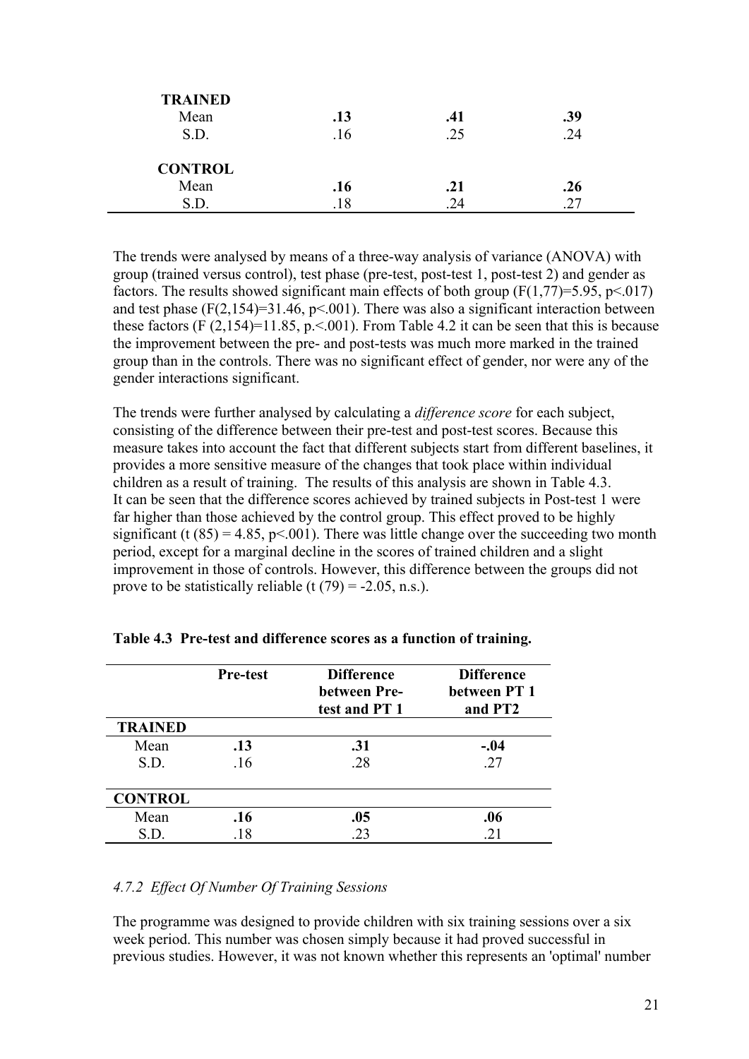| | | | |
|---|---|---|---|
| **TRAINED** | | | |
| Mean | **.13** | **.41** | **.39** |
| S.D. | .16 | .25 | .24 |
| **CONTROL** | | | |
| Mean | **.16** | **.21** | **.26** |
| S.D. | .18 | .24 | .27 |

The trends were analysed by means of a three-way analysis of variance (ANOVA) with group (trained versus control), test phase (pre-test, post-test 1, post-test 2) and gender as factors. The results showed significant main effects of both group ($F(1,77)=5.95$, $p<.017$) and test phase ($F(2,154)=31.46$, $p<.001$). There was also a significant interaction between these factors ($F(2,154)=11.85$, $p<.001$). From Table 4.2 it can be seen that this is because the improvement between the pre- and post-tests was much more marked in the trained group than in the controls. There was no significant effect of gender, nor were any of the gender interactions significant.

The trends were further analysed by calculating a *difference score* for each subject, consisting of the difference between their pre-test and post-test scores. Because this measure takes into account the fact that different subjects start from different baselines, it provides a more sensitive measure of the changes that took place within individual children as a result of training. The results of this analysis are shown in Table 4.3. It can be seen that the difference scores achieved by trained subjects in Post-test 1 were far higher than those achieved by the control group. This effect proved to be highly significant ($t(85) = 4.85$, $p<.001$). There was little change over the succeeding two month period, except for a marginal decline in the scores of trained children and a slight improvement in those of controls. However, this difference between the groups did not prove to be statistically reliable ($t(79) = -2.05$, n.s.).

**Table 4.3 Pre-test and difference scores as a function of training.**

| | Pre-test | Difference between Pre-test and PT 1 | Difference between PT 1 and PT2 |
|---|---|---|---|
| **TRAINED** | | | |
| Mean | **.13** | **.31** | **-.04** |
| S.D. | .16 | .28 | .27 |
| **CONTROL** | | | |
| Mean | **.16** | **.05** | **.06** |
| S.D. | .18 | .23 | .21 |

#### *4.7.2 Effect Of Number Of Training Sessions*

The programme was designed to provide children with six training sessions over a six week period. This number was chosen simply because it had proved successful in previous studies. However, it was not known whether this represents an 'optimal' number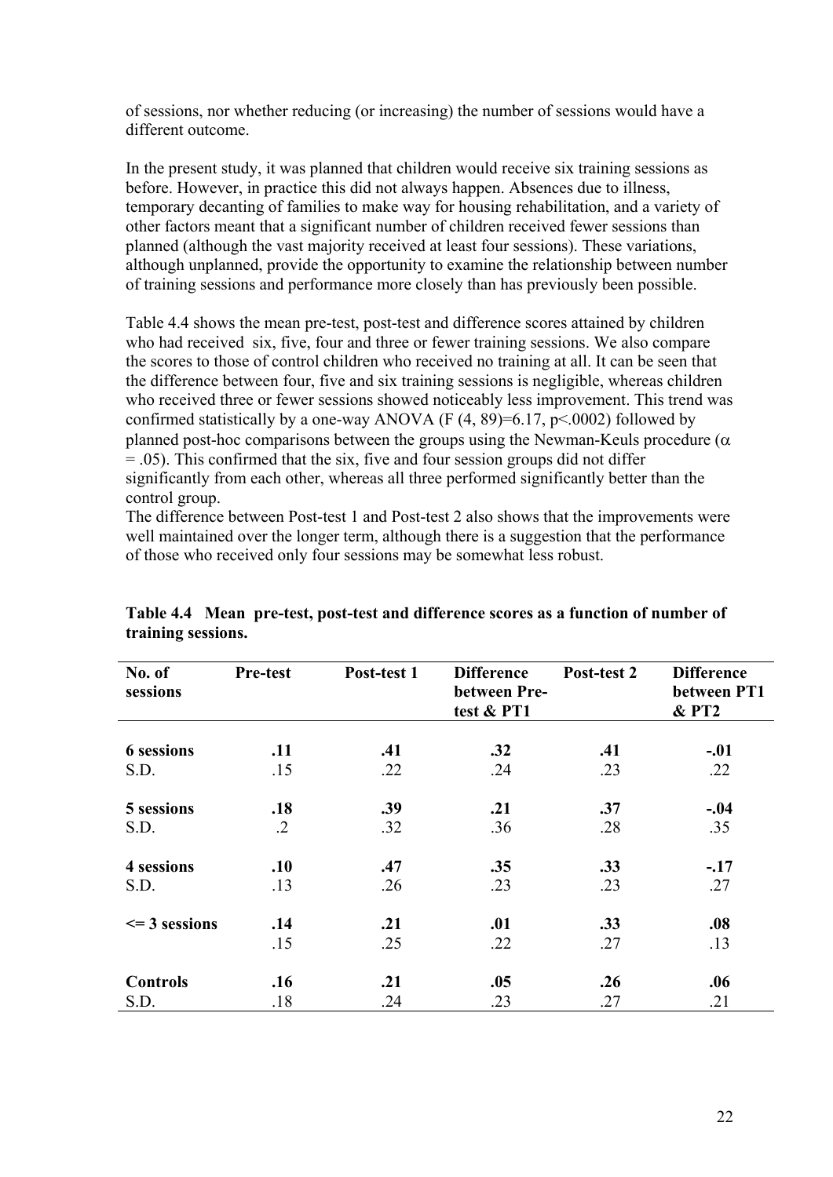of sessions, nor whether reducing (or increasing) the number of sessions would have a different outcome.

In the present study, it was planned that children would receive six training sessions as before. However, in practice this did not always happen. Absences due to illness, temporary decanting of families to make way for housing rehabilitation, and a variety of other factors meant that a significant number of children received fewer sessions than planned (although the vast majority received at least four sessions). These variations, although unplanned, provide the opportunity to examine the relationship between number of training sessions and performance more closely than has previously been possible.

Table 4.4 shows the mean pre-test, post-test and difference scores attained by children who had received six, five, four and three or fewer training sessions. We also compare the scores to those of control children who received no training at all. It can be seen that the difference between four, five and six training sessions is negligible, whereas children who received three or fewer sessions showed noticeably less improvement. This trend was confirmed statistically by a one-way ANOVA ($F (4, 89)=6.17$, $p<.0002$) followed by planned post-hoc comparisons between the groups using the Newman-Keuls procedure ($\alpha = .05$). This confirmed that the six, five and four session groups did not differ significantly from each other, whereas all three performed significantly better than the control group.
The difference between Post-test 1 and Post-test 2 also shows that the improvements were well maintained over the longer term, although there is a suggestion that the performance of those who received only four sessions may be somewhat less robust.

**Table 4.4 Mean pre-test, post-test and difference scores as a function of number of training sessions.**

| No. of sessions | Pre-test | Post-test 1 | Difference between Pre-test & PT1 | Post-test 2 | Difference between PT1 & PT2 |
|---|---|---|---|---|---|
| **6 sessions** | **.11** | **.41** | **.32** | **.41** | **-.01** |
| S.D. | .15 | .22 | .24 | .23 | .22 |
| **5 sessions** | **.18** | **.39** | **.21** | **.37** | **-.04** |
| S.D. | .2 | .32 | .36 | .28 | .35 |
| **4 sessions** | **.10** | **.47** | **.35** | **.33** | **-.17** |
| S.D. | .13 | .26 | .23 | .23 | .27 |
| **<= 3 sessions** | **.14** | **.21** | **.01** | **.33** | **.08** |
| | .15 | .25 | .22 | .27 | .13 |
| **Controls** | **.16** | **.21** | **.05** | **.26** | **.06** |
| S.D. | .18 | .24 | .23 | .27 | .21 |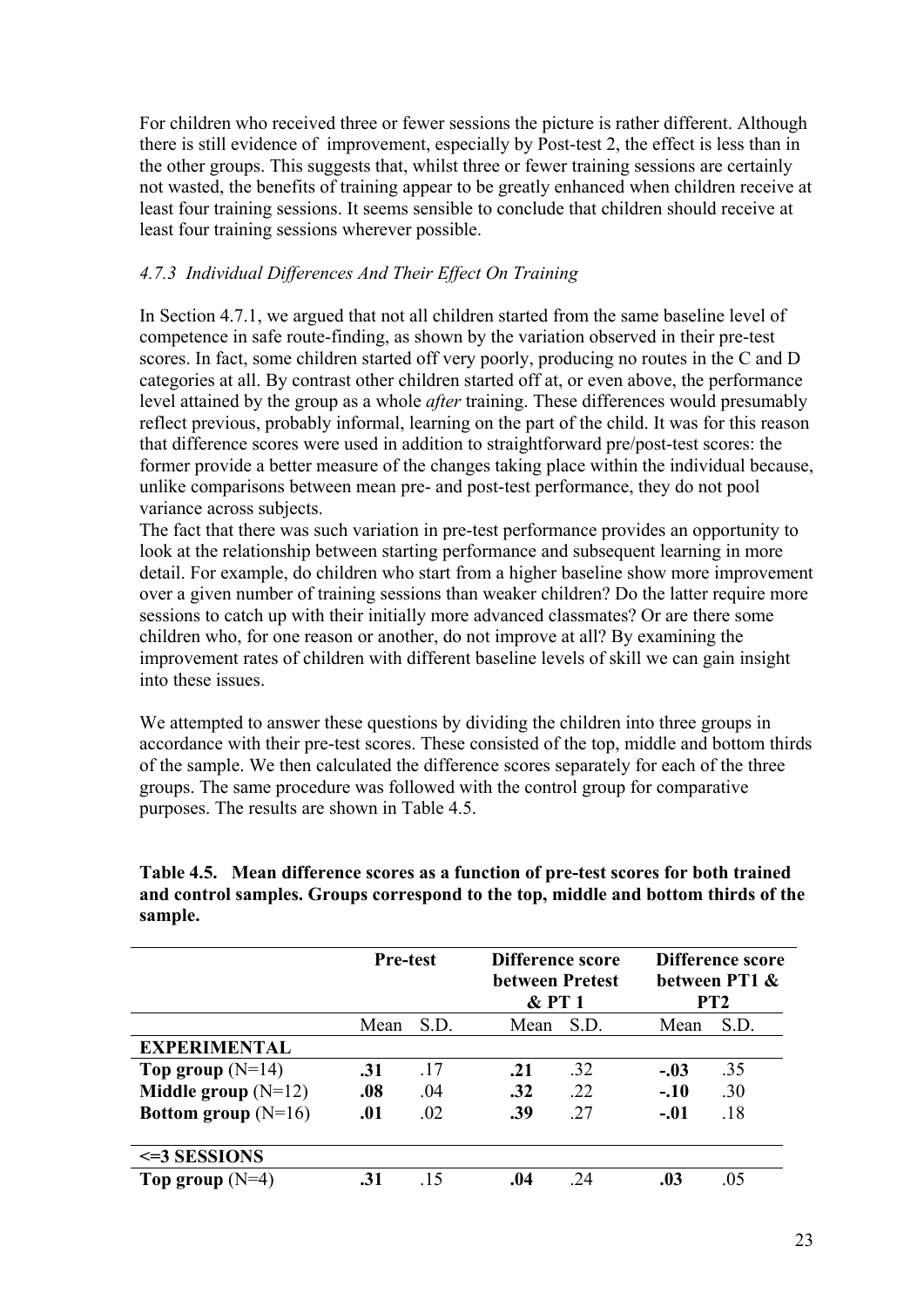For children who received three or fewer sessions the picture is rather different. Although there is still evidence of improvement, especially by Post-test 2, the effect is less than in the other groups. This suggests that, whilst three or fewer training sessions are certainly not wasted, the benefits of training appear to be greatly enhanced when children receive at least four training sessions. It seems sensible to conclude that children should receive at least four training sessions wherever possible.

### *4.7.3 Individual Differences And Their Effect On Training*

In Section 4.7.1, we argued that not all children started from the same baseline level of competence in safe route-finding, as shown by the variation observed in their pre-test scores. In fact, some children started off very poorly, producing no routes in the C and D categories at all. By contrast other children started off at, or even above, the performance level attained by the group as a whole *after* training. These differences would presumably reflect previous, probably informal, learning on the part of the child. It was for this reason that difference scores were used in addition to straightforward pre/post-test scores: the former provide a better measure of the changes taking place within the individual because, unlike comparisons between mean pre- and post-test performance, they do not pool variance across subjects.

The fact that there was such variation in pre-test performance provides an opportunity to look at the relationship between starting performance and subsequent learning in more detail. For example, do children who start from a higher baseline show more improvement over a given number of training sessions than weaker children? Do the latter require more sessions to catch up with their initially more advanced classmates? Or are there some children who, for one reason or another, do not improve at all? By examining the improvement rates of children with different baseline levels of skill we can gain insight into these issues.

We attempted to answer these questions by dividing the children into three groups in accordance with their pre-test scores. These consisted of the top, middle and bottom thirds of the sample. We then calculated the difference scores separately for each of the three groups. The same procedure was followed with the control group for comparative purposes. The results are shown in Table 4.5.

**Table 4.5. Mean difference scores as a function of pre-test scores for both trained and control samples. Groups correspond to the top, middle and bottom thirds of the sample.**

| | Pre-test | | Difference score between Pretest & PT 1 | | Difference score between PT1 & PT2 | |
|---|---|---|---|---|---|---|
| | Mean | S.D. | Mean | S.D. | Mean | S.D. |
| **EXPERIMENTAL** | | | | | | |
| **Top group** (N=14) | **.31** | .17 | **.21** | .32 | **-.03** | .35 |
| **Middle group** (N=12) | **.08** | .04 | **.32** | .22 | **-.10** | .30 |
| **Bottom group** (N=16) | **.01** | .02 | **.39** | .27 | **-.01** | .18 |
| **<=3 SESSIONS** | | | | | | |
| **Top group** (N=4) | **.31** | .15 | **.04** | .24 | **.03** | .05 |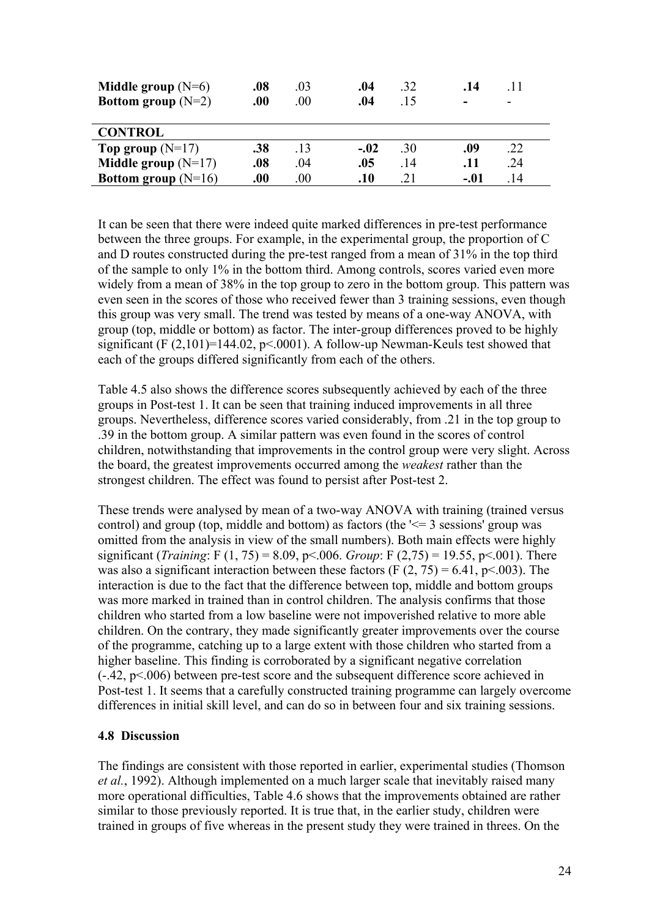| | | | | | | |
|---|---|---|---|---|---|---|
| **Middle group** (N=6) | **.08** | .03 | **.04** | .32 | **.14** | .11 |
| **Bottom group** (N=2) | **.00** | .00 | **.04** | .15 | **-** | - |
| | | | | | | |
| **CONTROL** | | | | | | |
| **Top group** (N=17) | **.38** | .13 | **-.02** | .30 | **.09** | .22 |
| **Middle group** (N=17) | **.08** | .04 | **.05** | .14 | **.11** | .24 |
| **Bottom group** (N=16) | **.00** | .00 | **.10** | .21 | **-.01** | .14 |

It can be seen that there were indeed quite marked differences in pre-test performance between the three groups. For example, in the experimental group, the proportion of C and D routes constructed during the pre-test ranged from a mean of 31% in the top third of the sample to only 1% in the bottom third. Among controls, scores varied even more widely from a mean of 38% in the top group to zero in the bottom group. This pattern was even seen in the scores of those who received fewer than 3 training sessions, even though this group was very small. The trend was tested by means of a one-way ANOVA, with group (top, middle or bottom) as factor. The inter-group differences proved to be highly significant ($F(2,101)=144.02$, $p<.0001$). A follow-up Newman-Keuls test showed that each of the groups differed significantly from each of the others.

Table 4.5 also shows the difference scores subsequently achieved by each of the three groups in Post-test 1. It can be seen that training induced improvements in all three groups. Nevertheless, difference scores varied considerably, from .21 in the top group to .39 in the bottom group. A similar pattern was even found in the scores of control children, notwithstanding that improvements in the control group were very slight. Across the board, the greatest improvements occurred among the *weakest* rather than the strongest children. The effect was found to persist after Post-test 2.

These trends were analysed by mean of a two-way ANOVA with training (trained versus control) and group (top, middle and bottom) as factors (the '<= 3 sessions' group was omitted from the analysis in view of the small numbers). Both main effects were highly significant (*Training*: $F(1, 75) = 8.09$, $p<.006$. *Group*: $F(2,75) = 19.55$, $p<.001$). There was also a significant interaction between these factors ($F(2, 75) = 6.41$, $p<.003$). The interaction is due to the fact that the difference between top, middle and bottom groups was more marked in trained than in control children. The analysis confirms that those children who started from a low baseline were not impoverished relative to more able children. On the contrary, they made significantly greater improvements over the course of the programme, catching up to a large extent with those children who started from a higher baseline. This finding is corroborated by a significant negative correlation (-.42, $p<.006$) between pre-test score and the subsequent difference score achieved in Post-test 1. It seems that a carefully constructed training programme can largely overcome differences in initial skill level, and can do so in between four and six training sessions.

### 4.8 Discussion

The findings are consistent with those reported in earlier, experimental studies (Thomson *et al.*, 1992). Although implemented on a much larger scale that inevitably raised many more operational difficulties, Table 4.6 shows that the improvements obtained are rather similar to those previously reported. It is true that, in the earlier study, children were trained in groups of five whereas in the present study they were trained in threes. On the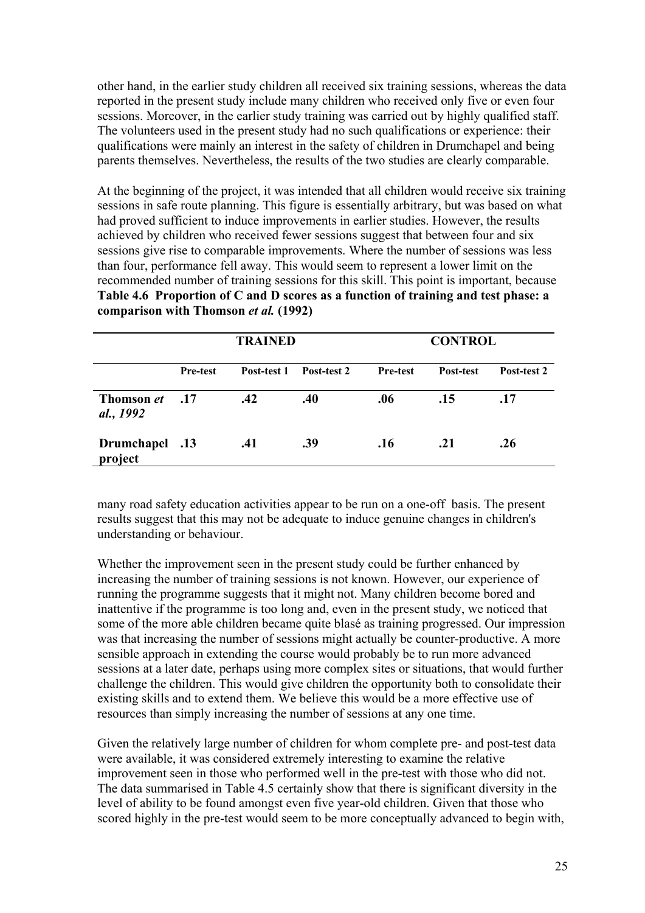other hand, in the earlier study children all received six training sessions, whereas the data reported in the present study include many children who received only five or even four sessions. Moreover, in the earlier study training was carried out by highly qualified staff. The volunteers used in the present study had no such qualifications or experience: their qualifications were mainly an interest in the safety of children in Drumchapel and being parents themselves. Nevertheless, the results of the two studies are clearly comparable.

At the beginning of the project, it was intended that all children would receive six training sessions in safe route planning. This figure is essentially arbitrary, but was based on what had proved sufficient to induce improvements in earlier studies. However, the results achieved by children who received fewer sessions suggest that between four and six sessions give rise to comparable improvements. Where the number of sessions was less than four, performance fell away. This would seem to represent a lower limit on the recommended number of training sessions for this skill. This point is important, because many road safety education activities appear to be run on a one-off basis. The present results suggest that this may not be adequate to induce genuine changes in children's understanding or behaviour.

**Table 4.6 Proportion of C and D scores as a function of training and test phase: a comparison with Thomson *et al.* (1992)**

| | TRAINED | | | CONTROL | | |
|---|---|---|---|---|---|---|
| | Pre-test | Post-test 1 | Post-test 2 | Pre-test | Post-test | Post-test 2 |
| **Thomson *et al.*, 1992** | .17 | .42 | .40 | .06 | .15 | .17 |
| **Drumchapel project** | .13 | .41 | .39 | .16 | .21 | .26 |

Whether the improvement seen in the present study could be further enhanced by increasing the number of training sessions is not known. However, our experience of running the programme suggests that it might not. Many children become bored and inattentive if the programme is too long and, even in the present study, we noticed that some of the more able children became quite blasé as training progressed. Our impression was that increasing the number of sessions might actually be counter-productive. A more sensible approach in extending the course would probably be to run more advanced sessions at a later date, perhaps using more complex sites or situations, that would further challenge the children. This would give children the opportunity both to consolidate their existing skills and to extend them. We believe this would be a more effective use of resources than simply increasing the number of sessions at any one time.

Given the relatively large number of children for whom complete pre- and post-test data were available, it was considered extremely interesting to examine the relative improvement seen in those who performed well in the pre-test with those who did not. The data summarised in Table 4.5 certainly show that there is significant diversity in the level of ability to be found amongst even five year-old children. Given that those who scored highly in the pre-test would seem to be more conceptually advanced to begin with,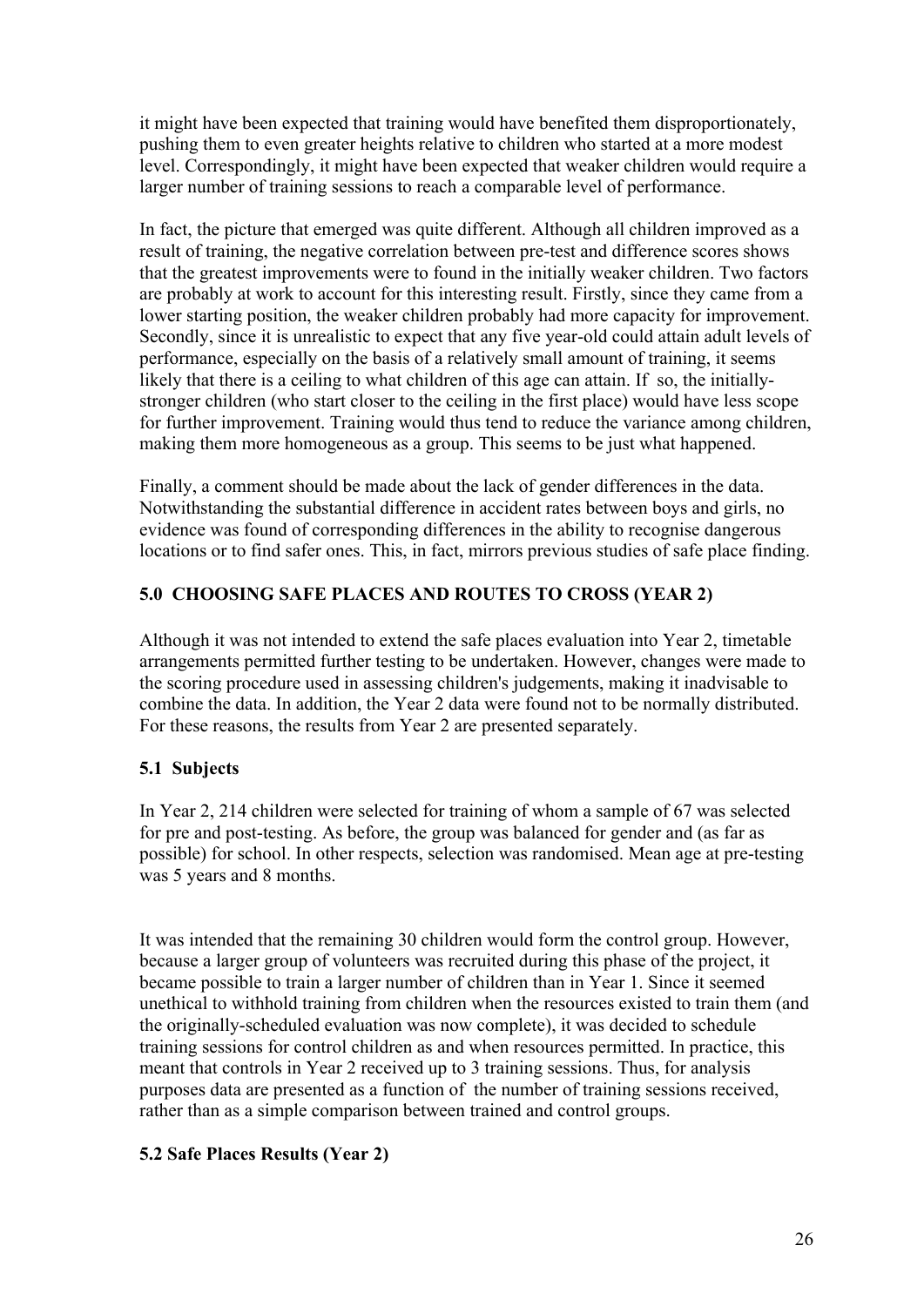it might have been expected that training would have benefited them disproportionately, pushing them to even greater heights relative to children who started at a more modest level. Correspondingly, it might have been expected that weaker children would require a larger number of training sessions to reach a comparable level of performance.

In fact, the picture that emerged was quite different. Although all children improved as a result of training, the negative correlation between pre-test and difference scores shows that the greatest improvements were to found in the initially weaker children. Two factors are probably at work to account for this interesting result. Firstly, since they came from a lower starting position, the weaker children probably had more capacity for improvement. Secondly, since it is unrealistic to expect that any five year-old could attain adult levels of performance, especially on the basis of a relatively small amount of training, it seems likely that there is a ceiling to what children of this age can attain. If so, the initially-stronger children (who start closer to the ceiling in the first place) would have less scope for further improvement. Training would thus tend to reduce the variance among children, making them more homogeneous as a group. This seems to be just what happened.

Finally, a comment should be made about the lack of gender differences in the data. Notwithstanding the substantial difference in accident rates between boys and girls, no evidence was found of corresponding differences in the ability to recognise dangerous locations or to find safer ones. This, in fact, mirrors previous studies of safe place finding.

## 5.0 CHOOSING SAFE PLACES AND ROUTES TO CROSS (YEAR 2)

Although it was not intended to extend the safe places evaluation into Year 2, timetable arrangements permitted further testing to be undertaken. However, changes were made to the scoring procedure used in assessing children's judgements, making it inadvisable to combine the data. In addition, the Year 2 data were found not to be normally distributed. For these reasons, the results from Year 2 are presented separately.

### 5.1 Subjects

In Year 2, 214 children were selected for training of whom a sample of 67 was selected for pre and post-testing. As before, the group was balanced for gender and (as far as possible) for school. In other respects, selection was randomised. Mean age at pre-testing was 5 years and 8 months.

It was intended that the remaining 30 children would form the control group. However, because a larger group of volunteers was recruited during this phase of the project, it became possible to train a larger number of children than in Year 1. Since it seemed unethical to withhold training from children when the resources existed to train them (and the originally-scheduled evaluation was now complete), it was decided to schedule training sessions for control children as and when resources permitted. In practice, this meant that controls in Year 2 received up to 3 training sessions. Thus, for analysis purposes data are presented as a function of the number of training sessions received, rather than as a simple comparison between trained and control groups.

### 5.2 Safe Places Results (Year 2)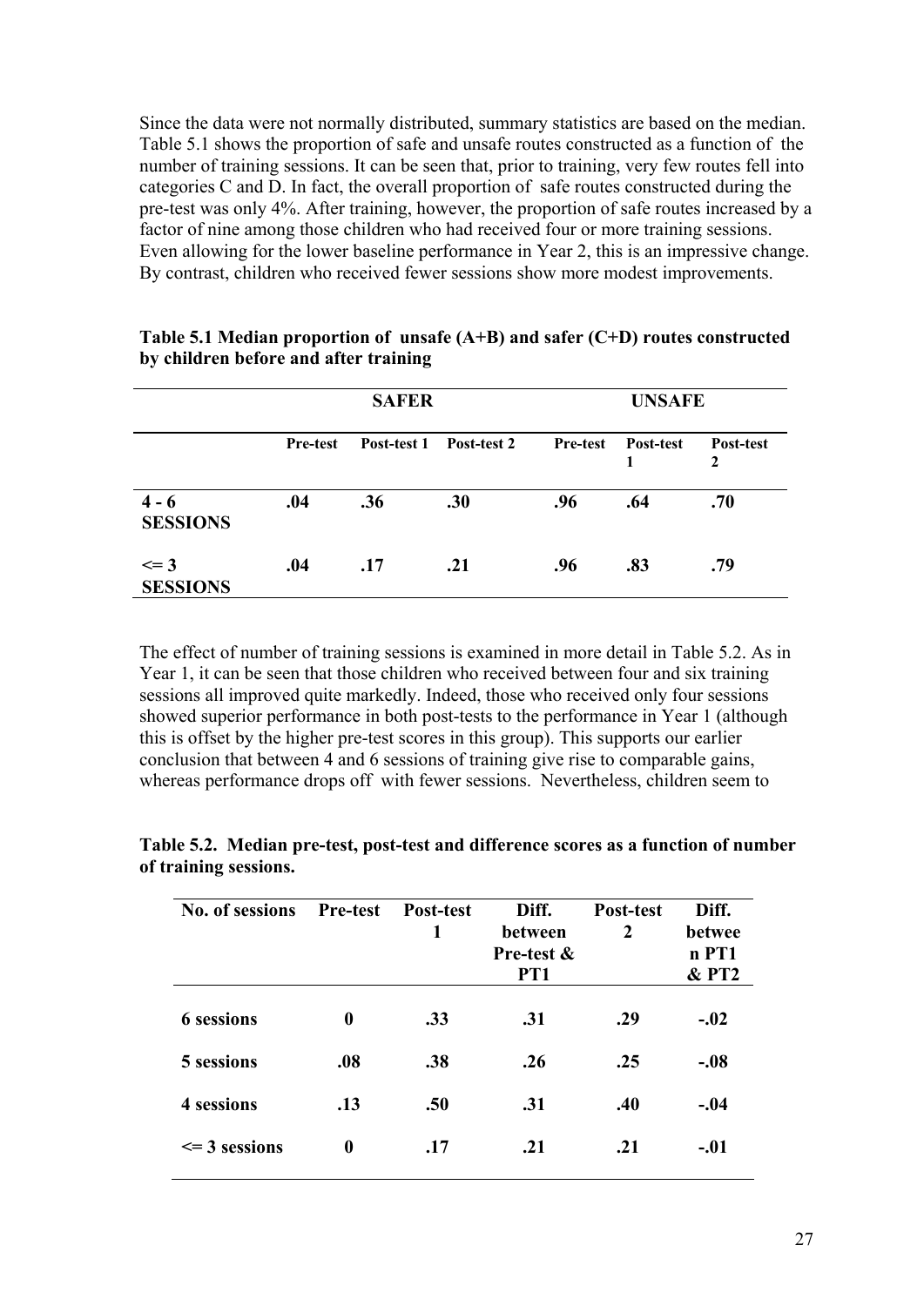Since the data were not normally distributed, summary statistics are based on the median. Table 5.1 shows the proportion of safe and unsafe routes constructed as a function of the number of training sessions. It can be seen that, prior to training, very few routes fell into categories C and D. In fact, the overall proportion of safe routes constructed during the pre-test was only 4%. After training, however, the proportion of safe routes increased by a factor of nine among those children who had received four or more training sessions. Even allowing for the lower baseline performance in Year 2, this is an impressive change. By contrast, children who received fewer sessions show more modest improvements.

**Table 5.1 Median proportion of unsafe (A+B) and safer (C+D) routes constructed by children before and after training**

| | SAFER | | | UNSAFE | | |
|---|---|---|---|---|---|---|
| | Pre-test | Post-test 1 | Post-test 2 | Pre-test | Post-test 1 | Post-test 2 |
| **4 - 6 SESSIONS** | **.04** | **.36** | **.30** | **.96** | **.64** | **.70** |
| **<= 3 SESSIONS** | **.04** | **.17** | **.21** | **.96** | **.83** | **.79** |

The effect of number of training sessions is examined in more detail in Table 5.2. As in Year 1, it can be seen that those children who received between four and six training sessions all improved quite markedly. Indeed, those who received only four sessions showed superior performance in both post-tests to the performance in Year 1 (although this is offset by the higher pre-test scores in this group). This supports our earlier conclusion that between 4 and 6 sessions of training give rise to comparable gains, whereas performance drops off with fewer sessions. Nevertheless, children seem to

**Table 5.2. Median pre-test, post-test and difference scores as a function of number of training sessions.**

| No. of sessions | Pre-test | Post-test 1 | Diff. between Pre-test & PT1 | Post-test 2 | Diff. between PT1 & PT2 |
|---|---|---|---|---|---|
| **6 sessions** | **0** | **.33** | **.31** | **.29** | **-.02** |
| **5 sessions** | **.08** | **.38** | **.26** | **.25** | **-.08** |
| **4 sessions** | **.13** | **.50** | **.31** | **.40** | **-.04** |
| **<= 3 sessions** | **0** | **.17** | **.21** | **.21** | **-.01** |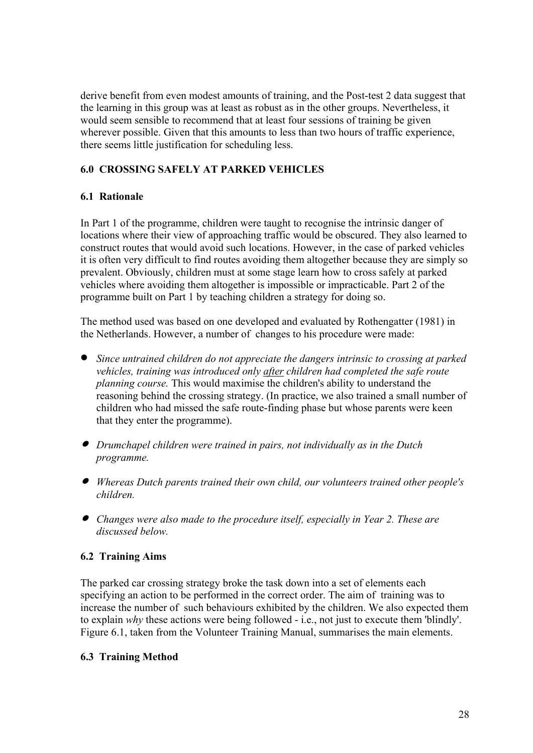derive benefit from even modest amounts of training, and the Post-test 2 data suggest that the learning in this group was at least as robust as in the other groups. Nevertheless, it would seem sensible to recommend that at least four sessions of training be given wherever possible. Given that this amounts to less than two hours of traffic experience, there seems little justification for scheduling less.

## 6.0 CROSSING SAFELY AT PARKED VEHICLES

### 6.1 Rationale

In Part 1 of the programme, children were taught to recognise the intrinsic danger of locations where their view of approaching traffic would be obscured. They also learned to construct routes that would avoid such locations. However, in the case of parked vehicles it is often very difficult to find routes avoiding them altogether because they are simply so prevalent. Obviously, children must at some stage learn how to cross safely at parked vehicles where avoiding them altogether is impossible or impracticable. Part 2 of the programme built on Part 1 by teaching children a strategy for doing so.

The method used was based on one developed and evaluated by Rothengatter (1981) in the Netherlands. However, a number of changes to his procedure were made:

- *Since untrained children do not appreciate the dangers intrinsic to crossing at parked vehicles, training was introduced only after children had completed the safe route planning course.* This would maximise the children's ability to understand the reasoning behind the crossing strategy. (In practice, we also trained a small number of children who had missed the safe route-finding phase but whose parents were keen that they enter the programme).
- *Drumchapel children were trained in pairs, not individually as in the Dutch programme.*
- *Whereas Dutch parents trained their own child, our volunteers trained other people's children.*
- *Changes were also made to the procedure itself, especially in Year 2. These are discussed below.*

### 6.2 Training Aims

The parked car crossing strategy broke the task down into a set of elements each specifying an action to be performed in the correct order. The aim of training was to increase the number of such behaviours exhibited by the children. We also expected them to explain *why* these actions were being followed - i.e., not just to execute them 'blindly'. Figure 6.1, taken from the Volunteer Training Manual, summarises the main elements.

### 6.3 Training Method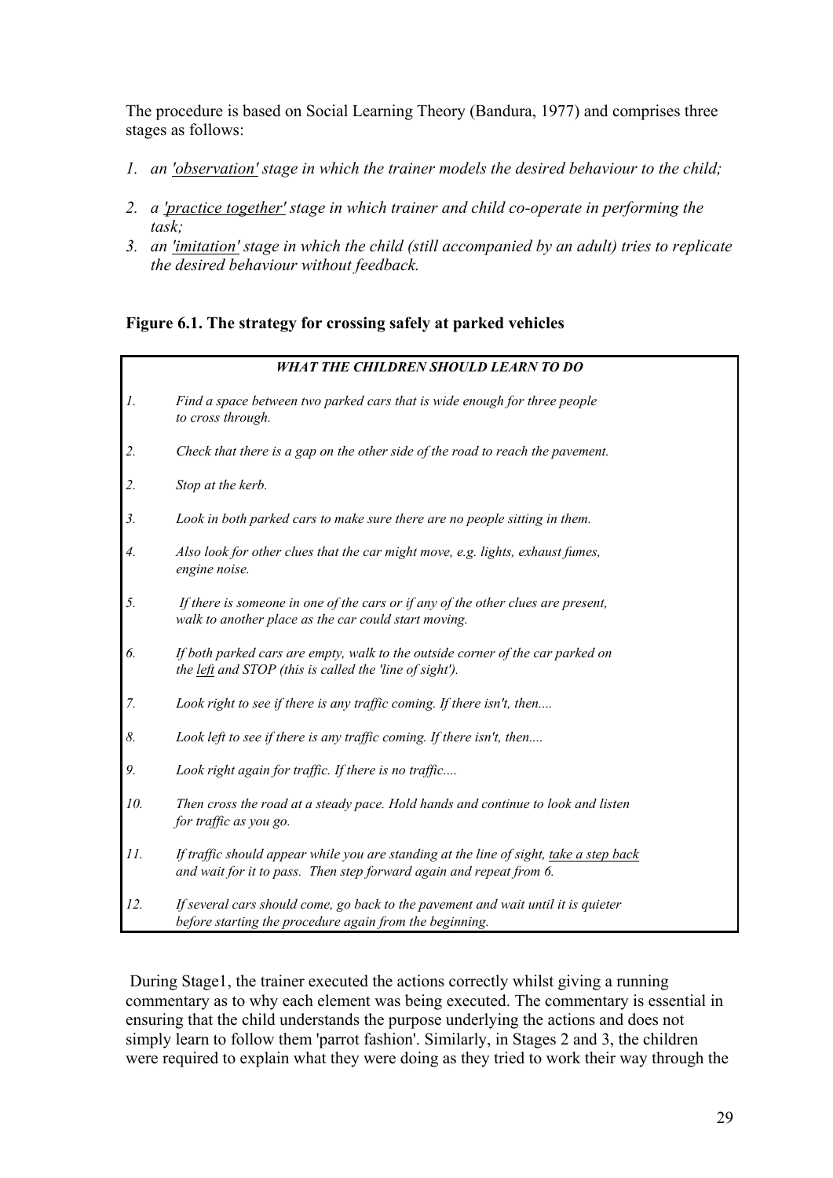The procedure is based on Social Learning Theory (Bandura, 1977) and comprises three stages as follows:

1. *an 'observation' stage in which the trainer models the desired behaviour to the child;*
2. *a 'practice together' stage in which trainer and child co-operate in performing the task;*
3. *an 'imitation' stage in which the child (still accompanied by an adult) tries to replicate the desired behaviour without feedback.*

**Figure 6.1. The strategy for crossing safely at parked vehicles**

| ***WHAT THE CHILDREN SHOULD LEARN TO DO*** | |
|---|---|
| *1.* | *Find a space between two parked cars that is wide enough for three people to cross through.* |
| *2.* | *Check that there is a gap on the other side of the road to reach the pavement.* |
| *2.* | *Stop at the kerb.* |
| *3.* | *Look in both parked cars to make sure there are no people sitting in them.* |
| *4.* | *Also look for other clues that the car might move, e.g. lights, exhaust fumes, engine noise.* |
| *5.* | *If there is someone in one of the cars or if any of the other clues are present, walk to another place as the car could start moving.* |
| *6.* | *If both parked cars are empty, walk to the outside corner of the car parked on the left and STOP (this is called the 'line of sight').* |
| *7.* | *Look right to see if there is any traffic coming. If there isn't, then....* |
| *8.* | *Look left to see if there is any traffic coming. If there isn't, then....* |
| *9.* | *Look right again for traffic. If there is no traffic....* |
| *10.* | *Then cross the road at a steady pace. Hold hands and continue to look and listen for traffic as you go.* |
| *11.* | *If traffic should appear while you are standing at the line of sight, take a step back and wait for it to pass. Then step forward again and repeat from 6.* |
| *12.* | *If several cars should come, go back to the pavement and wait until it is quieter before starting the procedure again from the beginning.* |

During Stage1, the trainer executed the actions correctly whilst giving a running commentary as to why each element was being executed. The commentary is essential in ensuring that the child understands the purpose underlying the actions and does not simply learn to follow them 'parrot fashion'. Similarly, in Stages 2 and 3, the children were required to explain what they were doing as they tried to work their way through the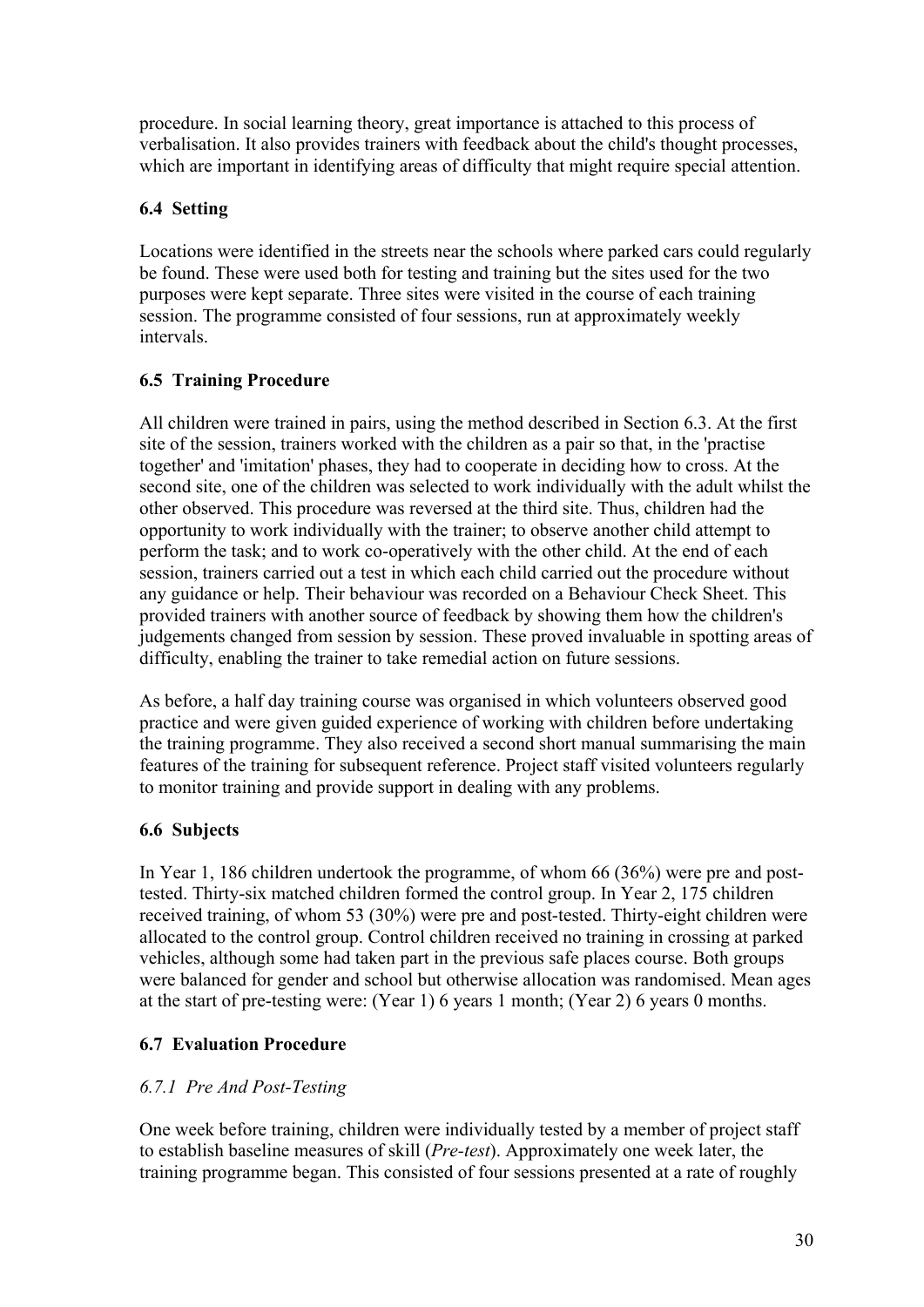procedure. In social learning theory, great importance is attached to this process of verbalisation. It also provides trainers with feedback about the child's thought processes, which are important in identifying areas of difficulty that might require special attention.

### 6.4 Setting

Locations were identified in the streets near the schools where parked cars could regularly be found. These were used both for testing and training but the sites used for the two purposes were kept separate. Three sites were visited in the course of each training session. The programme consisted of four sessions, run at approximately weekly intervals.

### 6.5 Training Procedure

All children were trained in pairs, using the method described in Section 6.3. At the first site of the session, trainers worked with the children as a pair so that, in the 'practise together' and 'imitation' phases, they had to cooperate in deciding how to cross. At the second site, one of the children was selected to work individually with the adult whilst the other observed. This procedure was reversed at the third site. Thus, children had the opportunity to work individually with the trainer; to observe another child attempt to perform the task; and to work co-operatively with the other child. At the end of each session, trainers carried out a test in which each child carried out the procedure without any guidance or help. Their behaviour was recorded on a Behaviour Check Sheet. This provided trainers with another source of feedback by showing them how the children's judgements changed from session by session. These proved invaluable in spotting areas of difficulty, enabling the trainer to take remedial action on future sessions.

As before, a half day training course was organised in which volunteers observed good practice and were given guided experience of working with children before undertaking the training programme. They also received a second short manual summarising the main features of the training for subsequent reference. Project staff visited volunteers regularly to monitor training and provide support in dealing with any problems.

### 6.6 Subjects

In Year 1, 186 children undertook the programme, of whom 66 (36%) were pre and post-tested. Thirty-six matched children formed the control group. In Year 2, 175 children received training, of whom 53 (30%) were pre and post-tested. Thirty-eight children were allocated to the control group. Control children received no training in crossing at parked vehicles, although some had taken part in the previous safe places course. Both groups were balanced for gender and school but otherwise allocation was randomised. Mean ages at the start of pre-testing were: (Year 1) 6 years 1 month; (Year 2) 6 years 0 months.

### 6.7 Evaluation Procedure

#### *6.7.1 Pre And Post-Testing*

One week before training, children were individually tested by a member of project staff to establish baseline measures of skill (*Pre-test*). Approximately one week later, the training programme began. This consisted of four sessions presented at a rate of roughly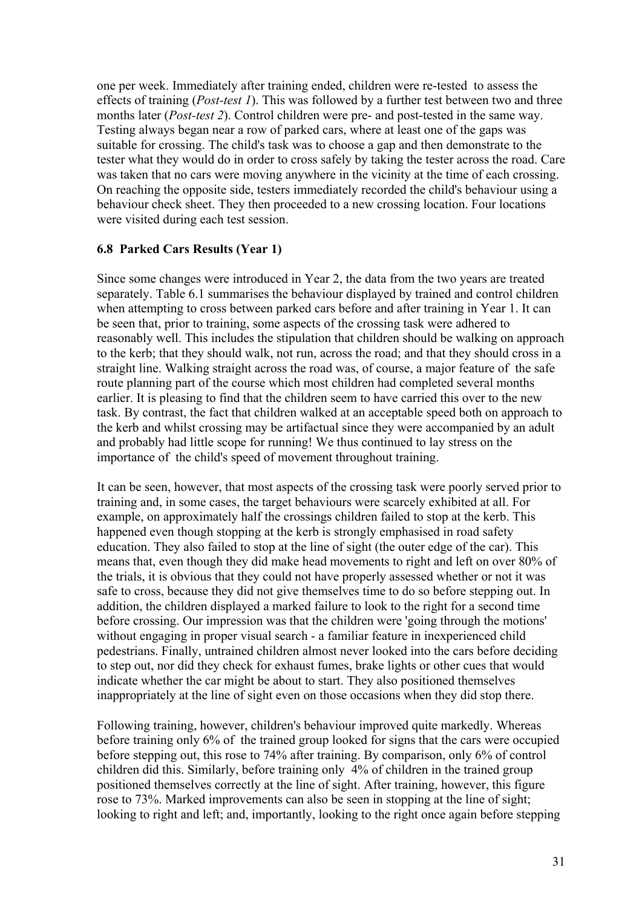one per week. Immediately after training ended, children were re-tested to assess the effects of training (*Post-test 1*). This was followed by a further test between two and three months later (*Post-test 2*). Control children were pre- and post-tested in the same way. Testing always began near a row of parked cars, where at least one of the gaps was suitable for crossing. The child's task was to choose a gap and then demonstrate to the tester what they would do in order to cross safely by taking the tester across the road. Care was taken that no cars were moving anywhere in the vicinity at the time of each crossing. On reaching the opposite side, testers immediately recorded the child's behaviour using a behaviour check sheet. They then proceeded to a new crossing location. Four locations were visited during each test session.

### 6.8 Parked Cars Results (Year 1)

Since some changes were introduced in Year 2, the data from the two years are treated separately. Table 6.1 summarises the behaviour displayed by trained and control children when attempting to cross between parked cars before and after training in Year 1. It can be seen that, prior to training, some aspects of the crossing task were adhered to reasonably well. This includes the stipulation that children should be walking on approach to the kerb; that they should walk, not run, across the road; and that they should cross in a straight line. Walking straight across the road was, of course, a major feature of the safe route planning part of the course which most children had completed several months earlier. It is pleasing to find that the children seem to have carried this over to the new task. By contrast, the fact that children walked at an acceptable speed both on approach to the kerb and whilst crossing may be artifactual since they were accompanied by an adult and probably had little scope for running! We thus continued to lay stress on the importance of the child's speed of movement throughout training.

It can be seen, however, that most aspects of the crossing task were poorly served prior to training and, in some cases, the target behaviours were scarcely exhibited at all. For example, on approximately half the crossings children failed to stop at the kerb. This happened even though stopping at the kerb is strongly emphasised in road safety education. They also failed to stop at the line of sight (the outer edge of the car). This means that, even though they did make head movements to right and left on over 80% of the trials, it is obvious that they could not have properly assessed whether or not it was safe to cross, because they did not give themselves time to do so before stepping out. In addition, the children displayed a marked failure to look to the right for a second time before crossing. Our impression was that the children were 'going through the motions' without engaging in proper visual search - a familiar feature in inexperienced child pedestrians. Finally, untrained children almost never looked into the cars before deciding to step out, nor did they check for exhaust fumes, brake lights or other cues that would indicate whether the car might be about to start. They also positioned themselves inappropriately at the line of sight even on those occasions when they did stop there.

Following training, however, children's behaviour improved quite markedly. Whereas before training only 6% of the trained group looked for signs that the cars were occupied before stepping out, this rose to 74% after training. By comparison, only 6% of control children did this. Similarly, before training only 4% of children in the trained group positioned themselves correctly at the line of sight. After training, however, this figure rose to 73%. Marked improvements can also be seen in stopping at the line of sight; looking to right and left; and, importantly, looking to the right once again before stepping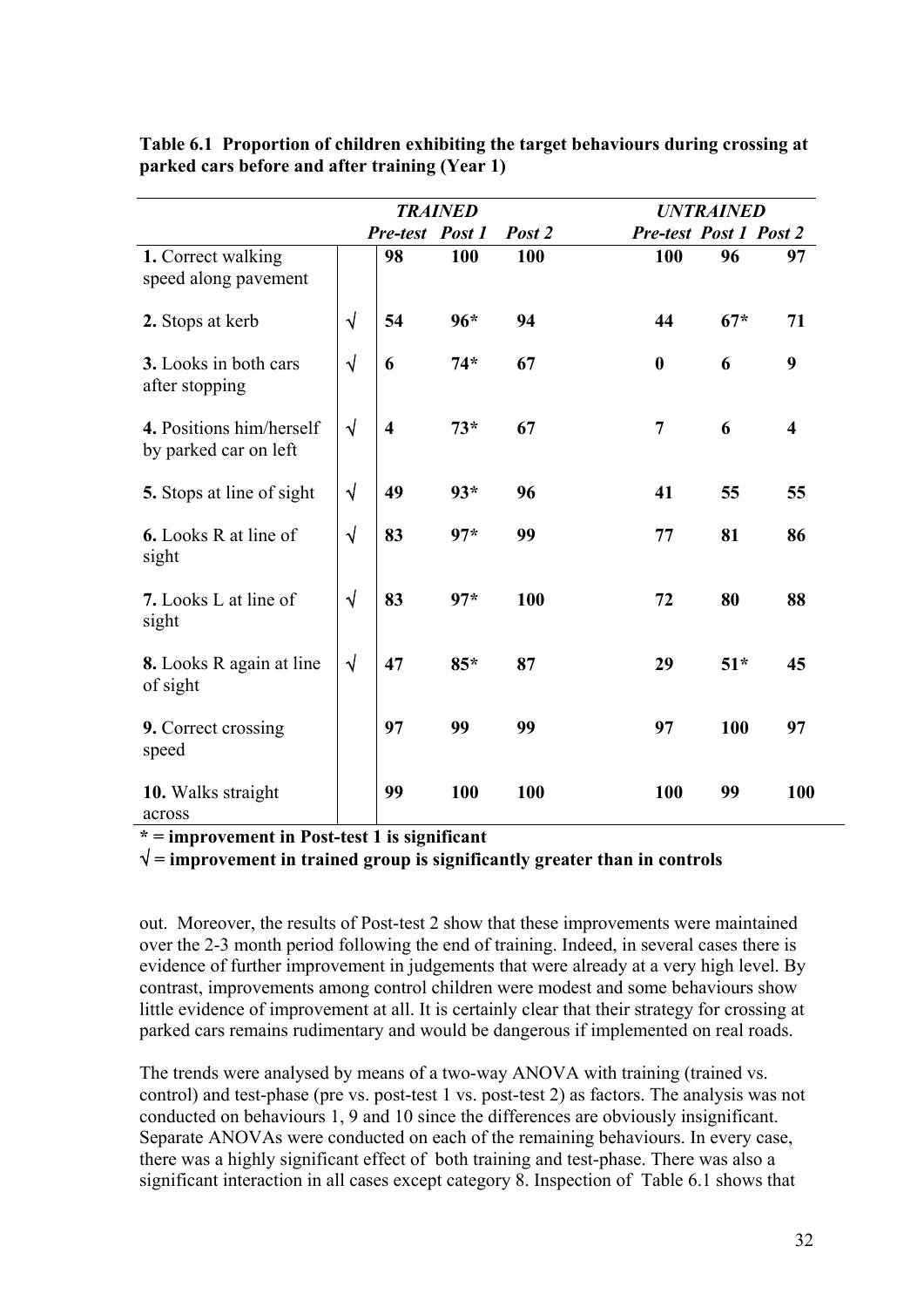**Table 6.1 Proportion of children exhibiting the target behaviours during crossing at parked cars before and after training (Year 1)**

| | | *TRAINED* | | | *UNTRAINED* | | |
|---|---|---|---|---|---|---|---|
| | | *Pre-test* | *Post 1* | *Post 2* | *Pre-test* | *Post 1* | *Post 2* |
| **1.** Correct walking speed along pavement | | 98 | 100 | 100 | 100 | 96 | 97 |
| **2.** Stops at kerb | √ | 54 | 96* | 94 | 44 | 67* | 71 |
| **3.** Looks in both cars after stopping | √ | 6 | 74* | 67 | 0 | 6 | 9 |
| **4.** Positions him/herself by parked car on left | √ | 4 | 73* | 67 | 7 | 6 | 4 |
| **5.** Stops at line of sight | √ | 49 | 93* | 96 | 41 | 55 | 55 |
| **6.** Looks R at line of sight | √ | 83 | 97* | 99 | 77 | 81 | 86 |
| **7.** Looks L at line of sight | √ | 83 | 97* | 100 | 72 | 80 | 88 |
| **8.** Looks R again at line of sight | √ | 47 | 85* | 87 | 29 | 51* | 45 |
| **9.** Correct crossing speed | | 97 | 99 | 99 | 97 | 100 | 97 |
| **10.** Walks straight across | | 99 | 100 | 100 | 100 | 99 | 100 |

**\* = improvement in Post-test 1 is significant**
**√ = improvement in trained group is significantly greater than in controls**

out. Moreover, the results of Post-test 2 show that these improvements were maintained over the 2-3 month period following the end of training. Indeed, in several cases there is evidence of further improvement in judgements that were already at a very high level. By contrast, improvements among control children were modest and some behaviours show little evidence of improvement at all. It is certainly clear that their strategy for crossing at parked cars remains rudimentary and would be dangerous if implemented on real roads.

The trends were analysed by means of a two-way ANOVA with training (trained vs. control) and test-phase (pre vs. post-test 1 vs. post-test 2) as factors. The analysis was not conducted on behaviours 1, 9 and 10 since the differences are obviously insignificant. Separate ANOVAs were conducted on each of the remaining behaviours. In every case, there was a highly significant effect of both training and test-phase. There was also a significant interaction in all cases except category 8. Inspection of Table 6.1 shows that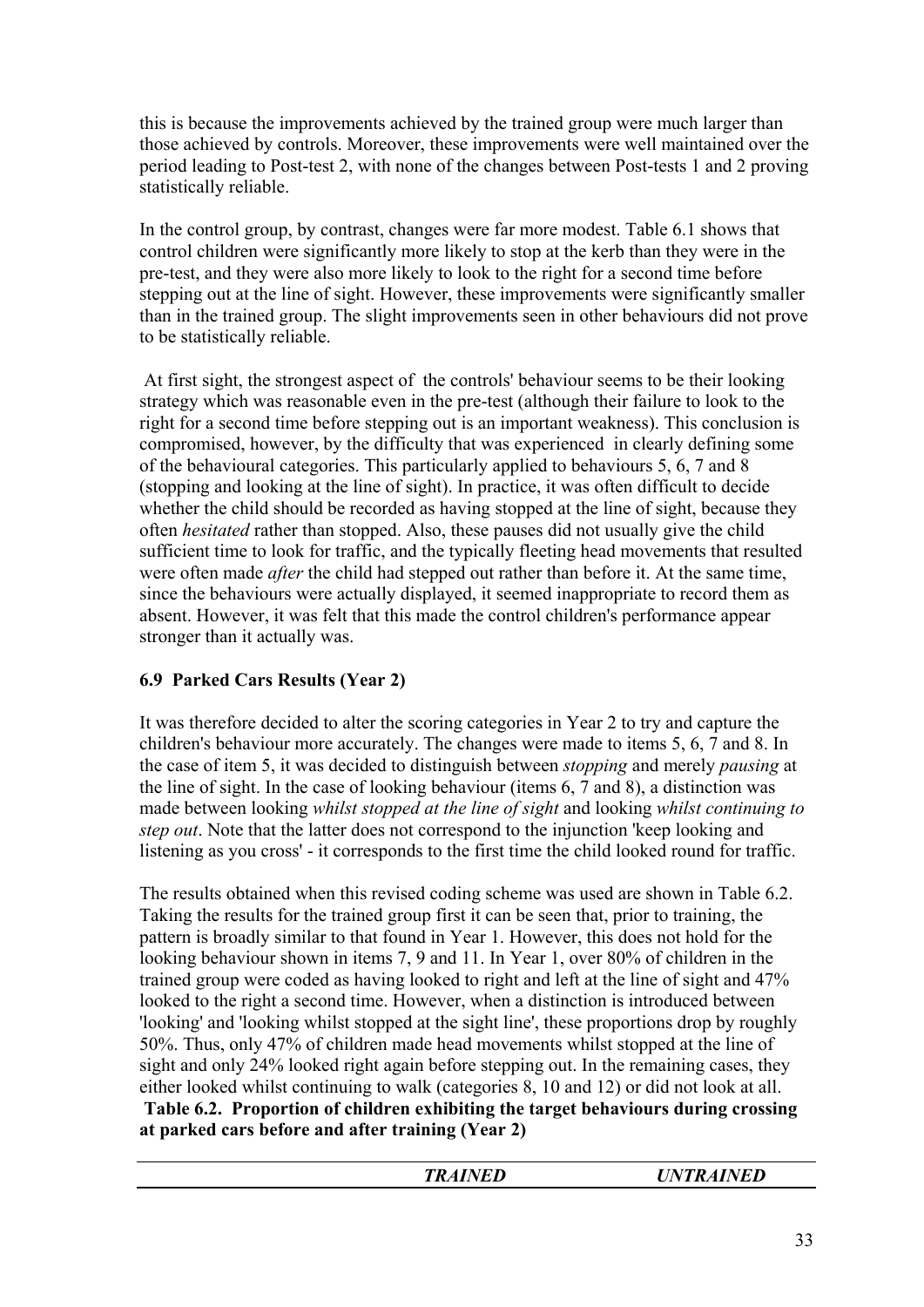this is because the improvements achieved by the trained group were much larger than those achieved by controls. Moreover, these improvements were well maintained over the period leading to Post-test 2, with none of the changes between Post-tests 1 and 2 proving statistically reliable.

In the control group, by contrast, changes were far more modest. Table 6.1 shows that control children were significantly more likely to stop at the kerb than they were in the pre-test, and they were also more likely to look to the right for a second time before stepping out at the line of sight. However, these improvements were significantly smaller than in the trained group. The slight improvements seen in other behaviours did not prove to be statistically reliable.

At first sight, the strongest aspect of the controls' behaviour seems to be their looking strategy which was reasonable even in the pre-test (although their failure to look to the right for a second time before stepping out is an important weakness). This conclusion is compromised, however, by the difficulty that was experienced in clearly defining some of the behavioural categories. This particularly applied to behaviours 5, 6, 7 and 8 (stopping and looking at the line of sight). In practice, it was often difficult to decide whether the child should be recorded as having stopped at the line of sight, because they often *hesitated* rather than stopped. Also, these pauses did not usually give the child sufficient time to look for traffic, and the typically fleeting head movements that resulted were often made *after* the child had stepped out rather than before it. At the same time, since the behaviours were actually displayed, it seemed inappropriate to record them as absent. However, it was felt that this made the control children's performance appear stronger than it actually was.

### 6.9 Parked Cars Results (Year 2)

It was therefore decided to alter the scoring categories in Year 2 to try and capture the children's behaviour more accurately. The changes were made to items 5, 6, 7 and 8. In the case of item 5, it was decided to distinguish between *stopping* and merely *pausing* at the line of sight. In the case of looking behaviour (items 6, 7 and 8), a distinction was made between looking *whilst stopped at the line of sight* and looking *whilst continuing to step out*. Note that the latter does not correspond to the injunction 'keep looking and listening as you cross' - it corresponds to the first time the child looked round for traffic.

The results obtained when this revised coding scheme was used are shown in Table 6.2. Taking the results for the trained group first it can be seen that, prior to training, the pattern is broadly similar to that found in Year 1. However, this does not hold for the looking behaviour shown in items 7, 9 and 11. In Year 1, over 80% of children in the trained group were coded as having looked to right and left at the line of sight and 47% looked to the right a second time. However, when a distinction is introduced between 'looking' and 'looking whilst stopped at the sight line', these proportions drop by roughly 50%. Thus, only 47% of children made head movements whilst stopped at the line of sight and only 24% looked right again before stepping out. In the remaining cases, they either looked whilst continuing to walk (categories 8, 10 and 12) or did not look at all.

**Table 6.2. Proportion of children exhibiting the target behaviours during crossing at parked cars before and after training (Year 2)**

| | *TRAINED* | *UNTRAINED* |
|---|---|---|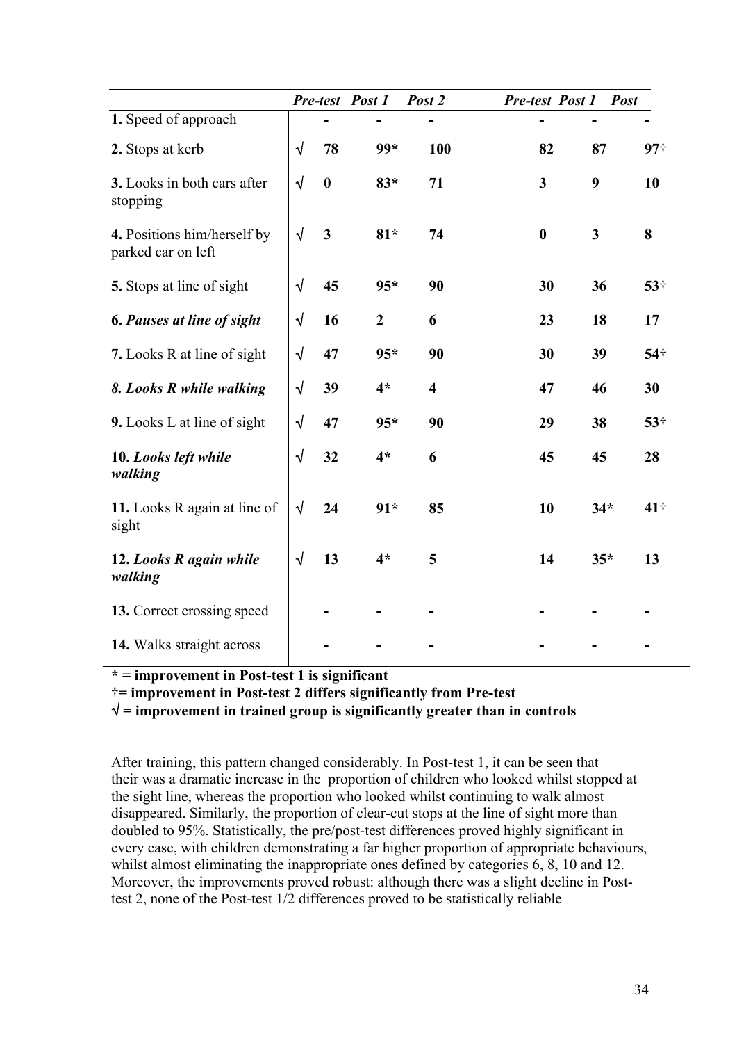| | | *Pre-test* | *Post 1* | *Post 2* | *Pre-test* | *Post 1* | *Post* |
|---|---|---|---|---|---|---|---|
| **1.** Speed of approach | | **-** | **-** | **-** | **-** | **-** | **-** |
| **2.** Stops at kerb | √ | **78** | **99*** | **100** | **82** | **87** | **97†** |
| **3.** Looks in both cars after stopping | √ | **0** | **83*** | **71** | **3** | **9** | **10** |
| **4.** Positions him/herself by parked car on left | √ | **3** | **81*** | **74** | **0** | **3** | **8** |
| **5.** Stops at line of sight | √ | **45** | **95*** | **90** | **30** | **36** | **53†** |
| ***6. Pauses at line of sight*** | √ | **16** | **2** | **6** | **23** | **18** | **17** |
| **7.** Looks R at line of sight | √ | **47** | **95*** | **90** | **30** | **39** | **54†** |
| ***8. Looks R while walking*** | √ | **39** | **4*** | **4** | **47** | **46** | **30** |
| **9.** Looks L at line of sight | √ | **47** | **95*** | **90** | **29** | **38** | **53†** |
| **10.** ***Looks left while walking*** | √ | **32** | **4*** | **6** | **45** | **45** | **28** |
| **11.** Looks R again at line of sight | √ | **24** | **91*** | **85** | **10** | **34*** | **41†** |
| **12.** ***Looks R again while walking*** | √ | **13** | **4*** | **5** | **14** | **35*** | **13** |
| **13.** Correct crossing speed | | **-** | **-** | **-** | **-** | **-** | **-** |
| **14.** Walks straight across | | **-** | **-** | **-** | **-** | **-** | **-** |

**\* = improvement in Post-test 1 is significant**
**†= improvement in Post-test 2 differs significantly from Pre-test**
**√ = improvement in trained group is significantly greater than in controls**

After training, this pattern changed considerably. In Post-test 1, it can be seen that their was a dramatic increase in the proportion of children who looked whilst stopped at the sight line, whereas the proportion who looked whilst continuing to walk almost disappeared. Similarly, the proportion of clear-cut stops at the line of sight more than doubled to 95%. Statistically, the pre/post-test differences proved highly significant in every case, with children demonstrating a far higher proportion of appropriate behaviours, whilst almost eliminating the inappropriate ones defined by categories 6, 8, 10 and 12. Moreover, the improvements proved robust: although there was a slight decline in Post-test 2, none of the Post-test 1/2 differences proved to be statistically reliable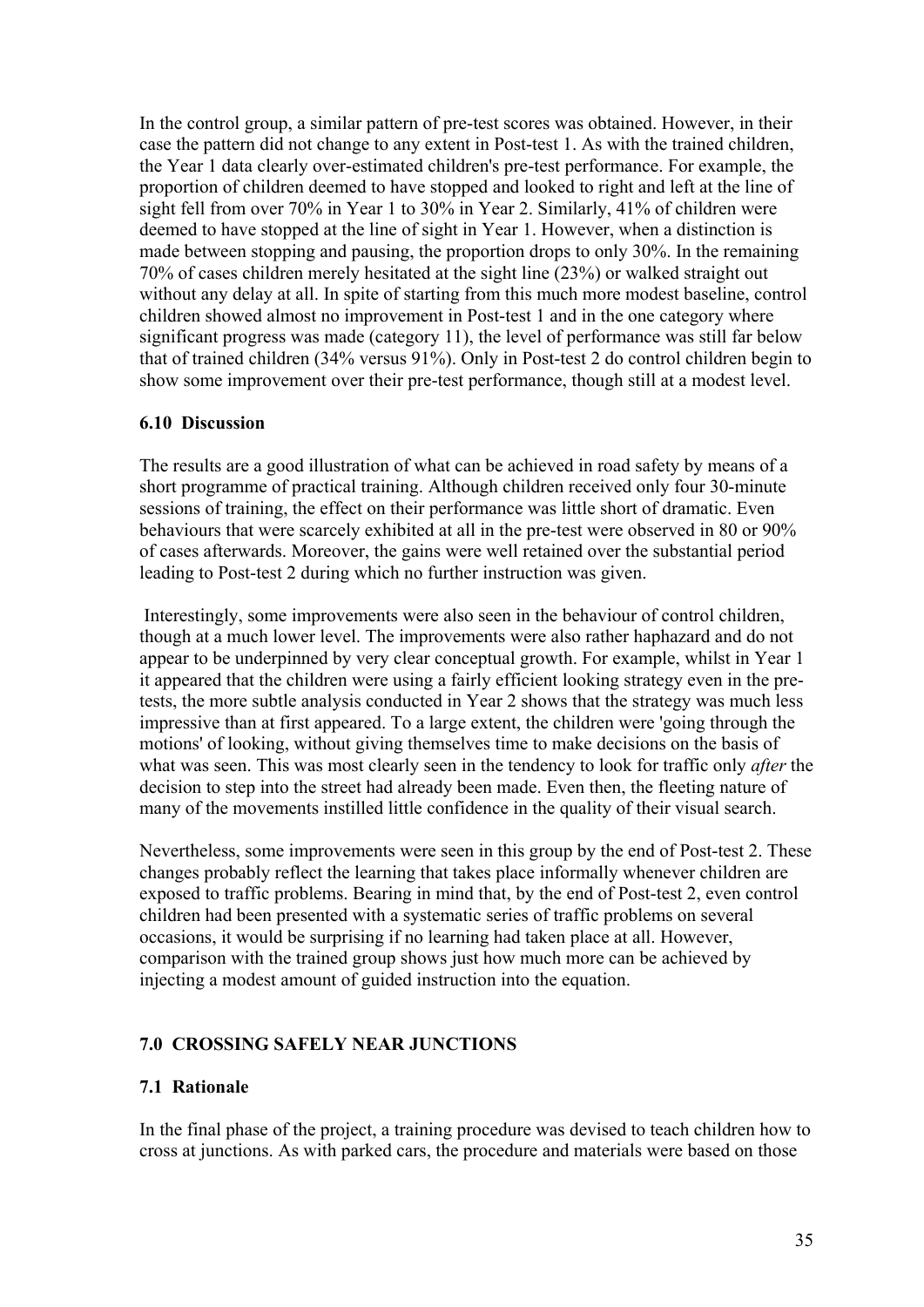In the control group, a similar pattern of pre-test scores was obtained. However, in their case the pattern did not change to any extent in Post-test 1. As with the trained children, the Year 1 data clearly over-estimated children's pre-test performance. For example, the proportion of children deemed to have stopped and looked to right and left at the line of sight fell from over 70% in Year 1 to 30% in Year 2. Similarly, 41% of children were deemed to have stopped at the line of sight in Year 1. However, when a distinction is made between stopping and pausing, the proportion drops to only 30%. In the remaining 70% of cases children merely hesitated at the sight line (23%) or walked straight out without any delay at all. In spite of starting from this much more modest baseline, control children showed almost no improvement in Post-test 1 and in the one category where significant progress was made (category 11), the level of performance was still far below that of trained children (34% versus 91%). Only in Post-test 2 do control children begin to show some improvement over their pre-test performance, though still at a modest level.

### 6.10 Discussion

The results are a good illustration of what can be achieved in road safety by means of a short programme of practical training. Although children received only four 30-minute sessions of training, the effect on their performance was little short of dramatic. Even behaviours that were scarcely exhibited at all in the pre-test were observed in 80 or 90% of cases afterwards. Moreover, the gains were well retained over the substantial period leading to Post-test 2 during which no further instruction was given.

Interestingly, some improvements were also seen in the behaviour of control children, though at a much lower level. The improvements were also rather haphazard and do not appear to be underpinned by very clear conceptual growth. For example, whilst in Year 1 it appeared that the children were using a fairly efficient looking strategy even in the pre-tests, the more subtle analysis conducted in Year 2 shows that the strategy was much less impressive than at first appeared. To a large extent, the children were 'going through the motions' of looking, without giving themselves time to make decisions on the basis of what was seen. This was most clearly seen in the tendency to look for traffic only *after* the decision to step into the street had already been made. Even then, the fleeting nature of many of the movements instilled little confidence in the quality of their visual search.

Nevertheless, some improvements were seen in this group by the end of Post-test 2. These changes probably reflect the learning that takes place informally whenever children are exposed to traffic problems. Bearing in mind that, by the end of Post-test 2, even control children had been presented with a systematic series of traffic problems on several occasions, it would be surprising if no learning had taken place at all. However, comparison with the trained group shows just how much more can be achieved by injecting a modest amount of guided instruction into the equation.

## 7.0 CROSSING SAFELY NEAR JUNCTIONS

### 7.1 Rationale

In the final phase of the project, a training procedure was devised to teach children how to cross at junctions. As with parked cars, the procedure and materials were based on those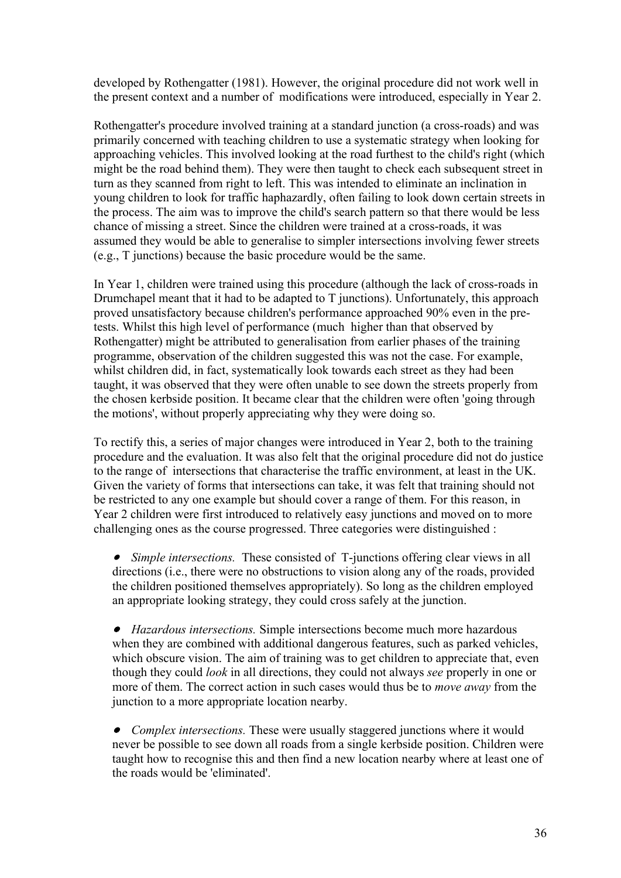developed by Rothengatter (1981). However, the original procedure did not work well in the present context and a number of modifications were introduced, especially in Year 2.

Rothengatter's procedure involved training at a standard junction (a cross-roads) and was primarily concerned with teaching children to use a systematic strategy when looking for approaching vehicles. This involved looking at the road furthest to the child's right (which might be the road behind them). They were then taught to check each subsequent street in turn as they scanned from right to left. This was intended to eliminate an inclination in young children to look for traffic haphazardly, often failing to look down certain streets in the process. The aim was to improve the child's search pattern so that there would be less chance of missing a street. Since the children were trained at a cross-roads, it was assumed they would be able to generalise to simpler intersections involving fewer streets (e.g., T junctions) because the basic procedure would be the same.

In Year 1, children were trained using this procedure (although the lack of cross-roads in Drumchapel meant that it had to be adapted to T junctions). Unfortunately, this approach proved unsatisfactory because children's performance approached 90% even in the pre-tests. Whilst this high level of performance (much higher than that observed by Rothengatter) might be attributed to generalisation from earlier phases of the training programme, observation of the children suggested this was not the case. For example, whilst children did, in fact, systematically look towards each street as they had been taught, it was observed that they were often unable to see down the streets properly from the chosen kerbside position. It became clear that the children were often 'going through the motions', without properly appreciating why they were doing so.

To rectify this, a series of major changes were introduced in Year 2, both to the training procedure and the evaluation. It was also felt that the original procedure did not do justice to the range of intersections that characterise the traffic environment, at least in the UK. Given the variety of forms that intersections can take, it was felt that training should not be restricted to any one example but should cover a range of them. For this reason, in Year 2 children were first introduced to relatively easy junctions and moved on to more challenging ones as the course progressed. Three categories were distinguished :

- *Simple intersections.* These consisted of T-junctions offering clear views in all directions (i.e., there were no obstructions to vision along any of the roads, provided the children positioned themselves appropriately). So long as the children employed an appropriate looking strategy, they could cross safely at the junction.

- *Hazardous intersections.* Simple intersections become much more hazardous when they are combined with additional dangerous features, such as parked vehicles, which obscure vision. The aim of training was to get children to appreciate that, even though they could *look* in all directions, they could not always *see* properly in one or more of them. The correct action in such cases would thus be to *move away* from the junction to a more appropriate location nearby.

- *Complex intersections.* These were usually staggered junctions where it would never be possible to see down all roads from a single kerbside position. Children were taught how to recognise this and then find a new location nearby where at least one of the roads would be 'eliminated'.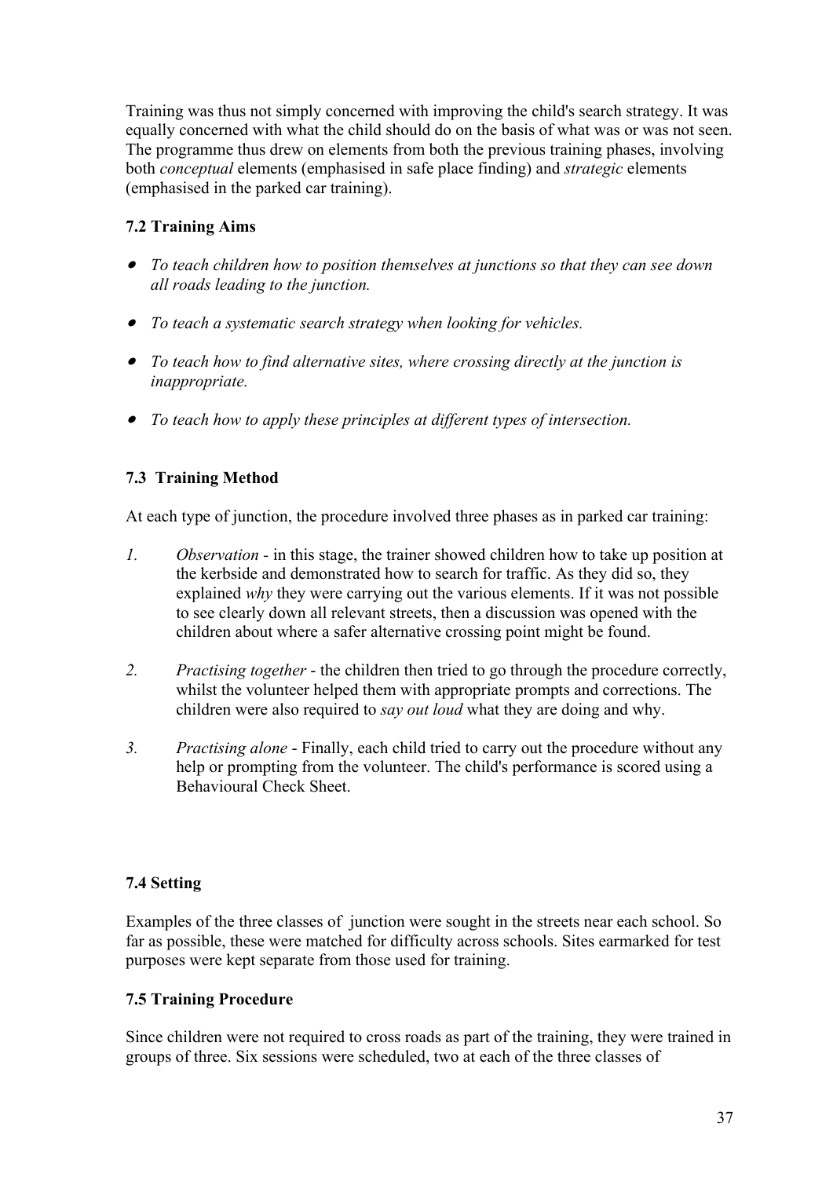Training was thus not simply concerned with improving the child's search strategy. It was equally concerned with what the child should do on the basis of what was or was not seen. The programme thus drew on elements from both the previous training phases, involving both *conceptual* elements (emphasised in safe place finding) and *strategic* elements (emphasised in the parked car training).

### 7.2 Training Aims

- *To teach children how to position themselves at junctions so that they can see down all roads leading to the junction.*
- *To teach a systematic search strategy when looking for vehicles.*
- *To teach how to find alternative sites, where crossing directly at the junction is inappropriate.*
- *To teach how to apply these principles at different types of intersection.*

### 7.3 Training Method

At each type of junction, the procedure involved three phases as in parked car training:

1. *Observation* - in this stage, the trainer showed children how to take up position at the kerbside and demonstrated how to search for traffic. As they did so, they explained *why* they were carrying out the various elements. If it was not possible to see clearly down all relevant streets, then a discussion was opened with the children about where a safer alternative crossing point might be found.
2. *Practising together* - the children then tried to go through the procedure correctly, whilst the volunteer helped them with appropriate prompts and corrections. The children were also required to *say out loud* what they are doing and why.
3. *Practising alone* - Finally, each child tried to carry out the procedure without any help or prompting from the volunteer. The child's performance is scored using a Behavioural Check Sheet.

### 7.4 Setting

Examples of the three classes of junction were sought in the streets near each school. So far as possible, these were matched for difficulty across schools. Sites earmarked for test purposes were kept separate from those used for training.

### 7.5 Training Procedure

Since children were not required to cross roads as part of the training, they were trained in groups of three. Six sessions were scheduled, two at each of the three classes of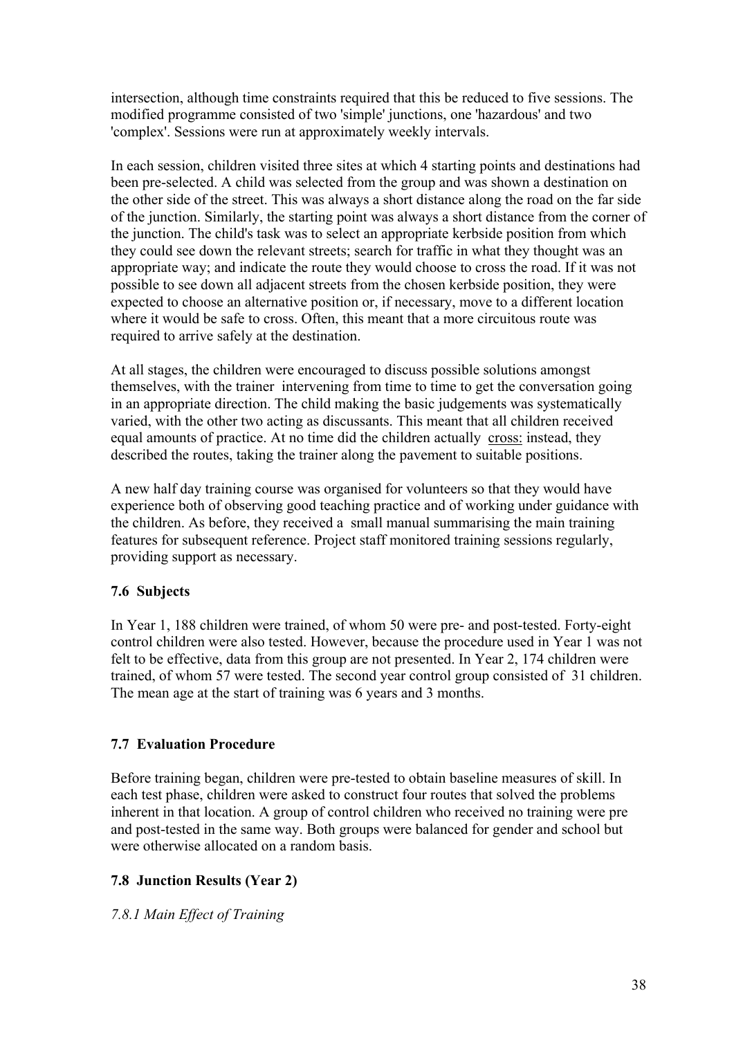intersection, although time constraints required that this be reduced to five sessions. The modified programme consisted of two 'simple' junctions, one 'hazardous' and two 'complex'. Sessions were run at approximately weekly intervals.

In each session, children visited three sites at which 4 starting points and destinations had been pre-selected. A child was selected from the group and was shown a destination on the other side of the street. This was always a short distance along the road on the far side of the junction. Similarly, the starting point was always a short distance from the corner of the junction. The child's task was to select an appropriate kerbside position from which they could see down the relevant streets; search for traffic in what they thought was an appropriate way; and indicate the route they would choose to cross the road. If it was not possible to see down all adjacent streets from the chosen kerbside position, they were expected to choose an alternative position or, if necessary, move to a different location where it would be safe to cross. Often, this meant that a more circuitous route was required to arrive safely at the destination.

At all stages, the children were encouraged to discuss possible solutions amongst themselves, with the trainer intervening from time to time to get the conversation going in an appropriate direction. The child making the basic judgements was systematically varied, with the other two acting as discussants. This meant that all children received equal amounts of practice. At no time did the children actually cross: instead, they described the routes, taking the trainer along the pavement to suitable positions.

A new half day training course was organised for volunteers so that they would have experience both of observing good teaching practice and of working under guidance with the children. As before, they received a small manual summarising the main training features for subsequent reference. Project staff monitored training sessions regularly, providing support as necessary.

### 7.6 Subjects

In Year 1, 188 children were trained, of whom 50 were pre- and post-tested. Forty-eight control children were also tested. However, because the procedure used in Year 1 was not felt to be effective, data from this group are not presented. In Year 2, 174 children were trained, of whom 57 were tested. The second year control group consisted of 31 children. The mean age at the start of training was 6 years and 3 months.

### 7.7 Evaluation Procedure

Before training began, children were pre-tested to obtain baseline measures of skill. In each test phase, children were asked to construct four routes that solved the problems inherent in that location. A group of control children who received no training were pre and post-tested in the same way. Both groups were balanced for gender and school but were otherwise allocated on a random basis.

### 7.8 Junction Results (Year 2)

#### *7.8.1 Main Effect of Training*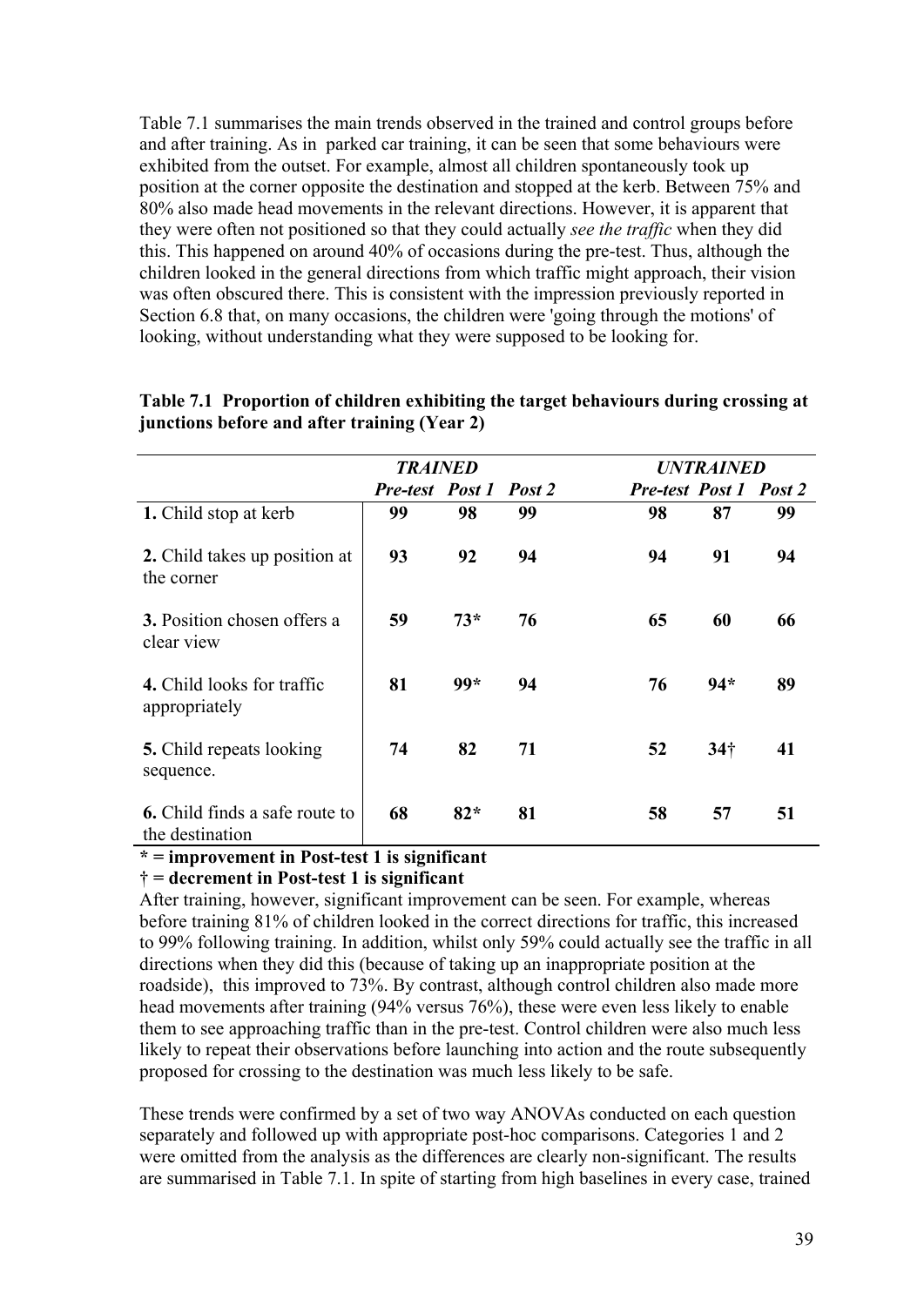Table 7.1 summarises the main trends observed in the trained and control groups before and after training. As in parked car training, it can be seen that some behaviours were exhibited from the outset. For example, almost all children spontaneously took up position at the corner opposite the destination and stopped at the kerb. Between 75% and 80% also made head movements in the relevant directions. However, it is apparent that they were often not positioned so that they could actually *see the traffic* when they did this. This happened on around 40% of occasions during the pre-test. Thus, although the children looked in the general directions from which traffic might approach, their vision was often obscured there. This is consistent with the impression previously reported in Section 6.8 that, on many occasions, the children were 'going through the motions' of looking, without understanding what they were supposed to be looking for.

**Table 7.1 Proportion of children exhibiting the target behaviours during crossing at junctions before and after training (Year 2)**

| | ***TRAINED*** | | | ***UNTRAINED*** | | |
|---|---|---|---|---|---|---|
| | ***Pre-test*** | ***Post 1*** | ***Post 2*** | ***Pre-test*** | ***Post 1*** | ***Post 2*** |
| **1.** Child stop at kerb | **99** | **98** | **99** | **98** | **87** | **99** |
| **2.** Child takes up position at the corner | **93** | **92** | **94** | **94** | **91** | **94** |
| **3.** Position chosen offers a clear view | **59** | **73*** | **76** | **65** | **60** | **66** |
| **4.** Child looks for traffic appropriately | **81** | **99*** | **94** | **76** | **94*** | **89** |
| **5.** Child repeats looking sequence. | **74** | **82** | **71** | **52** | **34†** | **41** |
| **6.** Child finds a safe route to the destination | **68** | **82*** | **81** | **58** | **57** | **51** |

**\* = improvement in Post-test 1 is significant**

**† = decrement in Post-test 1 is significant**

After training, however, significant improvement can be seen. For example, whereas before training 81% of children looked in the correct directions for traffic, this increased to 99% following training. In addition, whilst only 59% could actually see the traffic in all directions when they did this (because of taking up an inappropriate position at the roadside), this improved to 73%. By contrast, although control children also made more head movements after training (94% versus 76%), these were even less likely to enable them to see approaching traffic than in the pre-test. Control children were also much less likely to repeat their observations before launching into action and the route subsequently proposed for crossing to the destination was much less likely to be safe.

These trends were confirmed by a set of two way ANOVAs conducted on each question separately and followed up with appropriate post-hoc comparisons. Categories 1 and 2 were omitted from the analysis as the differences are clearly non-significant. The results are summarised in Table 7.1. In spite of starting from high baselines in every case, trained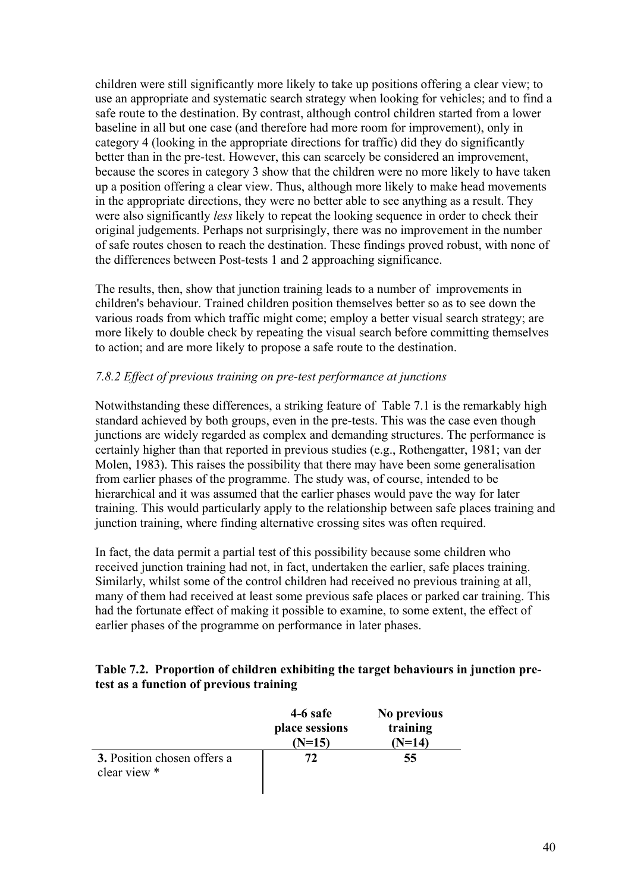children were still significantly more likely to take up positions offering a clear view; to use an appropriate and systematic search strategy when looking for vehicles; and to find a safe route to the destination. By contrast, although control children started from a lower baseline in all but one case (and therefore had more room for improvement), only in category 4 (looking in the appropriate directions for traffic) did they do significantly better than in the pre-test. However, this can scarcely be considered an improvement, because the scores in category 3 show that the children were no more likely to have taken up a position offering a clear view. Thus, although more likely to make head movements in the appropriate directions, they were no better able to see anything as a result. They were also significantly *less* likely to repeat the looking sequence in order to check their original judgements. Perhaps not surprisingly, there was no improvement in the number of safe routes chosen to reach the destination. These findings proved robust, with none of the differences between Post-tests 1 and 2 approaching significance.

The results, then, show that junction training leads to a number of improvements in children's behaviour. Trained children position themselves better so as to see down the various roads from which traffic might come; employ a better visual search strategy; are more likely to double check by repeating the visual search before committing themselves to action; and are more likely to propose a safe route to the destination.

### *7.8.2 Effect of previous training on pre-test performance at junctions*

Notwithstanding these differences, a striking feature of Table 7.1 is the remarkably high standard achieved by both groups, even in the pre-tests. This was the case even though junctions are widely regarded as complex and demanding structures. The performance is certainly higher than that reported in previous studies (e.g., Rothengatter, 1981; van der Molen, 1983). This raises the possibility that there may have been some generalisation from earlier phases of the programme. The study was, of course, intended to be hierarchical and it was assumed that the earlier phases would pave the way for later training. This would particularly apply to the relationship between safe places training and junction training, where finding alternative crossing sites was often required.

In fact, the data permit a partial test of this possibility because some children who received junction training had not, in fact, undertaken the earlier, safe places training. Similarly, whilst some of the control children had received no previous training at all, many of them had received at least some previous safe places or parked car training. This had the fortunate effect of making it possible to examine, to some extent, the effect of earlier phases of the programme on performance in later phases.

**Table 7.2. Proportion of children exhibiting the target behaviours in junction pre-test as a function of previous training**

| | 4-6 safe place sessions (N=15) | No previous training (N=14) |
|---|---|---|
| **3.** Position chosen offers a clear view * | 72 | 55 |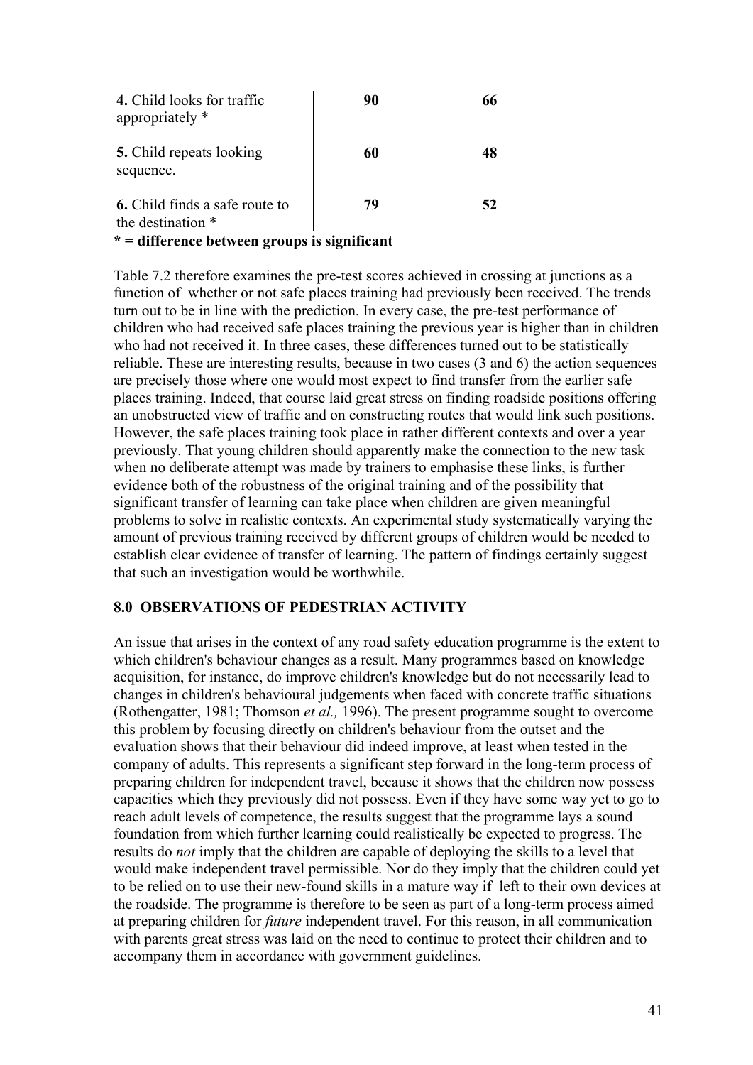| | | |
|---|---|---|
| **4.** Child looks for traffic appropriately * | **90** | **66** |
| **5.** Child repeats looking sequence. | **60** | **48** |
| **6.** Child finds a safe route to the destination * | **79** | **52** |

**\* = difference between groups is significant**

Table 7.2 therefore examines the pre-test scores achieved in crossing at junctions as a function of whether or not safe places training had previously been received. The trends turn out to be in line with the prediction. In every case, the pre-test performance of children who had received safe places training the previous year is higher than in children who had not received it. In three cases, these differences turned out to be statistically reliable. These are interesting results, because in two cases (3 and 6) the action sequences are precisely those where one would most expect to find transfer from the earlier safe places training. Indeed, that course laid great stress on finding roadside positions offering an unobstructed view of traffic and on constructing routes that would link such positions. However, the safe places training took place in rather different contexts and over a year previously. That young children should apparently make the connection to the new task when no deliberate attempt was made by trainers to emphasise these links, is further evidence both of the robustness of the original training and of the possibility that significant transfer of learning can take place when children are given meaningful problems to solve in realistic contexts. An experimental study systematically varying the amount of previous training received by different groups of children would be needed to establish clear evidence of transfer of learning. The pattern of findings certainly suggest that such an investigation would be worthwhile.

## 8.0 OBSERVATIONS OF PEDESTRIAN ACTIVITY

An issue that arises in the context of any road safety education programme is the extent to which children's behaviour changes as a result. Many programmes based on knowledge acquisition, for instance, do improve children's knowledge but do not necessarily lead to changes in children's behavioural judgements when faced with concrete traffic situations (Rothengatter, 1981; Thomson *et al.,* 1996). The present programme sought to overcome this problem by focusing directly on children's behaviour from the outset and the evaluation shows that their behaviour did indeed improve, at least when tested in the company of adults. This represents a significant step forward in the long-term process of preparing children for independent travel, because it shows that the children now possess capacities which they previously did not possess. Even if they have some way yet to go to reach adult levels of competence, the results suggest that the programme lays a sound foundation from which further learning could realistically be expected to progress. The results do *not* imply that the children are capable of deploying the skills to a level that would make independent travel permissible. Nor do they imply that the children could yet to be relied on to use their new-found skills in a mature way if left to their own devices at the roadside. The programme is therefore to be seen as part of a long-term process aimed at preparing children for *future* independent travel. For this reason, in all communication with parents great stress was laid on the need to continue to protect their children and to accompany them in accordance with government guidelines.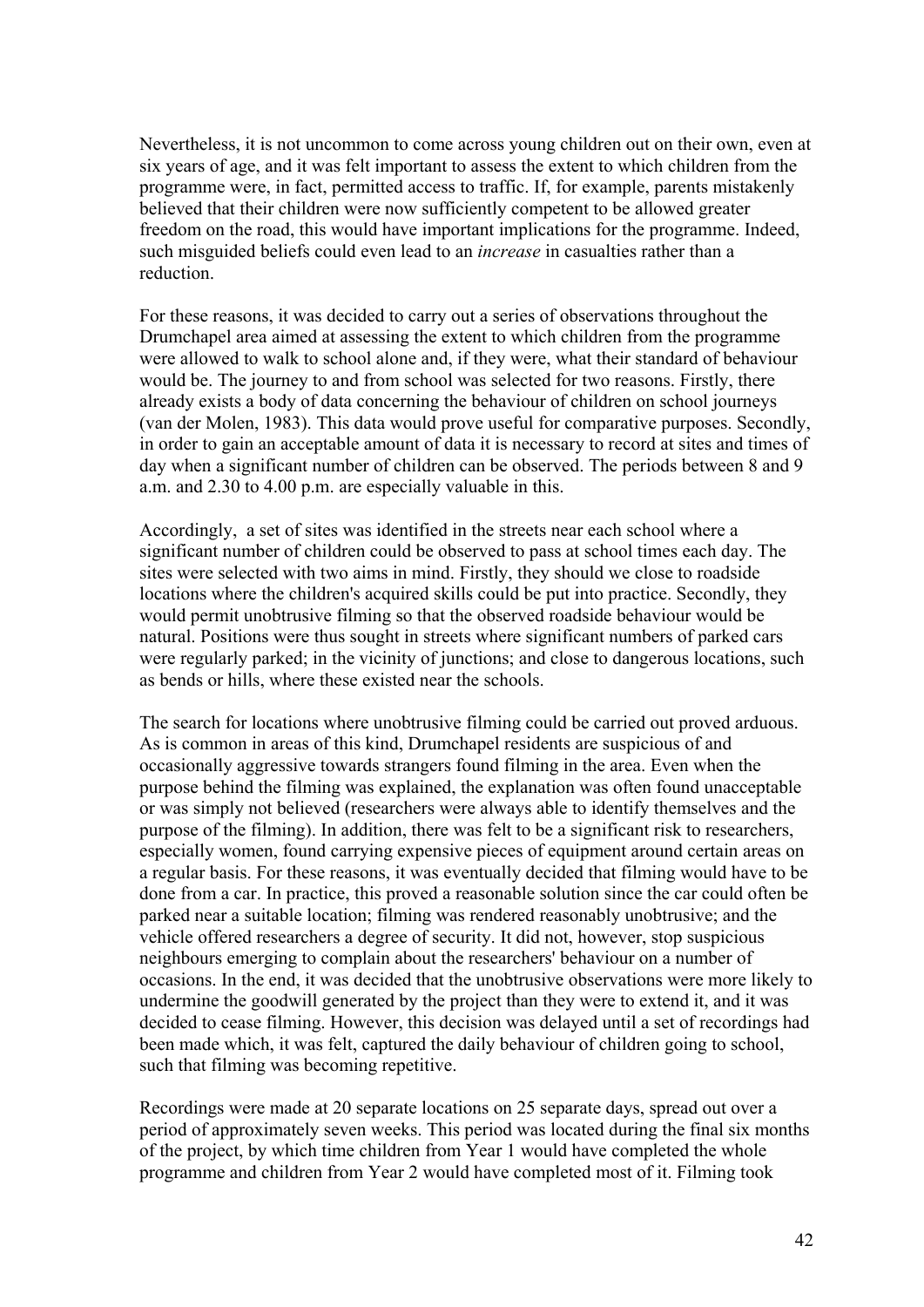Nevertheless, it is not uncommon to come across young children out on their own, even at six years of age, and it was felt important to assess the extent to which children from the programme were, in fact, permitted access to traffic. If, for example, parents mistakenly believed that their children were now sufficiently competent to be allowed greater freedom on the road, this would have important implications for the programme. Indeed, such misguided beliefs could even lead to an *increase* in casualties rather than a reduction.

For these reasons, it was decided to carry out a series of observations throughout the Drumchapel area aimed at assessing the extent to which children from the programme were allowed to walk to school alone and, if they were, what their standard of behaviour would be. The journey to and from school was selected for two reasons. Firstly, there already exists a body of data concerning the behaviour of children on school journeys (van der Molen, 1983). This data would prove useful for comparative purposes. Secondly, in order to gain an acceptable amount of data it is necessary to record at sites and times of day when a significant number of children can be observed. The periods between 8 and 9 a.m. and 2.30 to 4.00 p.m. are especially valuable in this.

Accordingly, a set of sites was identified in the streets near each school where a significant number of children could be observed to pass at school times each day. The sites were selected with two aims in mind. Firstly, they should we close to roadside locations where the children's acquired skills could be put into practice. Secondly, they would permit unobtrusive filming so that the observed roadside behaviour would be natural. Positions were thus sought in streets where significant numbers of parked cars were regularly parked; in the vicinity of junctions; and close to dangerous locations, such as bends or hills, where these existed near the schools.

The search for locations where unobtrusive filming could be carried out proved arduous. As is common in areas of this kind, Drumchapel residents are suspicious of and occasionally aggressive towards strangers found filming in the area. Even when the purpose behind the filming was explained, the explanation was often found unacceptable or was simply not believed (researchers were always able to identify themselves and the purpose of the filming). In addition, there was felt to be a significant risk to researchers, especially women, found carrying expensive pieces of equipment around certain areas on a regular basis. For these reasons, it was eventually decided that filming would have to be done from a car. In practice, this proved a reasonable solution since the car could often be parked near a suitable location; filming was rendered reasonably unobtrusive; and the vehicle offered researchers a degree of security. It did not, however, stop suspicious neighbours emerging to complain about the researchers' behaviour on a number of occasions. In the end, it was decided that the unobtrusive observations were more likely to undermine the goodwill generated by the project than they were to extend it, and it was decided to cease filming. However, this decision was delayed until a set of recordings had been made which, it was felt, captured the daily behaviour of children going to school, such that filming was becoming repetitive.

Recordings were made at 20 separate locations on 25 separate days, spread out over a period of approximately seven weeks. This period was located during the final six months of the project, by which time children from Year 1 would have completed the whole programme and children from Year 2 would have completed most of it. Filming took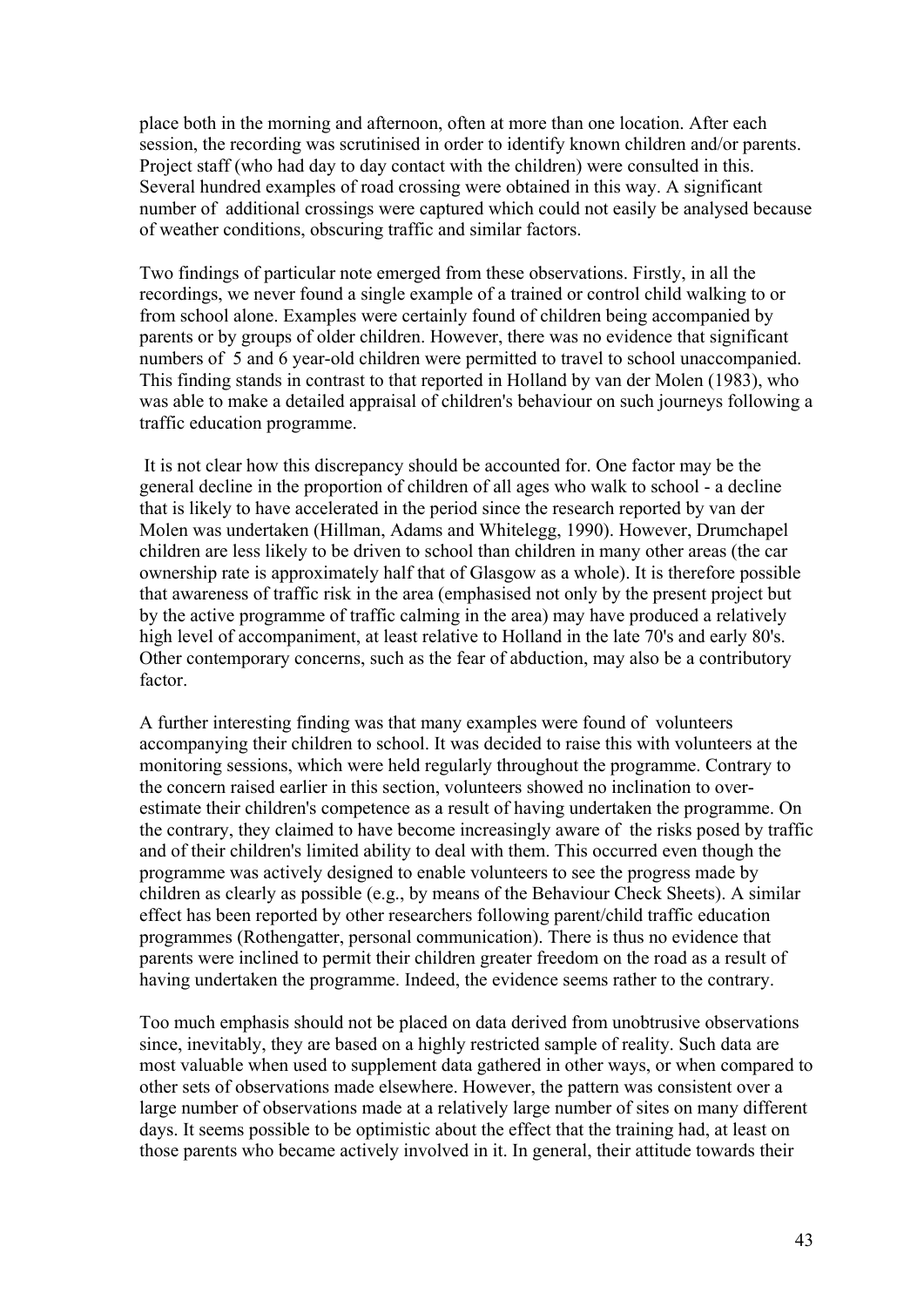place both in the morning and afternoon, often at more than one location. After each session, the recording was scrutinised in order to identify known children and/or parents. Project staff (who had day to day contact with the children) were consulted in this. Several hundred examples of road crossing were obtained in this way. A significant number of additional crossings were captured which could not easily be analysed because of weather conditions, obscuring traffic and similar factors.

Two findings of particular note emerged from these observations. Firstly, in all the recordings, we never found a single example of a trained or control child walking to or from school alone. Examples were certainly found of children being accompanied by parents or by groups of older children. However, there was no evidence that significant numbers of 5 and 6 year-old children were permitted to travel to school unaccompanied. This finding stands in contrast to that reported in Holland by van der Molen (1983), who was able to make a detailed appraisal of children's behaviour on such journeys following a traffic education programme.

It is not clear how this discrepancy should be accounted for. One factor may be the general decline in the proportion of children of all ages who walk to school - a decline that is likely to have accelerated in the period since the research reported by van der Molen was undertaken (Hillman, Adams and Whitelegg, 1990). However, Drumchapel children are less likely to be driven to school than children in many other areas (the car ownership rate is approximately half that of Glasgow as a whole). It is therefore possible that awareness of traffic risk in the area (emphasised not only by the present project but by the active programme of traffic calming in the area) may have produced a relatively high level of accompaniment, at least relative to Holland in the late 70's and early 80's. Other contemporary concerns, such as the fear of abduction, may also be a contributory factor.

A further interesting finding was that many examples were found of volunteers accompanying their children to school. It was decided to raise this with volunteers at the monitoring sessions, which were held regularly throughout the programme. Contrary to the concern raised earlier in this section, volunteers showed no inclination to over-estimate their children's competence as a result of having undertaken the programme. On the contrary, they claimed to have become increasingly aware of the risks posed by traffic and of their children's limited ability to deal with them. This occurred even though the programme was actively designed to enable volunteers to see the progress made by children as clearly as possible (e.g., by means of the Behaviour Check Sheets). A similar effect has been reported by other researchers following parent/child traffic education programmes (Rothengatter, personal communication). There is thus no evidence that parents were inclined to permit their children greater freedom on the road as a result of having undertaken the programme. Indeed, the evidence seems rather to the contrary.

Too much emphasis should not be placed on data derived from unobtrusive observations since, inevitably, they are based on a highly restricted sample of reality. Such data are most valuable when used to supplement data gathered in other ways, or when compared to other sets of observations made elsewhere. However, the pattern was consistent over a large number of observations made at a relatively large number of sites on many different days. It seems possible to be optimistic about the effect that the training had, at least on those parents who became actively involved in it. In general, their attitude towards their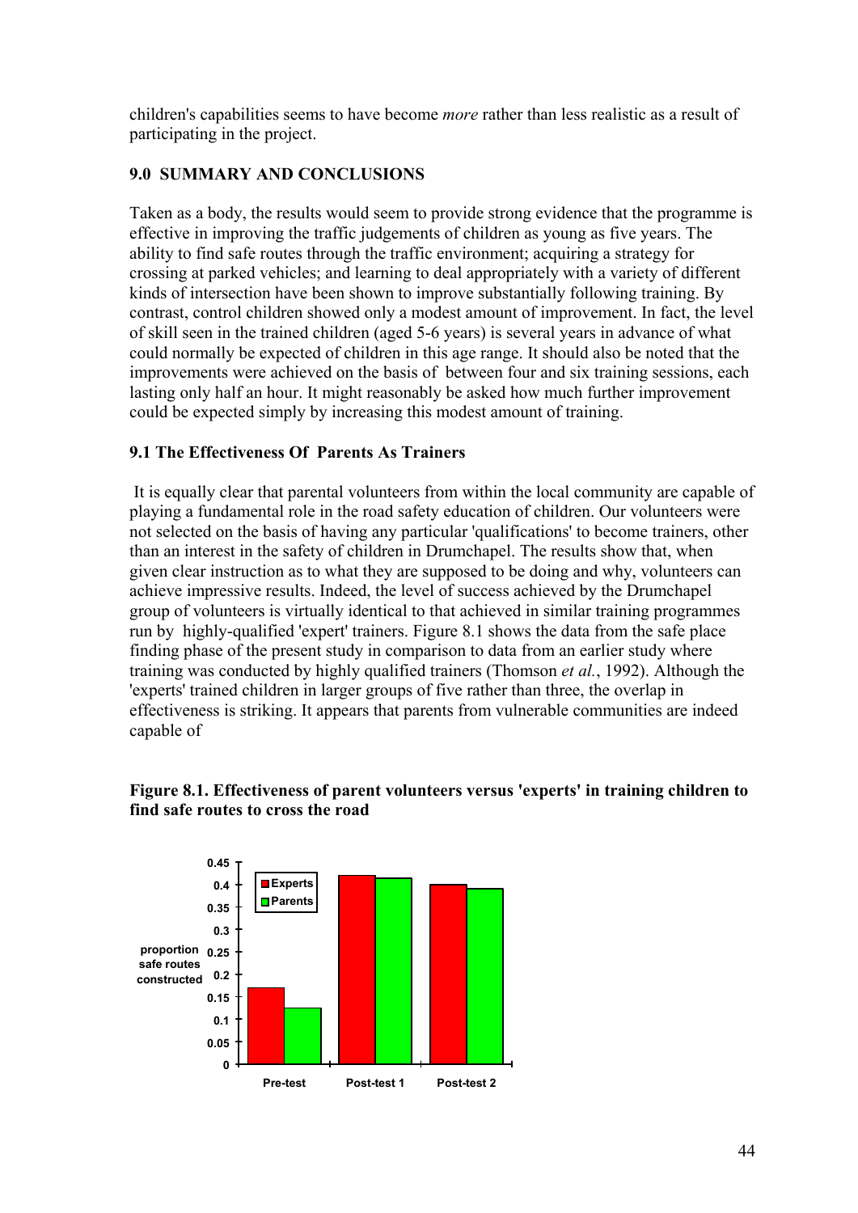children's capabilities seems to have become *more* rather than less realistic as a result of participating in the project.

## 9.0 SUMMARY AND CONCLUSIONS

Taken as a body, the results would seem to provide strong evidence that the programme is effective in improving the traffic judgements of children as young as five years. The ability to find safe routes through the traffic environment; acquiring a strategy for crossing at parked vehicles; and learning to deal appropriately with a variety of different kinds of intersection have been shown to improve substantially following training. By contrast, control children showed only a modest amount of improvement. In fact, the level of skill seen in the trained children (aged 5-6 years) is several years in advance of what could normally be expected of children in this age range. It should also be noted that the improvements were achieved on the basis of between four and six training sessions, each lasting only half an hour. It might reasonably be asked how much further improvement could be expected simply by increasing this modest amount of training.

### 9.1 The Effectiveness Of Parents As Trainers

It is equally clear that parental volunteers from within the local community are capable of playing a fundamental role in the road safety education of children. Our volunteers were not selected on the basis of having any particular 'qualifications' to become trainers, other than an interest in the safety of children in Drumchapel. The results show that, when given clear instruction as to what they are supposed to be doing and why, volunteers can achieve impressive results. Indeed, the level of success achieved by the Drumchapel group of volunteers is virtually identical to that achieved in similar training programmes run by highly-qualified 'expert' trainers. Figure 8.1 shows the data from the safe place finding phase of the present study in comparison to data from an earlier study where training was conducted by highly qualified trainers (Thomson *et al.*, 1992). Although the 'experts' trained children in larger groups of five rather than three, the overlap in effectiveness is striking. It appears that parents from vulnerable communities are indeed capable of

**Figure 8.1. Effectiveness of parent volunteers versus 'experts' in training children to find safe routes to cross the road**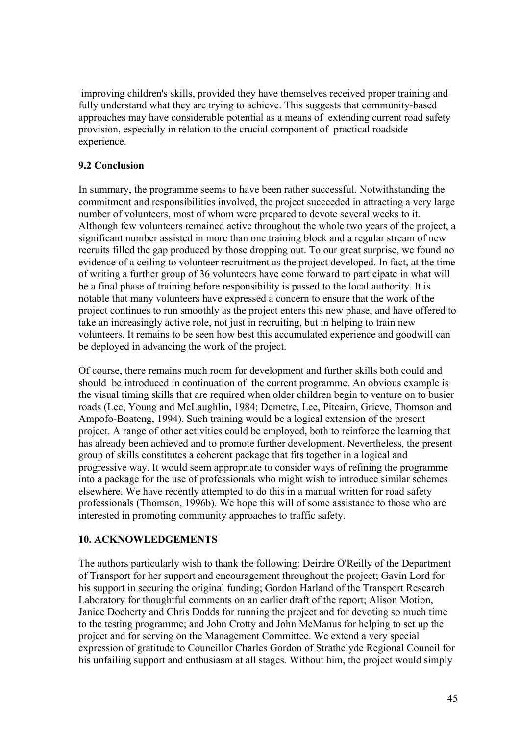improving children's skills, provided they have themselves received proper training and fully understand what they are trying to achieve. This suggests that community-based approaches may have considerable potential as a means of extending current road safety provision, especially in relation to the crucial component of practical roadside experience.

### 9.2 Conclusion

In summary, the programme seems to have been rather successful. Notwithstanding the commitment and responsibilities involved, the project succeeded in attracting a very large number of volunteers, most of whom were prepared to devote several weeks to it. Although few volunteers remained active throughout the whole two years of the project, a significant number assisted in more than one training block and a regular stream of new recruits filled the gap produced by those dropping out. To our great surprise, we found no evidence of a ceiling to volunteer recruitment as the project developed. In fact, at the time of writing a further group of 36 volunteers have come forward to participate in what will be a final phase of training before responsibility is passed to the local authority. It is notable that many volunteers have expressed a concern to ensure that the work of the project continues to run smoothly as the project enters this new phase, and have offered to take an increasingly active role, not just in recruiting, but in helping to train new volunteers. It remains to be seen how best this accumulated experience and goodwill can be deployed in advancing the work of the project.

Of course, there remains much room for development and further skills both could and should be introduced in continuation of the current programme. An obvious example is the visual timing skills that are required when older children begin to venture on to busier roads (Lee, Young and McLaughlin, 1984; Demetre, Lee, Pitcairn, Grieve, Thomson and Ampofo-Boateng, 1994). Such training would be a logical extension of the present project. A range of other activities could be employed, both to reinforce the learning that has already been achieved and to promote further development. Nevertheless, the present group of skills constitutes a coherent package that fits together in a logical and progressive way. It would seem appropriate to consider ways of refining the programme into a package for the use of professionals who might wish to introduce similar schemes elsewhere. We have recently attempted to do this in a manual written for road safety professionals (Thomson, 1996b). We hope this will of some assistance to those who are interested in promoting community approaches to traffic safety.

## 10. ACKNOWLEDGEMENTS

The authors particularly wish to thank the following: Deirdre O'Reilly of the Department of Transport for her support and encouragement throughout the project; Gavin Lord for his support in securing the original funding; Gordon Harland of the Transport Research Laboratory for thoughtful comments on an earlier draft of the report; Alison Motion, Janice Docherty and Chris Dodds for running the project and for devoting so much time to the testing programme; and John Crotty and John McManus for helping to set up the project and for serving on the Management Committee. We extend a very special expression of gratitude to Councillor Charles Gordon of Strathclyde Regional Council for his unfailing support and enthusiasm at all stages. Without him, the project would simply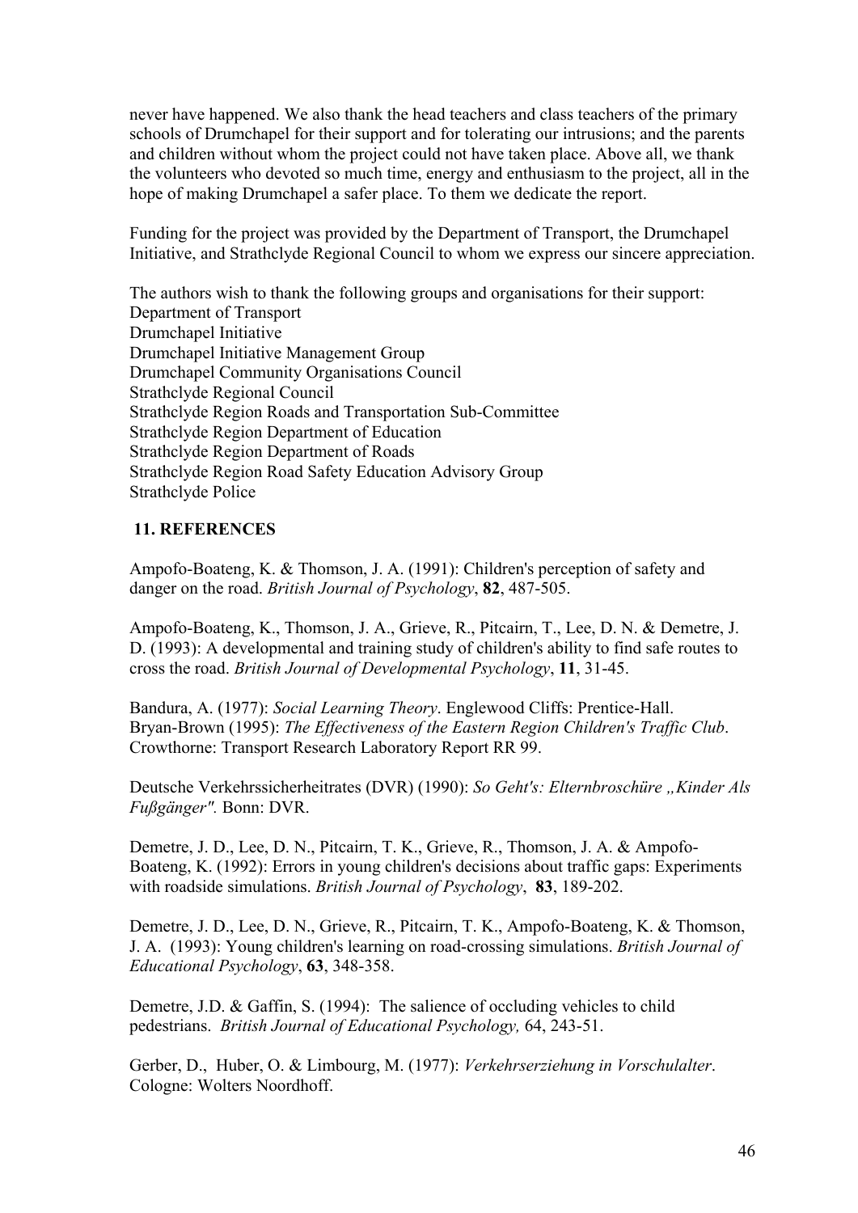never have happened. We also thank the head teachers and class teachers of the primary schools of Drumchapel for their support and for tolerating our intrusions; and the parents and children without whom the project could not have taken place. Above all, we thank the volunteers who devoted so much time, energy and enthusiasm to the project, all in the hope of making Drumchapel a safer place. To them we dedicate the report.

Funding for the project was provided by the Department of Transport, the Drumchapel Initiative, and Strathclyde Regional Council to whom we express our sincere appreciation.

The authors wish to thank the following groups and organisations for their support:
Department of Transport
Drumchapel Initiative
Drumchapel Initiative Management Group
Drumchapel Community Organisations Council
Strathclyde Regional Council
Strathclyde Region Roads and Transportation Sub-Committee
Strathclyde Region Department of Education
Strathclyde Region Department of Roads
Strathclyde Region Road Safety Education Advisory Group
Strathclyde Police

## 11. REFERENCES

Ampofo-Boateng, K. & Thomson, J. A. (1991): Children's perception of safety and danger on the road. *British Journal of Psychology*, **82**, 487-505.

Ampofo-Boateng, K., Thomson, J. A., Grieve, R., Pitcairn, T., Lee, D. N. & Demetre, J. D. (1993): A developmental and training study of children's ability to find safe routes to cross the road. *British Journal of Developmental Psychology*, **11**, 31-45.

Bandura, A. (1977): *Social Learning Theory*. Englewood Cliffs: Prentice-Hall.
Bryan-Brown (1995): *The Effectiveness of the Eastern Region Children's Traffic Club*. Crowthorne: Transport Research Laboratory Report RR 99.

Deutsche Verkehrssicherheitrates (DVR) (1990): *So Geht's: Elternbroschüre „Kinder Als Fußgänger".* Bonn: DVR.

Demetre, J. D., Lee, D. N., Pitcairn, T. K., Grieve, R., Thomson, J. A. & Ampofo-Boateng, K. (1992): Errors in young children's decisions about traffic gaps: Experiments with roadside simulations. *British Journal of Psychology*, **83**, 189-202.

Demetre, J. D., Lee, D. N., Grieve, R., Pitcairn, T. K., Ampofo-Boateng, K. & Thomson, J. A. (1993): Young children's learning on road-crossing simulations. *British Journal of Educational Psychology*, **63**, 348-358.

Demetre, J.D. & Gaffin, S. (1994): The salience of occluding vehicles to child pedestrians. *British Journal of Educational Psychology,* 64, 243-51.

Gerber, D., Huber, O. & Limbourg, M. (1977): *Verkehrserziehung in Vorschulalter*. Cologne: Wolters Noordhoff.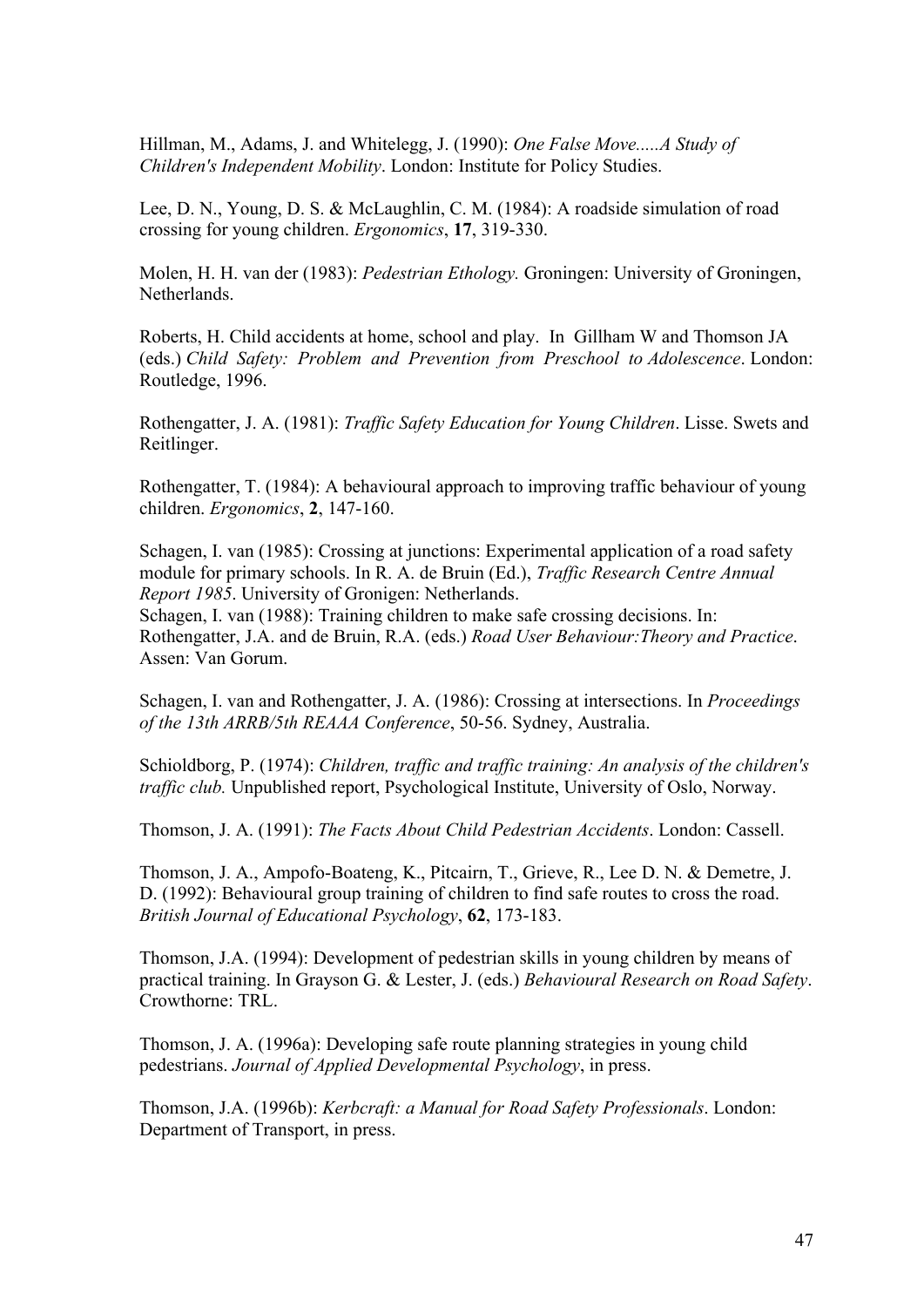Hillman, M., Adams, J. and Whitelegg, J. (1990): *One False Move.....A Study of Children's Independent Mobility*. London: Institute for Policy Studies.

Lee, D. N., Young, D. S. & McLaughlin, C. M. (1984): A roadside simulation of road crossing for young children. *Ergonomics*, **17**, 319-330.

Molen, H. H. van der (1983): *Pedestrian Ethology.* Groningen: University of Groningen, Netherlands.

Roberts, H. Child accidents at home, school and play. In Gillham W and Thomson JA (eds.) *Child Safety: Problem and Prevention from Preschool to Adolescence*. London: Routledge, 1996.

Rothengatter, J. A. (1981): *Traffic Safety Education for Young Children*. Lisse. Swets and Reitlinger.

Rothengatter, T. (1984): A behavioural approach to improving traffic behaviour of young children. *Ergonomics*, **2**, 147-160.

Schagen, I. van (1985): Crossing at junctions: Experimental application of a road safety module for primary schools. In R. A. de Bruin (Ed.), *Traffic Research Centre Annual Report 1985*. University of Gronigen: Netherlands.
Schagen, I. van (1988): Training children to make safe crossing decisions. In: Rothengatter, J.A. and de Bruin, R.A. (eds.) *Road User Behaviour:Theory and Practice*. Assen: Van Gorum.

Schagen, I. van and Rothengatter, J. A. (1986): Crossing at intersections. In *Proceedings of the 13th ARRB/5th REAAA Conference*, 50-56. Sydney, Australia.

Schioldborg, P. (1974): *Children, traffic and traffic training: An analysis of the children's traffic club.* Unpublished report, Psychological Institute, University of Oslo, Norway.

Thomson, J. A. (1991): *The Facts About Child Pedestrian Accidents*. London: Cassell.

Thomson, J. A., Ampofo-Boateng, K., Pitcairn, T., Grieve, R., Lee D. N. & Demetre, J. D. (1992): Behavioural group training of children to find safe routes to cross the road. *British Journal of Educational Psychology*, **62**, 173-183.

Thomson, J.A. (1994): Development of pedestrian skills in young children by means of practical training. In Grayson G. & Lester, J. (eds.) *Behavioural Research on Road Safety*. Crowthorne: TRL.

Thomson, J. A. (1996a): Developing safe route planning strategies in young child pedestrians. *Journal of Applied Developmental Psychology*, in press.

Thomson, J.A. (1996b): *Kerbcraft: a Manual for Road Safety Professionals*. London: Department of Transport, in press.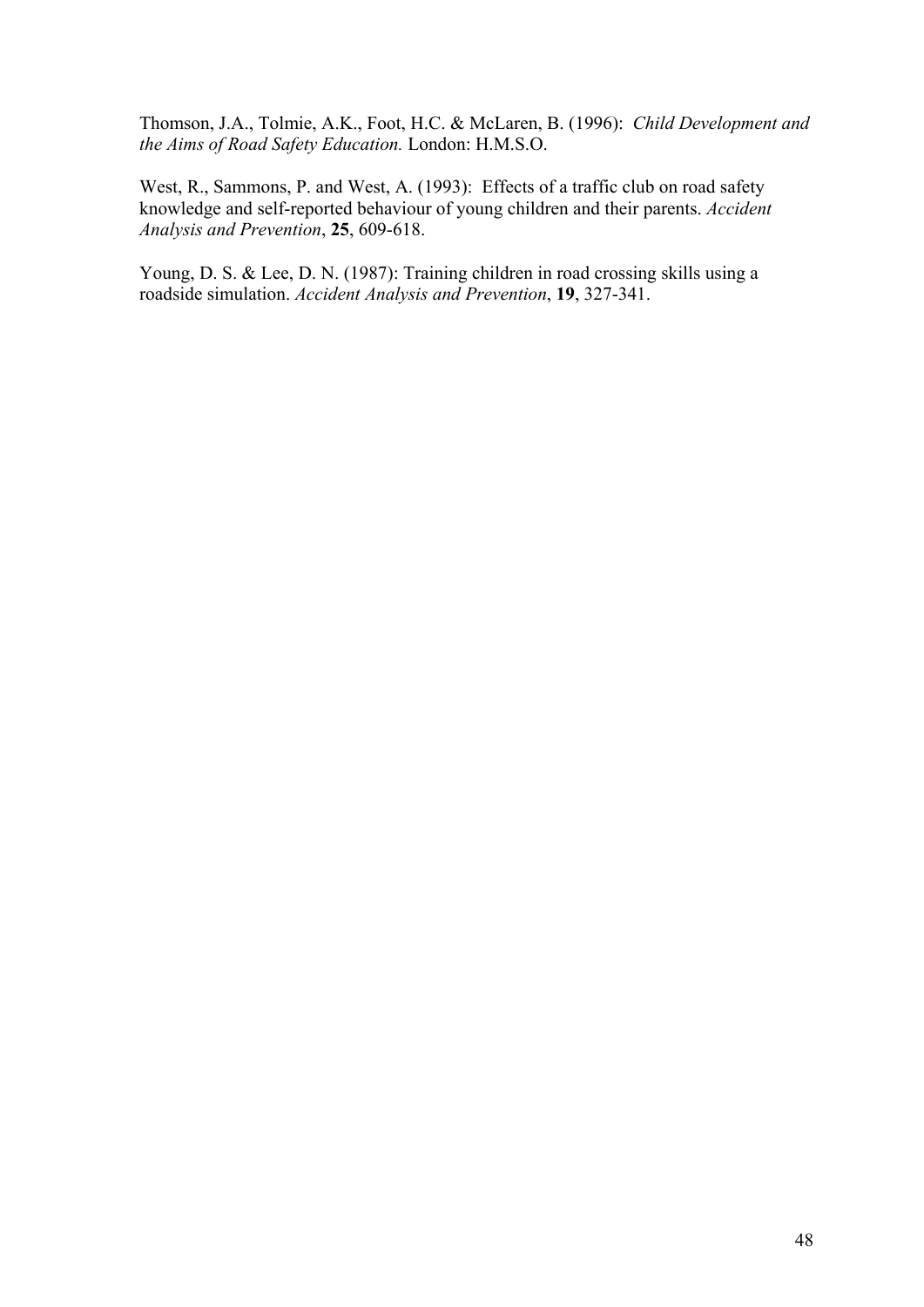Thomson, J.A., Tolmie, A.K., Foot, H.C. & McLaren, B. (1996): *Child Development and the Aims of Road Safety Education.* London: H.M.S.O.

West, R., Sammons, P. and West, A. (1993): Effects of a traffic club on road safety knowledge and self-reported behaviour of young children and their parents. *Accident Analysis and Prevention*, **25**, 609-618.

Young, D. S. & Lee, D. N. (1987): Training children in road crossing skills using a roadside simulation. *Accident Analysis and Prevention*, **19**, 327-341.